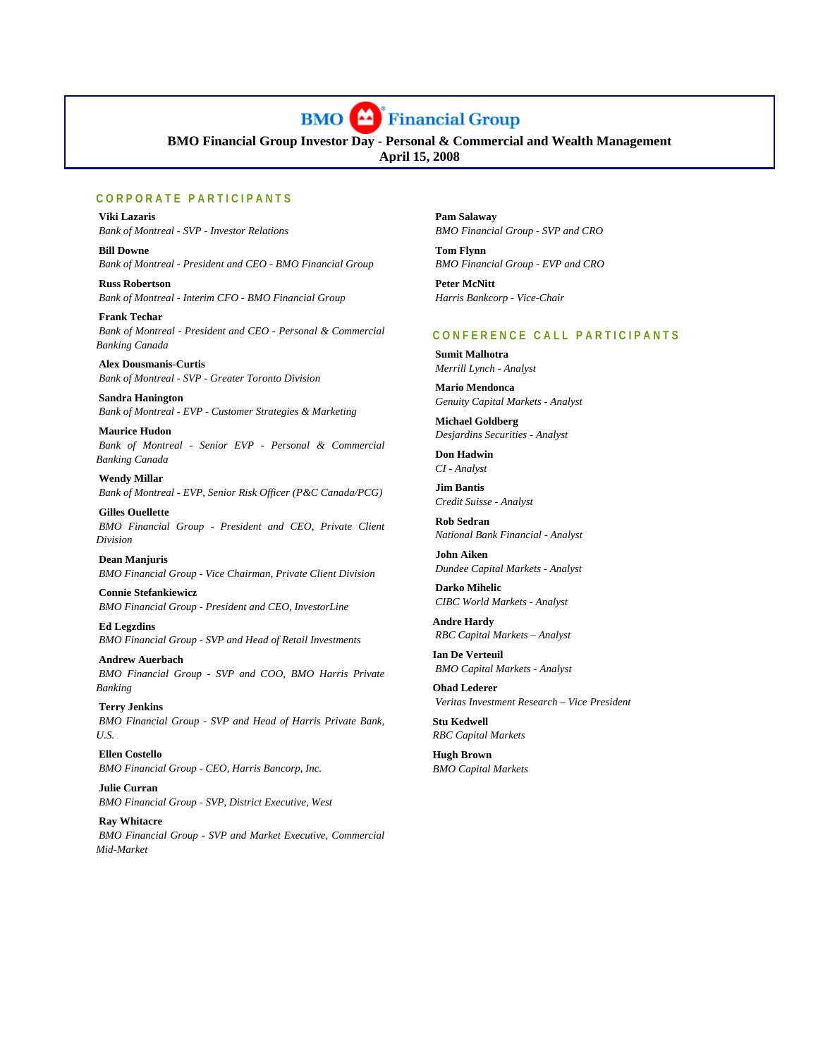# BMO Financial Group

**BMO Financial Group Investor Day - Personal & Commercial and Wealth Management**
**April 15, 2008**

## CORPORATE PARTICIPANTS

**Viki Lazaris**
*Bank of Montreal - SVP - Investor Relations*

**Bill Downe**
*Bank of Montreal - President and CEO - BMO Financial Group*

**Russ Robertson**
*Bank of Montreal - Interim CFO - BMO Financial Group*

**Frank Techar**
*Bank of Montreal - President and CEO - Personal & Commercial Banking Canada*

**Alex Dousmanis-Curtis**
*Bank of Montreal - SVP - Greater Toronto Division*

**Sandra Hanington**
*Bank of Montreal - EVP - Customer Strategies & Marketing*

**Maurice Hudon**
*Bank of Montreal - Senior EVP - Personal & Commercial Banking Canada*

**Wendy Millar**
*Bank of Montreal - EVP, Senior Risk Officer (P&C Canada/PCG)*

**Gilles Ouellette**
*BMO Financial Group - President and CEO, Private Client Division*

**Dean Manjuris**
*BMO Financial Group - Vice Chairman, Private Client Division*

**Connie Stefankiewicz**
*BMO Financial Group - President and CEO, InvestorLine*

**Ed Legzdins**
*BMO Financial Group - SVP and Head of Retail Investments*

**Andrew Auerbach**
*BMO Financial Group - SVP and COO, BMO Harris Private Banking*

**Terry Jenkins**
*BMO Financial Group - SVP and Head of Harris Private Bank, U.S.*

**Ellen Costello**
*BMO Financial Group - CEO, Harris Bancorp, Inc.*

**Julie Curran**
*BMO Financial Group - SVP, District Executive, West*

**Ray Whitacre**
*BMO Financial Group - SVP and Market Executive, Commercial Mid-Market*

**Pam Salaway**
*BMO Financial Group - SVP and CRO*

**Tom Flynn**
*BMO Financial Group - EVP and CRO*

**Peter McNitt**
*Harris Bankcorp - Vice-Chair*

## CONFERENCE CALL PARTICIPANTS

**Sumit Malhotra**
*Merrill Lynch - Analyst*

**Mario Mendonca**
*Genuity Capital Markets - Analyst*

**Michael Goldberg**
*Desjardins Securities - Analyst*

**Don Hadwin**
*CI - Analyst*

**Jim Bantis**
*Credit Suisse - Analyst*

**Rob Sedran**
*National Bank Financial - Analyst*

**John Aiken**
*Dundee Capital Markets - Analyst*

**Darko Mihelic**
*CIBC World Markets - Analyst*

**Andre Hardy**
*RBC Capital Markets – Analyst*

**Ian De Verteuil**
*BMO Capital Markets - Analyst*

**Ohad Lederer**
*Veritas Investment Research – Vice President*

**Stu Kedwell**
*RBC Capital Markets*

**Hugh Brown**
*BMO Capital Markets*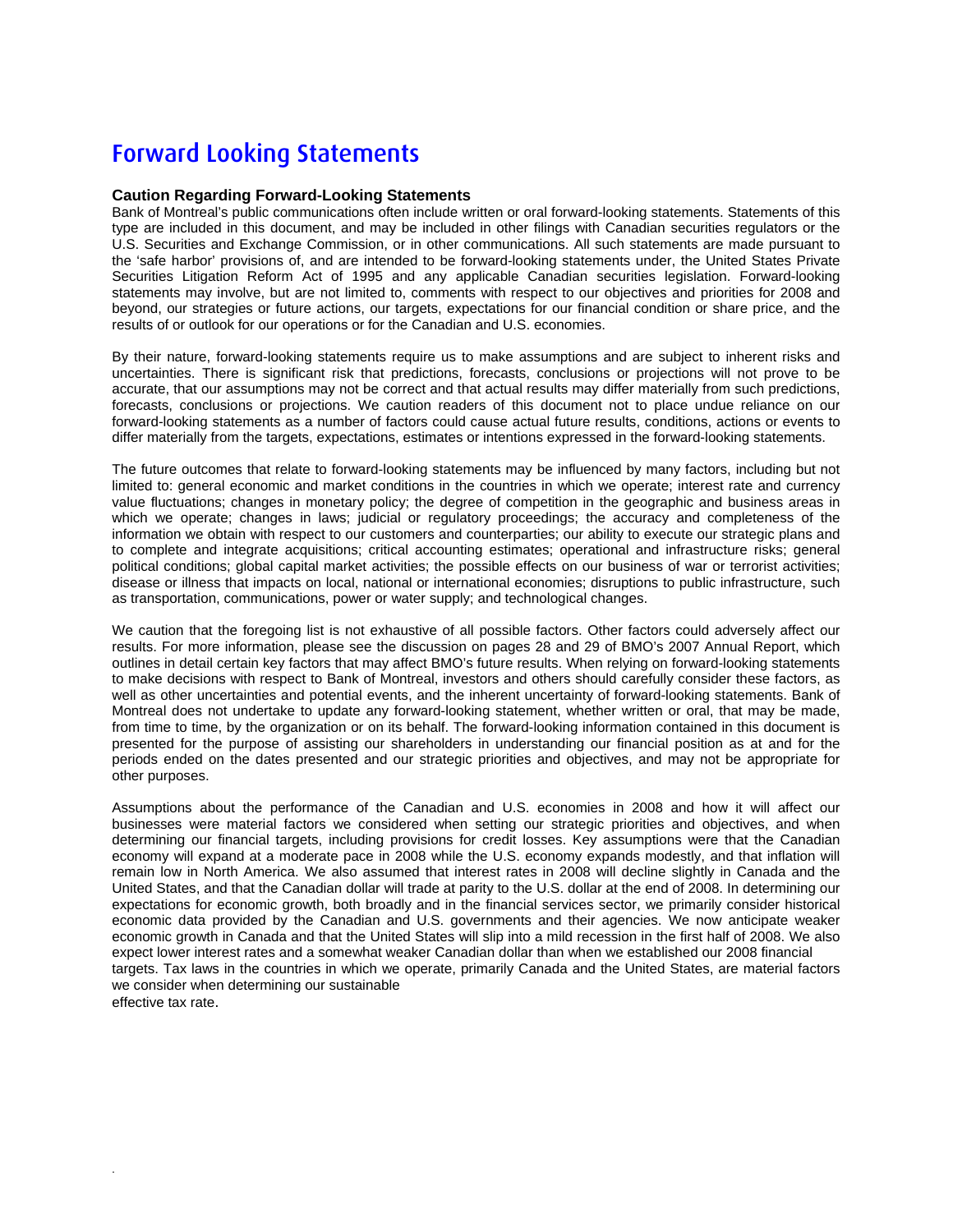# Forward Looking Statements

### Caution Regarding Forward-Looking Statements

Bank of Montreal's public communications often include written or oral forward-looking statements. Statements of this type are included in this document, and may be included in other filings with Canadian securities regulators or the U.S. Securities and Exchange Commission, or in other communications. All such statements are made pursuant to the 'safe harbor' provisions of, and are intended to be forward-looking statements under, the United States Private Securities Litigation Reform Act of 1995 and any applicable Canadian securities legislation. Forward-looking statements may involve, but are not limited to, comments with respect to our objectives and priorities for 2008 and beyond, our strategies or future actions, our targets, expectations for our financial condition or share price, and the results of or outlook for our operations or for the Canadian and U.S. economies.

By their nature, forward-looking statements require us to make assumptions and are subject to inherent risks and uncertainties. There is significant risk that predictions, forecasts, conclusions or projections will not prove to be accurate, that our assumptions may not be correct and that actual results may differ materially from such predictions, forecasts, conclusions or projections. We caution readers of this document not to place undue reliance on our forward-looking statements as a number of factors could cause actual future results, conditions, actions or events to differ materially from the targets, expectations, estimates or intentions expressed in the forward-looking statements.

The future outcomes that relate to forward-looking statements may be influenced by many factors, including but not limited to: general economic and market conditions in the countries in which we operate; interest rate and currency value fluctuations; changes in monetary policy; the degree of competition in the geographic and business areas in which we operate; changes in laws; judicial or regulatory proceedings; the accuracy and completeness of the information we obtain with respect to our customers and counterparties; our ability to execute our strategic plans and to complete and integrate acquisitions; critical accounting estimates; operational and infrastructure risks; general political conditions; global capital market activities; the possible effects on our business of war or terrorist activities; disease or illness that impacts on local, national or international economies; disruptions to public infrastructure, such as transportation, communications, power or water supply; and technological changes.

We caution that the foregoing list is not exhaustive of all possible factors. Other factors could adversely affect our results. For more information, please see the discussion on pages 28 and 29 of BMO's 2007 Annual Report, which outlines in detail certain key factors that may affect BMO's future results. When relying on forward-looking statements to make decisions with respect to Bank of Montreal, investors and others should carefully consider these factors, as well as other uncertainties and potential events, and the inherent uncertainty of forward-looking statements. Bank of Montreal does not undertake to update any forward-looking statement, whether written or oral, that may be made, from time to time, by the organization or on its behalf. The forward-looking information contained in this document is presented for the purpose of assisting our shareholders in understanding our financial position as at and for the periods ended on the dates presented and our strategic priorities and objectives, and may not be appropriate for other purposes.

Assumptions about the performance of the Canadian and U.S. economies in 2008 and how it will affect our businesses were material factors we considered when setting our strategic priorities and objectives, and when determining our financial targets, including provisions for credit losses. Key assumptions were that the Canadian economy will expand at a moderate pace in 2008 while the U.S. economy expands modestly, and that inflation will remain low in North America. We also assumed that interest rates in 2008 will decline slightly in Canada and the United States, and that the Canadian dollar will trade at parity to the U.S. dollar at the end of 2008. In determining our expectations for economic growth, both broadly and in the financial services sector, we primarily consider historical economic data provided by the Canadian and U.S. governments and their agencies. We now anticipate weaker economic growth in Canada and that the United States will slip into a mild recession in the first half of 2008. We also expect lower interest rates and a somewhat weaker Canadian dollar than when we established our 2008 financial targets. Tax laws in the countries in which we operate, primarily Canada and the United States, are material factors we consider when determining our sustainable effective tax rate.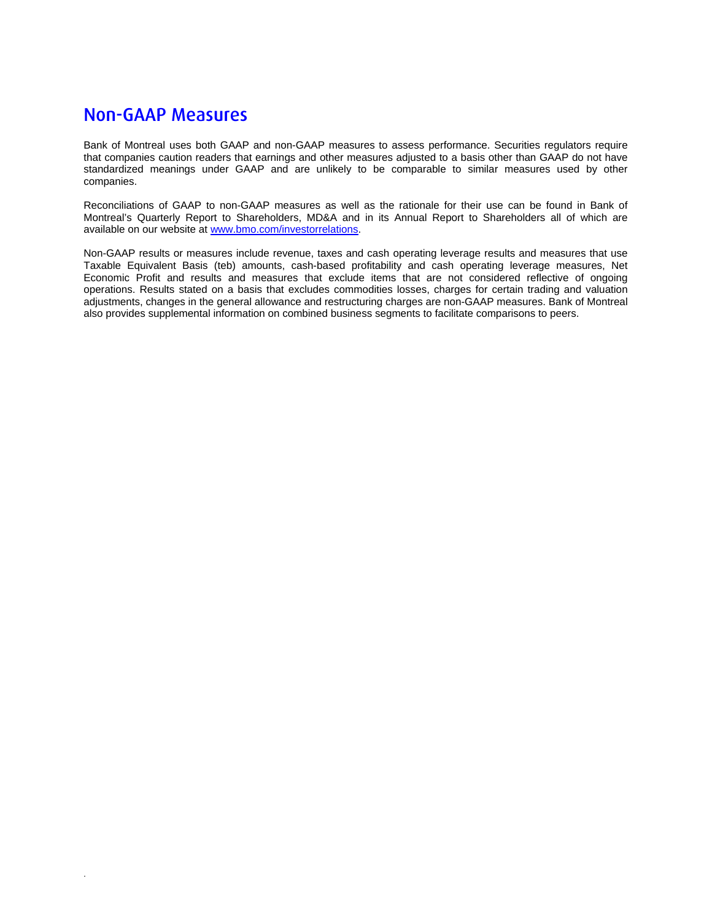# Non-GAAP Measures

Bank of Montreal uses both GAAP and non-GAAP measures to assess performance. Securities regulators require that companies caution readers that earnings and other measures adjusted to a basis other than GAAP do not have standardized meanings under GAAP and are unlikely to be comparable to similar measures used by other companies.

Reconciliations of GAAP to non-GAAP measures as well as the rationale for their use can be found in Bank of Montreal's Quarterly Report to Shareholders, MD&A and in its Annual Report to Shareholders all of which are available on our website at [www.bmo.com/investorrelations](http://www.bmo.com/investorrelations).

Non-GAAP results or measures include revenue, taxes and cash operating leverage results and measures that use Taxable Equivalent Basis (teb) amounts, cash-based profitability and cash operating leverage measures, Net Economic Profit and results and measures that exclude items that are not considered reflective of ongoing operations. Results stated on a basis that excludes commodities losses, charges for certain trading and valuation adjustments, changes in the general allowance and restructuring charges are non-GAAP measures. Bank of Montreal also provides supplemental information on combined business segments to facilitate comparisons to peers.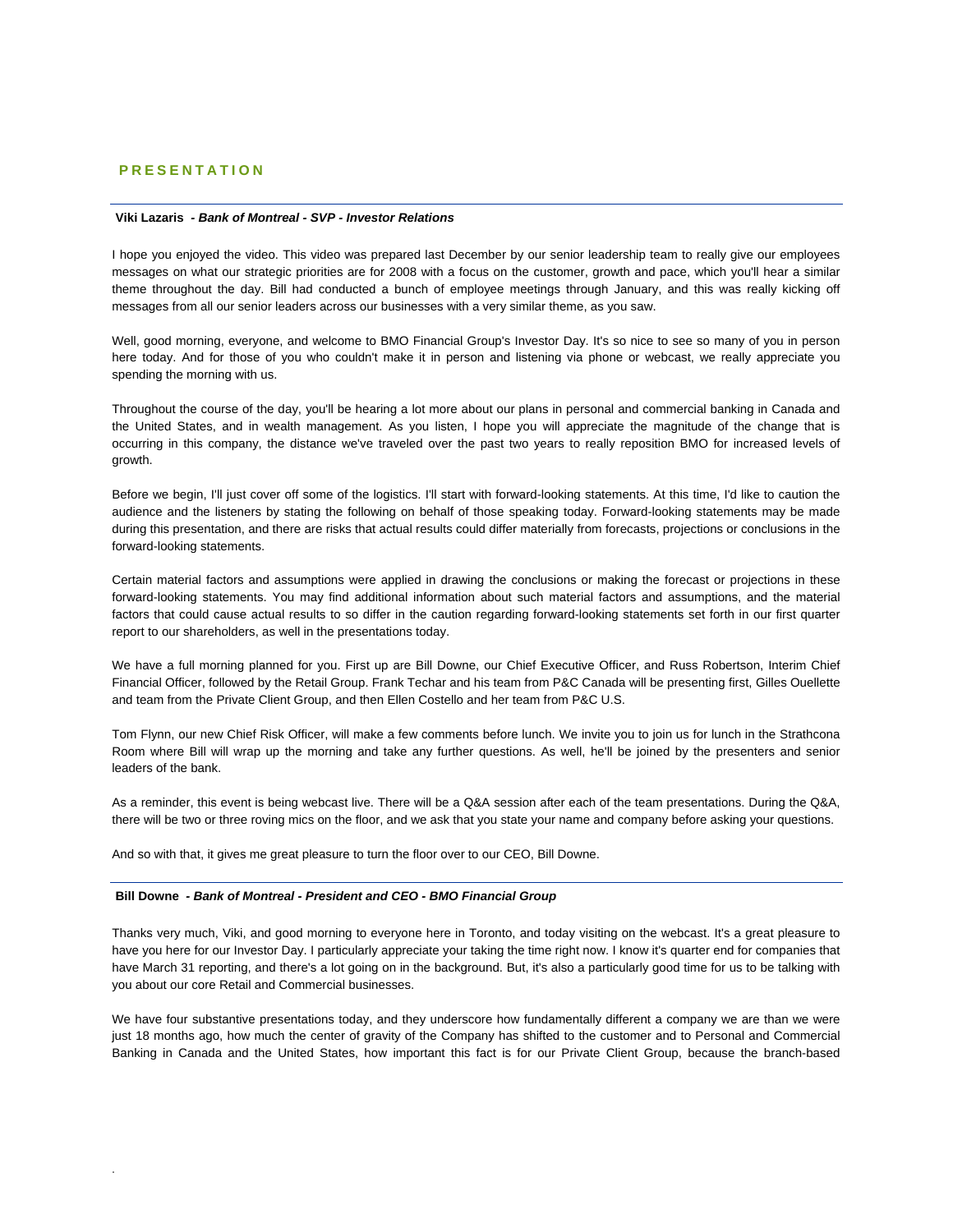## PRESENTATION

---

**Viki Lazaris** *- Bank of Montreal - SVP - Investor Relations*

I hope you enjoyed the video. This video was prepared last December by our senior leadership team to really give our employees messages on what our strategic priorities are for 2008 with a focus on the customer, growth and pace, which you'll hear a similar theme throughout the day. Bill had conducted a bunch of employee meetings through January, and this was really kicking off messages from all our senior leaders across our businesses with a very similar theme, as you saw.

Well, good morning, everyone, and welcome to BMO Financial Group's Investor Day. It's so nice to see so many of you in person here today. And for those of you who couldn't make it in person and listening via phone or webcast, we really appreciate you spending the morning with us.

Throughout the course of the day, you'll be hearing a lot more about our plans in personal and commercial banking in Canada and the United States, and in wealth management. As you listen, I hope you will appreciate the magnitude of the change that is occurring in this company, the distance we've traveled over the past two years to really reposition BMO for increased levels of growth.

Before we begin, I'll just cover off some of the logistics. I'll start with forward-looking statements. At this time, I'd like to caution the audience and the listeners by stating the following on behalf of those speaking today. Forward-looking statements may be made during this presentation, and there are risks that actual results could differ materially from forecasts, projections or conclusions in the forward-looking statements.

Certain material factors and assumptions were applied in drawing the conclusions or making the forecast or projections in these forward-looking statements. You may find additional information about such material factors and assumptions, and the material factors that could cause actual results to so differ in the caution regarding forward-looking statements set forth in our first quarter report to our shareholders, as well in the presentations today.

We have a full morning planned for you. First up are Bill Downe, our Chief Executive Officer, and Russ Robertson, Interim Chief Financial Officer, followed by the Retail Group. Frank Techar and his team from P&C Canada will be presenting first, Gilles Ouellette and team from the Private Client Group, and then Ellen Costello and her team from P&C U.S.

Tom Flynn, our new Chief Risk Officer, will make a few comments before lunch. We invite you to join us for lunch in the Strathcona Room where Bill will wrap up the morning and take any further questions. As well, he'll be joined by the presenters and senior leaders of the bank.

As a reminder, this event is being webcast live. There will be a Q&A session after each of the team presentations. During the Q&A, there will be two or three roving mics on the floor, and we ask that you state your name and company before asking your questions.

And so with that, it gives me great pleasure to turn the floor over to our CEO, Bill Downe.

---

**Bill Downe** *- Bank of Montreal - President and CEO - BMO Financial Group*

Thanks very much, Viki, and good morning to everyone here in Toronto, and today visiting on the webcast. It's a great pleasure to have you here for our Investor Day. I particularly appreciate your taking the time right now. I know it's quarter end for companies that have March 31 reporting, and there's a lot going on in the background. But, it's also a particularly good time for us to be talking with you about our core Retail and Commercial businesses.

We have four substantive presentations today, and they underscore how fundamentally different a company we are than we were just 18 months ago, how much the center of gravity of the Company has shifted to the customer and to Personal and Commercial Banking in Canada and the United States, how important this fact is for our Private Client Group, because the branch-based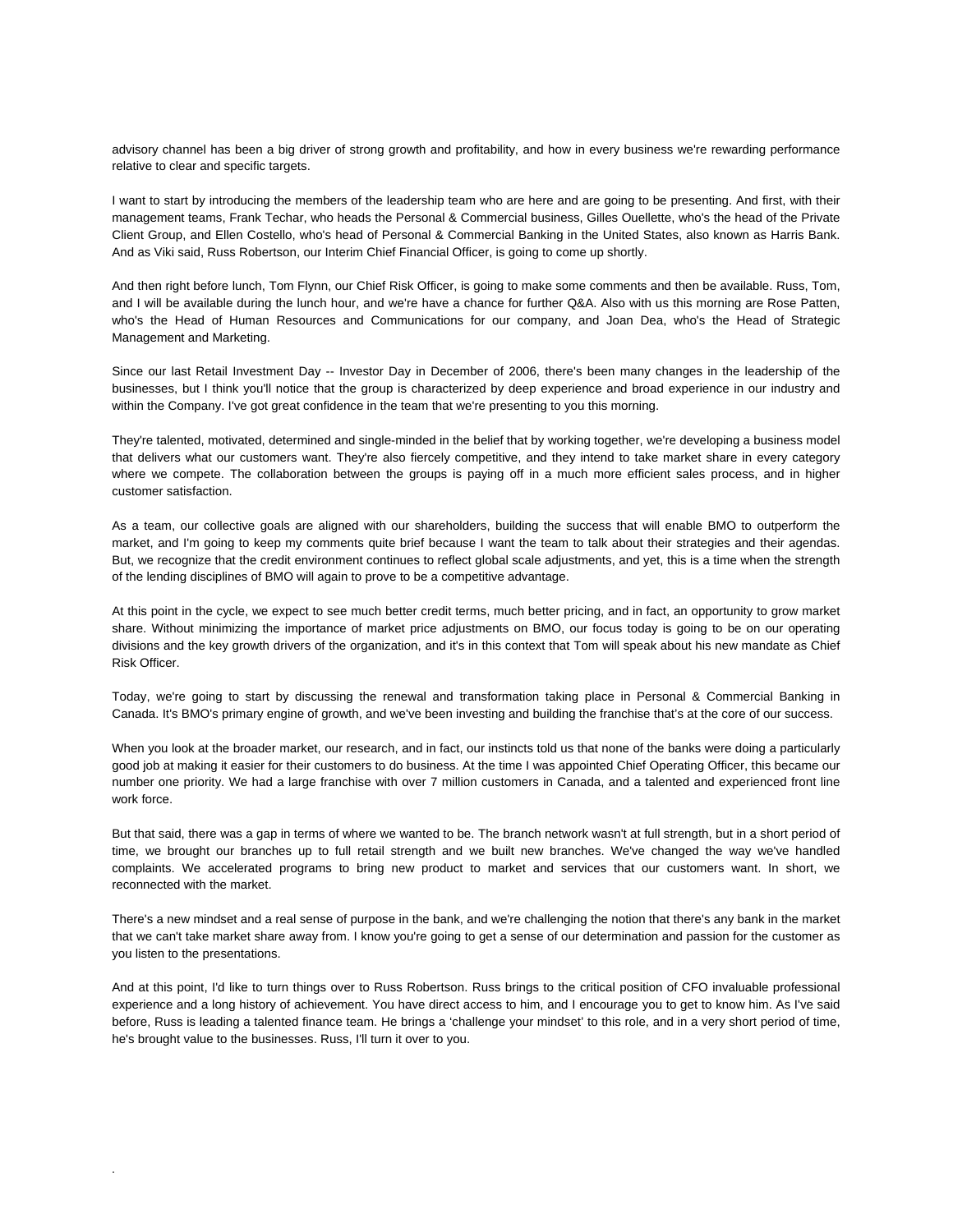advisory channel has been a big driver of strong growth and profitability, and how in every business we're rewarding performance relative to clear and specific targets.

I want to start by introducing the members of the leadership team who are here and are going to be presenting. And first, with their management teams, Frank Techar, who heads the Personal & Commercial business, Gilles Ouellette, who's the head of the Private Client Group, and Ellen Costello, who's head of Personal & Commercial Banking in the United States, also known as Harris Bank. And as Viki said, Russ Robertson, our Interim Chief Financial Officer, is going to come up shortly.

And then right before lunch, Tom Flynn, our Chief Risk Officer, is going to make some comments and then be available. Russ, Tom, and I will be available during the lunch hour, and we're have a chance for further Q&A. Also with us this morning are Rose Patten, who's the Head of Human Resources and Communications for our company, and Joan Dea, who's the Head of Strategic Management and Marketing.

Since our last Retail Investment Day -- Investor Day in December of 2006, there's been many changes in the leadership of the businesses, but I think you'll notice that the group is characterized by deep experience and broad experience in our industry and within the Company. I've got great confidence in the team that we're presenting to you this morning.

They're talented, motivated, determined and single-minded in the belief that by working together, we're developing a business model that delivers what our customers want. They're also fiercely competitive, and they intend to take market share in every category where we compete. The collaboration between the groups is paying off in a much more efficient sales process, and in higher customer satisfaction.

As a team, our collective goals are aligned with our shareholders, building the success that will enable BMO to outperform the market, and I'm going to keep my comments quite brief because I want the team to talk about their strategies and their agendas. But, we recognize that the credit environment continues to reflect global scale adjustments, and yet, this is a time when the strength of the lending disciplines of BMO will again to prove to be a competitive advantage.

At this point in the cycle, we expect to see much better credit terms, much better pricing, and in fact, an opportunity to grow market share. Without minimizing the importance of market price adjustments on BMO, our focus today is going to be on our operating divisions and the key growth drivers of the organization, and it's in this context that Tom will speak about his new mandate as Chief Risk Officer.

Today, we're going to start by discussing the renewal and transformation taking place in Personal & Commercial Banking in Canada. It's BMO's primary engine of growth, and we've been investing and building the franchise that's at the core of our success.

When you look at the broader market, our research, and in fact, our instincts told us that none of the banks were doing a particularly good job at making it easier for their customers to do business. At the time I was appointed Chief Operating Officer, this became our number one priority. We had a large franchise with over 7 million customers in Canada, and a talented and experienced front line work force.

But that said, there was a gap in terms of where we wanted to be. The branch network wasn't at full strength, but in a short period of time, we brought our branches up to full retail strength and we built new branches. We've changed the way we've handled complaints. We accelerated programs to bring new product to market and services that our customers want. In short, we reconnected with the market.

There's a new mindset and a real sense of purpose in the bank, and we're challenging the notion that there's any bank in the market that we can't take market share away from. I know you're going to get a sense of our determination and passion for the customer as you listen to the presentations.

And at this point, I'd like to turn things over to Russ Robertson. Russ brings to the critical position of CFO invaluable professional experience and a long history of achievement. You have direct access to him, and I encourage you to get to know him. As I've said before, Russ is leading a talented finance team. He brings a 'challenge your mindset' to this role, and in a very short period of time, he's brought value to the businesses. Russ, I'll turn it over to you.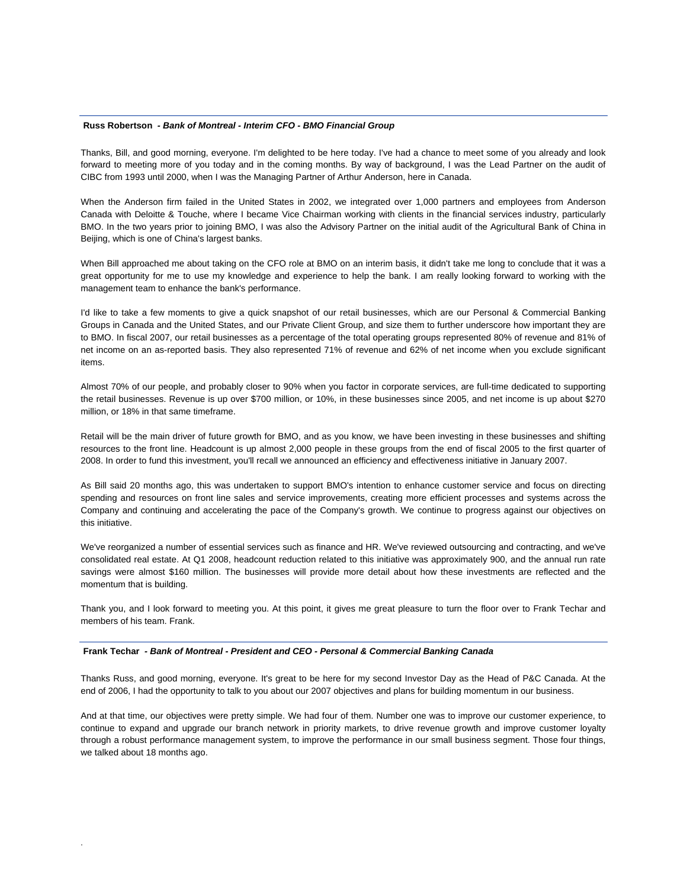**Russ Robertson** *- Bank of Montreal - Interim CFO - BMO Financial Group*

Thanks, Bill, and good morning, everyone. I'm delighted to be here today. I've had a chance to meet some of you already and look forward to meeting more of you today and in the coming months. By way of background, I was the Lead Partner on the audit of CIBC from 1993 until 2000, when I was the Managing Partner of Arthur Anderson, here in Canada.

When the Anderson firm failed in the United States in 2002, we integrated over 1,000 partners and employees from Anderson Canada with Deloitte & Touche, where I became Vice Chairman working with clients in the financial services industry, particularly BMO. In the two years prior to joining BMO, I was also the Advisory Partner on the initial audit of the Agricultural Bank of China in Beijing, which is one of China's largest banks.

When Bill approached me about taking on the CFO role at BMO on an interim basis, it didn't take me long to conclude that it was a great opportunity for me to use my knowledge and experience to help the bank. I am really looking forward to working with the management team to enhance the bank's performance.

I'd like to take a few moments to give a quick snapshot of our retail businesses, which are our Personal & Commercial Banking Groups in Canada and the United States, and our Private Client Group, and size them to further underscore how important they are to BMO. In fiscal 2007, our retail businesses as a percentage of the total operating groups represented 80% of revenue and 81% of net income on an as-reported basis. They also represented 71% of revenue and 62% of net income when you exclude significant items.

Almost 70% of our people, and probably closer to 90% when you factor in corporate services, are full-time dedicated to supporting the retail businesses. Revenue is up over $700 million, or 10%, in these businesses since 2005, and net income is up about $270 million, or 18% in that same timeframe.

Retail will be the main driver of future growth for BMO, and as you know, we have been investing in these businesses and shifting resources to the front line. Headcount is up almost 2,000 people in these groups from the end of fiscal 2005 to the first quarter of 2008. In order to fund this investment, you'll recall we announced an efficiency and effectiveness initiative in January 2007.

As Bill said 20 months ago, this was undertaken to support BMO's intention to enhance customer service and focus on directing spending and resources on front line sales and service improvements, creating more efficient processes and systems across the Company and continuing and accelerating the pace of the Company's growth. We continue to progress against our objectives on this initiative.

We've reorganized a number of essential services such as finance and HR. We've reviewed outsourcing and contracting, and we've consolidated real estate. At Q1 2008, headcount reduction related to this initiative was approximately 900, and the annual run rate savings were almost $160 million. The businesses will provide more detail about how these investments are reflected and the momentum that is building.

Thank you, and I look forward to meeting you. At this point, it gives me great pleasure to turn the floor over to Frank Techar and members of his team. Frank.

**Frank Techar** *- Bank of Montreal - President and CEO - Personal & Commercial Banking Canada*

Thanks Russ, and good morning, everyone. It's great to be here for my second Investor Day as the Head of P&C Canada. At the end of 2006, I had the opportunity to talk to you about our 2007 objectives and plans for building momentum in our business.

And at that time, our objectives were pretty simple. We had four of them. Number one was to improve our customer experience, to continue to expand and upgrade our branch network in priority markets, to drive revenue growth and improve customer loyalty through a robust performance management system, to improve the performance in our small business segment. Those four things, we talked about 18 months ago.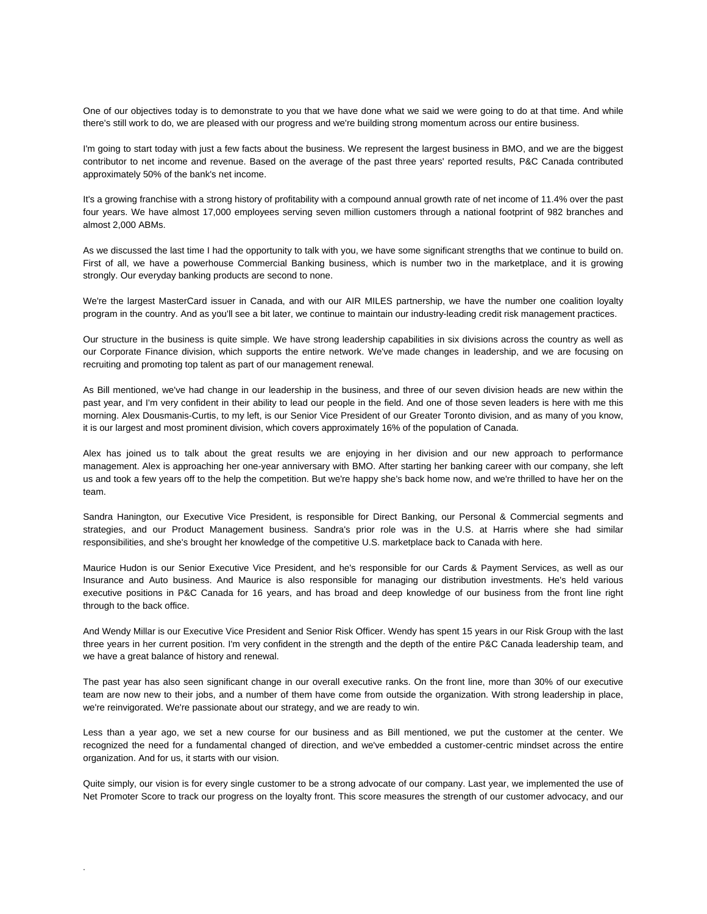One of our objectives today is to demonstrate to you that we have done what we said we were going to do at that time. And while there's still work to do, we are pleased with our progress and we're building strong momentum across our entire business.

I'm going to start today with just a few facts about the business. We represent the largest business in BMO, and we are the biggest contributor to net income and revenue. Based on the average of the past three years' reported results, P&C Canada contributed approximately 50% of the bank's net income.

It's a growing franchise with a strong history of profitability with a compound annual growth rate of net income of 11.4% over the past four years. We have almost 17,000 employees serving seven million customers through a national footprint of 982 branches and almost 2,000 ABMs.

As we discussed the last time I had the opportunity to talk with you, we have some significant strengths that we continue to build on. First of all, we have a powerhouse Commercial Banking business, which is number two in the marketplace, and it is growing strongly. Our everyday banking products are second to none.

We're the largest MasterCard issuer in Canada, and with our AIR MILES partnership, we have the number one coalition loyalty program in the country. And as you'll see a bit later, we continue to maintain our industry-leading credit risk management practices.

Our structure in the business is quite simple. We have strong leadership capabilities in six divisions across the country as well as our Corporate Finance division, which supports the entire network. We've made changes in leadership, and we are focusing on recruiting and promoting top talent as part of our management renewal.

As Bill mentioned, we've had change in our leadership in the business, and three of our seven division heads are new within the past year, and I'm very confident in their ability to lead our people in the field. And one of those seven leaders is here with me this morning. Alex Dousmanis-Curtis, to my left, is our Senior Vice President of our Greater Toronto division, and as many of you know, it is our largest and most prominent division, which covers approximately 16% of the population of Canada.

Alex has joined us to talk about the great results we are enjoying in her division and our new approach to performance management. Alex is approaching her one-year anniversary with BMO. After starting her banking career with our company, she left us and took a few years off to the help the competition. But we're happy she's back home now, and we're thrilled to have her on the team.

Sandra Hanington, our Executive Vice President, is responsible for Direct Banking, our Personal & Commercial segments and strategies, and our Product Management business. Sandra's prior role was in the U.S. at Harris where she had similar responsibilities, and she's brought her knowledge of the competitive U.S. marketplace back to Canada with here.

Maurice Hudon is our Senior Executive Vice President, and he's responsible for our Cards & Payment Services, as well as our Insurance and Auto business. And Maurice is also responsible for managing our distribution investments. He's held various executive positions in P&C Canada for 16 years, and has broad and deep knowledge of our business from the front line right through to the back office.

And Wendy Millar is our Executive Vice President and Senior Risk Officer. Wendy has spent 15 years in our Risk Group with the last three years in her current position. I'm very confident in the strength and the depth of the entire P&C Canada leadership team, and we have a great balance of history and renewal.

The past year has also seen significant change in our overall executive ranks. On the front line, more than 30% of our executive team are now new to their jobs, and a number of them have come from outside the organization. With strong leadership in place, we're reinvigorated. We're passionate about our strategy, and we are ready to win.

Less than a year ago, we set a new course for our business and as Bill mentioned, we put the customer at the center. We recognized the need for a fundamental changed of direction, and we've embedded a customer-centric mindset across the entire organization. And for us, it starts with our vision.

Quite simply, our vision is for every single customer to be a strong advocate of our company. Last year, we implemented the use of Net Promoter Score to track our progress on the loyalty front. This score measures the strength of our customer advocacy, and our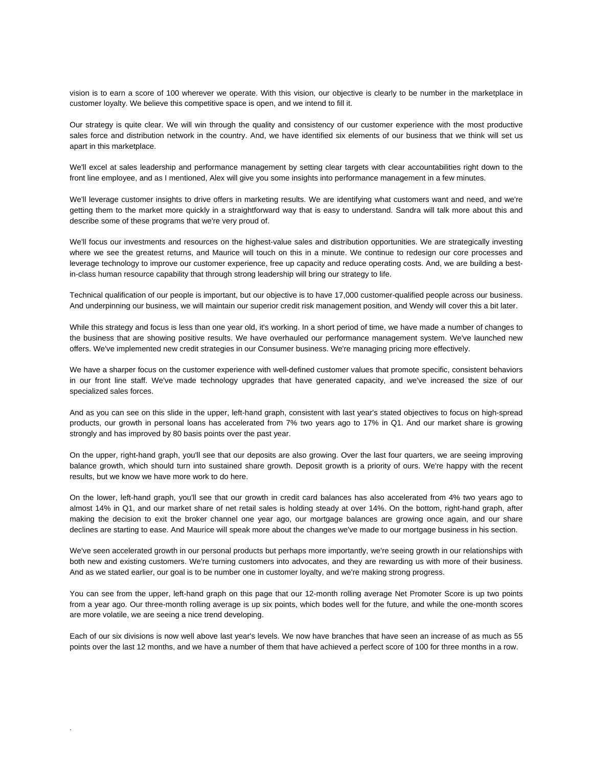vision is to earn a score of 100 wherever we operate. With this vision, our objective is clearly to be number in the marketplace in customer loyalty. We believe this competitive space is open, and we intend to fill it.

Our strategy is quite clear. We will win through the quality and consistency of our customer experience with the most productive sales force and distribution network in the country. And, we have identified six elements of our business that we think will set us apart in this marketplace.

We'll excel at sales leadership and performance management by setting clear targets with clear accountabilities right down to the front line employee, and as I mentioned, Alex will give you some insights into performance management in a few minutes.

We'll leverage customer insights to drive offers in marketing results. We are identifying what customers want and need, and we're getting them to the market more quickly in a straightforward way that is easy to understand. Sandra will talk more about this and describe some of these programs that we're very proud of.

We'll focus our investments and resources on the highest-value sales and distribution opportunities. We are strategically investing where we see the greatest returns, and Maurice will touch on this in a minute. We continue to redesign our core processes and leverage technology to improve our customer experience, free up capacity and reduce operating costs. And, we are building a best-in-class human resource capability that through strong leadership will bring our strategy to life.

Technical qualification of our people is important, but our objective is to have 17,000 customer-qualified people across our business. And underpinning our business, we will maintain our superior credit risk management position, and Wendy will cover this a bit later.

While this strategy and focus is less than one year old, it's working. In a short period of time, we have made a number of changes to the business that are showing positive results. We have overhauled our performance management system. We've launched new offers. We've implemented new credit strategies in our Consumer business. We're managing pricing more effectively.

We have a sharper focus on the customer experience with well-defined customer values that promote specific, consistent behaviors in our front line staff. We've made technology upgrades that have generated capacity, and we've increased the size of our specialized sales forces.

And as you can see on this slide in the upper, left-hand graph, consistent with last year's stated objectives to focus on high-spread products, our growth in personal loans has accelerated from 7% two years ago to 17% in Q1. And our market share is growing strongly and has improved by 80 basis points over the past year.

On the upper, right-hand graph, you'll see that our deposits are also growing. Over the last four quarters, we are seeing improving balance growth, which should turn into sustained share growth. Deposit growth is a priority of ours. We're happy with the recent results, but we know we have more work to do here.

On the lower, left-hand graph, you'll see that our growth in credit card balances has also accelerated from 4% two years ago to almost 14% in Q1, and our market share of net retail sales is holding steady at over 14%. On the bottom, right-hand graph, after making the decision to exit the broker channel one year ago, our mortgage balances are growing once again, and our share declines are starting to ease. And Maurice will speak more about the changes we've made to our mortgage business in his section.

We've seen accelerated growth in our personal products but perhaps more importantly, we're seeing growth in our relationships with both new and existing customers. We're turning customers into advocates, and they are rewarding us with more of their business. And as we stated earlier, our goal is to be number one in customer loyalty, and we're making strong progress.

You can see from the upper, left-hand graph on this page that our 12-month rolling average Net Promoter Score is up two points from a year ago. Our three-month rolling average is up six points, which bodes well for the future, and while the one-month scores are more volatile, we are seeing a nice trend developing.

Each of our six divisions is now well above last year's levels. We now have branches that have seen an increase of as much as 55 points over the last 12 months, and we have a number of them that have achieved a perfect score of 100 for three months in a row.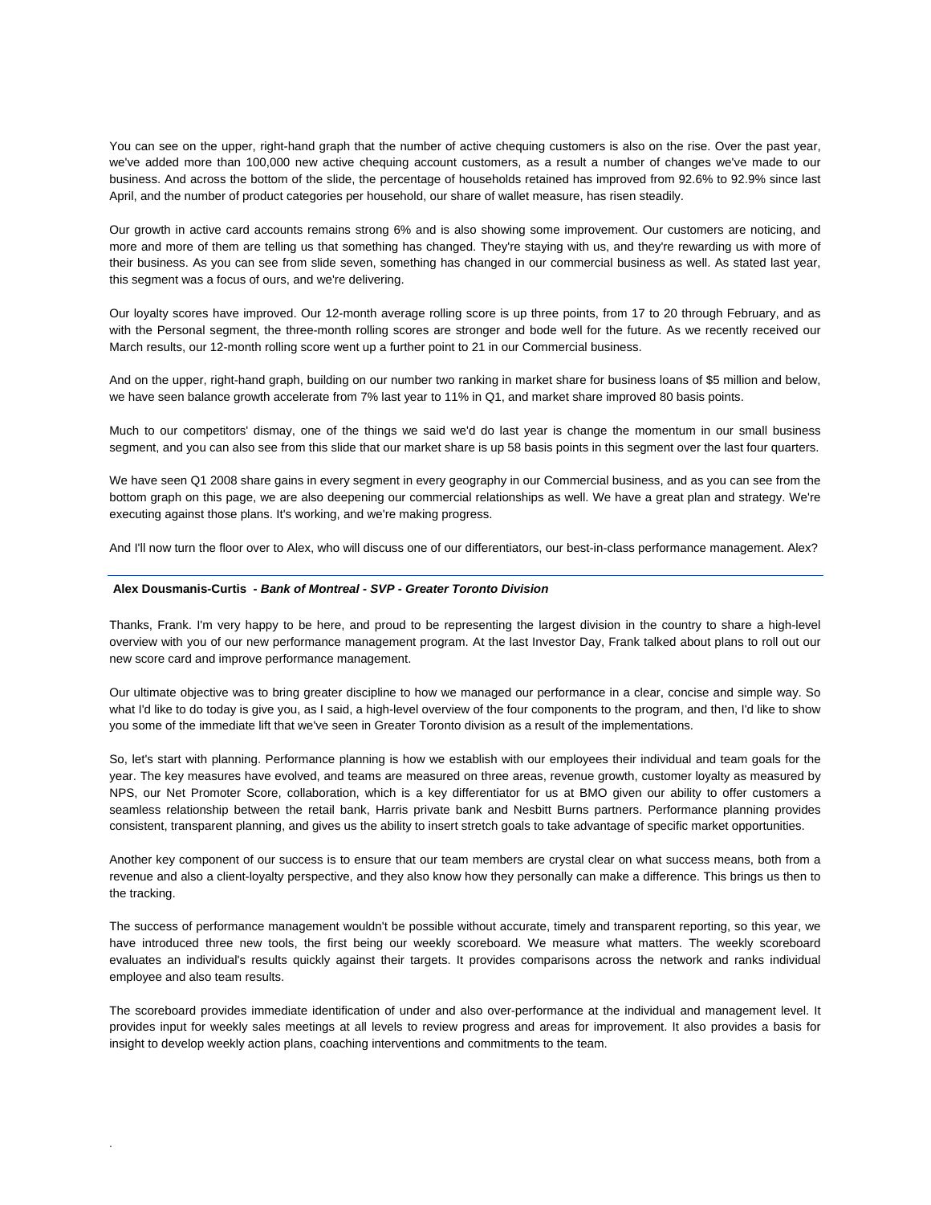You can see on the upper, right-hand graph that the number of active chequing customers is also on the rise. Over the past year, we've added more than 100,000 new active chequing account customers, as a result a number of changes we've made to our business. And across the bottom of the slide, the percentage of households retained has improved from 92.6% to 92.9% since last April, and the number of product categories per household, our share of wallet measure, has risen steadily.

Our growth in active card accounts remains strong 6% and is also showing some improvement. Our customers are noticing, and more and more of them are telling us that something has changed. They're staying with us, and they're rewarding us with more of their business. As you can see from slide seven, something has changed in our commercial business as well. As stated last year, this segment was a focus of ours, and we're delivering.

Our loyalty scores have improved. Our 12-month average rolling score is up three points, from 17 to 20 through February, and as with the Personal segment, the three-month rolling scores are stronger and bode well for the future. As we recently received our March results, our 12-month rolling score went up a further point to 21 in our Commercial business.

And on the upper, right-hand graph, building on our number two ranking in market share for business loans of $5 million and below, we have seen balance growth accelerate from 7% last year to 11% in Q1, and market share improved 80 basis points.

Much to our competitors' dismay, one of the things we said we'd do last year is change the momentum in our small business segment, and you can also see from this slide that our market share is up 58 basis points in this segment over the last four quarters.

We have seen Q1 2008 share gains in every segment in every geography in our Commercial business, and as you can see from the bottom graph on this page, we are also deepening our commercial relationships as well. We have a great plan and strategy. We're executing against those plans. It's working, and we're making progress.

And I'll now turn the floor over to Alex, who will discuss one of our differentiators, our best-in-class performance management. Alex?

---

**Alex Dousmanis-Curtis** *- Bank of Montreal - SVP - Greater Toronto Division*

Thanks, Frank. I'm very happy to be here, and proud to be representing the largest division in the country to share a high-level overview with you of our new performance management program. At the last Investor Day, Frank talked about plans to roll out our new score card and improve performance management.

Our ultimate objective was to bring greater discipline to how we managed our performance in a clear, concise and simple way. So what I'd like to do today is give you, as I said, a high-level overview of the four components to the program, and then, I'd like to show you some of the immediate lift that we've seen in Greater Toronto division as a result of the implementations.

So, let's start with planning. Performance planning is how we establish with our employees their individual and team goals for the year. The key measures have evolved, and teams are measured on three areas, revenue growth, customer loyalty as measured by NPS, our Net Promoter Score, collaboration, which is a key differentiator for us at BMO given our ability to offer customers a seamless relationship between the retail bank, Harris private bank and Nesbitt Burns partners. Performance planning provides consistent, transparent planning, and gives us the ability to insert stretch goals to take advantage of specific market opportunities.

Another key component of our success is to ensure that our team members are crystal clear on what success means, both from a revenue and also a client-loyalty perspective, and they also know how they personally can make a difference. This brings us then to the tracking.

The success of performance management wouldn't be possible without accurate, timely and transparent reporting, so this year, we have introduced three new tools, the first being our weekly scoreboard. We measure what matters. The weekly scoreboard evaluates an individual's results quickly against their targets. It provides comparisons across the network and ranks individual employee and also team results.

The scoreboard provides immediate identification of under and also over-performance at the individual and management level. It provides input for weekly sales meetings at all levels to review progress and areas for improvement. It also provides a basis for insight to develop weekly action plans, coaching interventions and commitments to the team.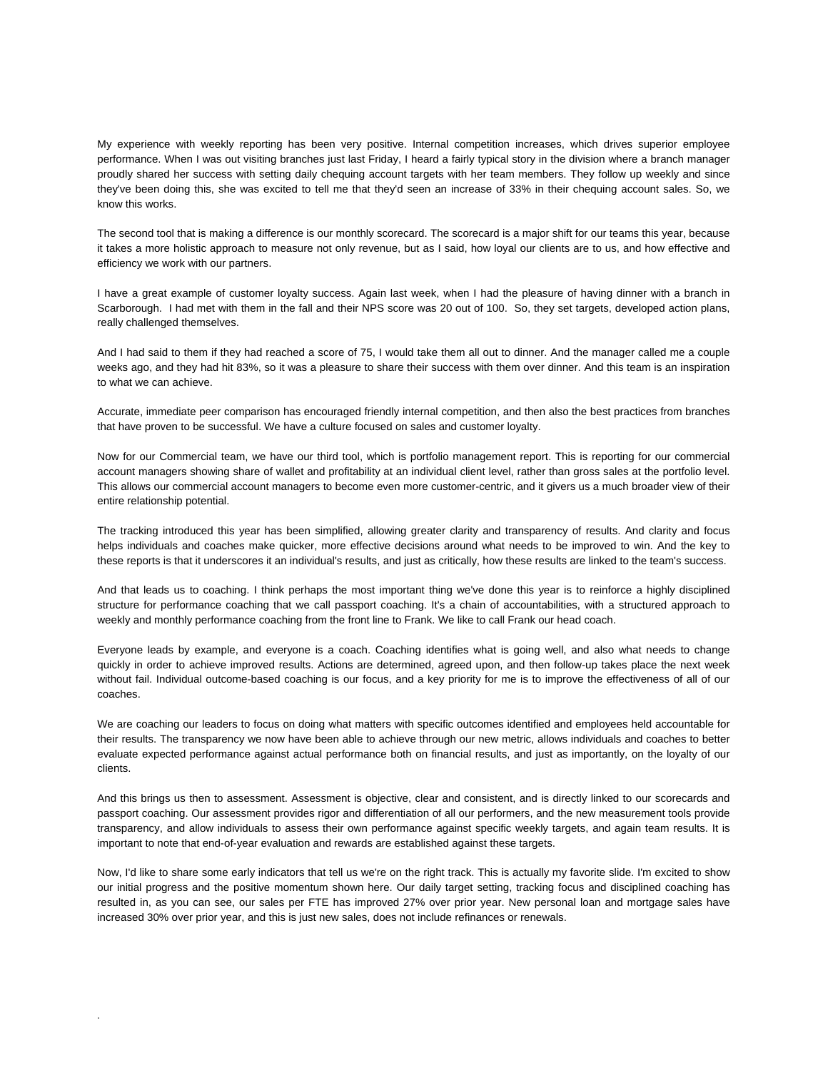My experience with weekly reporting has been very positive. Internal competition increases, which drives superior employee performance. When I was out visiting branches just last Friday, I heard a fairly typical story in the division where a branch manager proudly shared her success with setting daily chequing account targets with her team members. They follow up weekly and since they've been doing this, she was excited to tell me that they'd seen an increase of 33% in their chequing account sales. So, we know this works.

The second tool that is making a difference is our monthly scorecard. The scorecard is a major shift for our teams this year, because it takes a more holistic approach to measure not only revenue, but as I said, how loyal our clients are to us, and how effective and efficiency we work with our partners.

I have a great example of customer loyalty success. Again last week, when I had the pleasure of having dinner with a branch in Scarborough. I had met with them in the fall and their NPS score was 20 out of 100. So, they set targets, developed action plans, really challenged themselves.

And I had said to them if they had reached a score of 75, I would take them all out to dinner. And the manager called me a couple weeks ago, and they had hit 83%, so it was a pleasure to share their success with them over dinner. And this team is an inspiration to what we can achieve.

Accurate, immediate peer comparison has encouraged friendly internal competition, and then also the best practices from branches that have proven to be successful. We have a culture focused on sales and customer loyalty.

Now for our Commercial team, we have our third tool, which is portfolio management report. This is reporting for our commercial account managers showing share of wallet and profitability at an individual client level, rather than gross sales at the portfolio level. This allows our commercial account managers to become even more customer-centric, and it givers us a much broader view of their entire relationship potential.

The tracking introduced this year has been simplified, allowing greater clarity and transparency of results. And clarity and focus helps individuals and coaches make quicker, more effective decisions around what needs to be improved to win. And the key to these reports is that it underscores it an individual's results, and just as critically, how these results are linked to the team's success.

And that leads us to coaching. I think perhaps the most important thing we've done this year is to reinforce a highly disciplined structure for performance coaching that we call passport coaching. It's a chain of accountabilities, with a structured approach to weekly and monthly performance coaching from the front line to Frank. We like to call Frank our head coach.

Everyone leads by example, and everyone is a coach. Coaching identifies what is going well, and also what needs to change quickly in order to achieve improved results. Actions are determined, agreed upon, and then follow-up takes place the next week without fail. Individual outcome-based coaching is our focus, and a key priority for me is to improve the effectiveness of all of our coaches.

We are coaching our leaders to focus on doing what matters with specific outcomes identified and employees held accountable for their results. The transparency we now have been able to achieve through our new metric, allows individuals and coaches to better evaluate expected performance against actual performance both on financial results, and just as importantly, on the loyalty of our clients.

And this brings us then to assessment. Assessment is objective, clear and consistent, and is directly linked to our scorecards and passport coaching. Our assessment provides rigor and differentiation of all our performers, and the new measurement tools provide transparency, and allow individuals to assess their own performance against specific weekly targets, and again team results. It is important to note that end-of-year evaluation and rewards are established against these targets.

Now, I'd like to share some early indicators that tell us we're on the right track. This is actually my favorite slide. I'm excited to show our initial progress and the positive momentum shown here. Our daily target setting, tracking focus and disciplined coaching has resulted in, as you can see, our sales per FTE has improved 27% over prior year. New personal loan and mortgage sales have increased 30% over prior year, and this is just new sales, does not include refinances or renewals.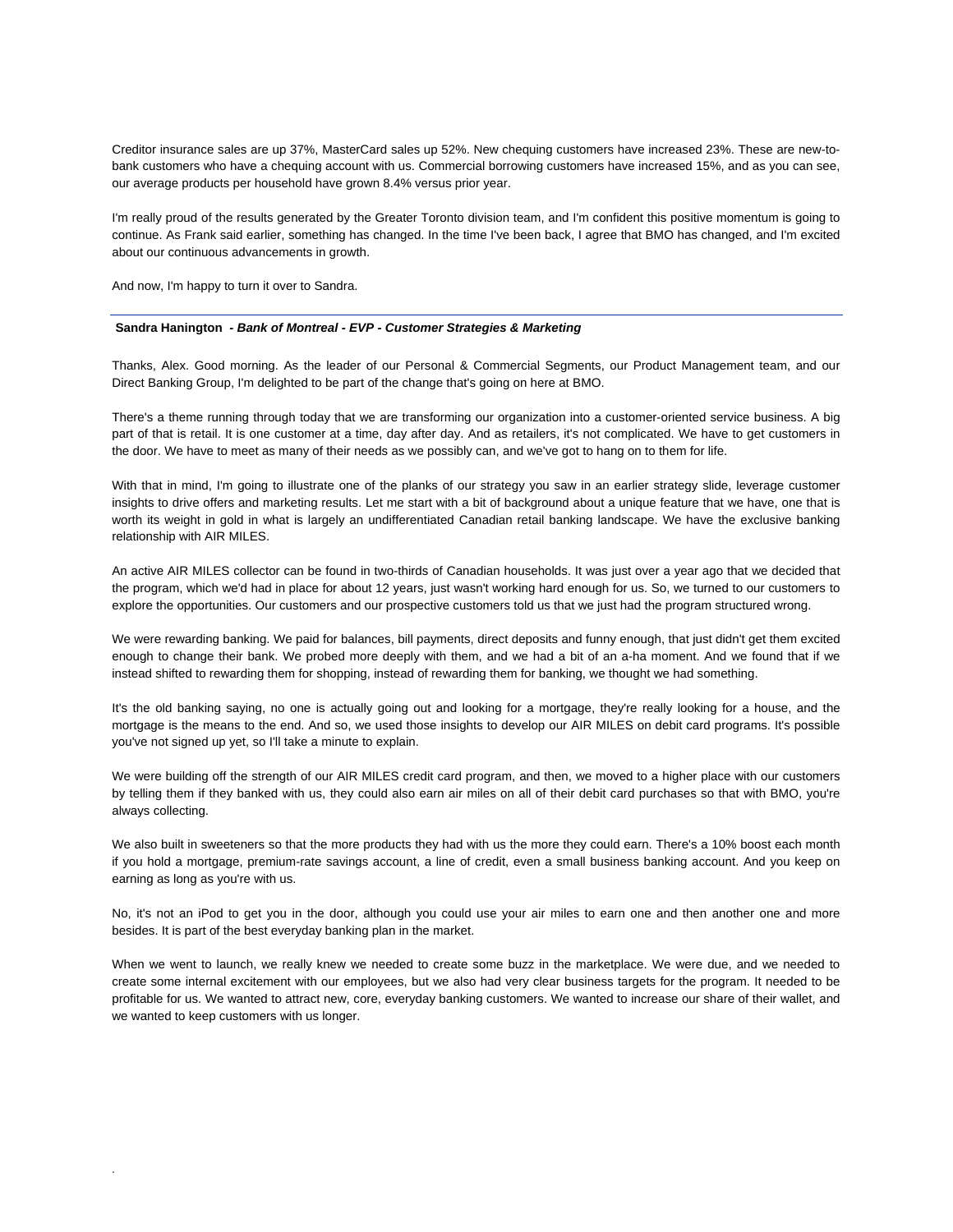Creditor insurance sales are up 37%, MasterCard sales up 52%. New chequing customers have increased 23%. These are new-to-bank customers who have a chequing account with us. Commercial borrowing customers have increased 15%, and as you can see, our average products per household have grown 8.4% versus prior year.

I'm really proud of the results generated by the Greater Toronto division team, and I'm confident this positive momentum is going to continue. As Frank said earlier, something has changed. In the time I've been back, I agree that BMO has changed, and I'm excited about our continuous advancements in growth.

And now, I'm happy to turn it over to Sandra.

---

**Sandra Hanington** - ***Bank of Montreal - EVP - Customer Strategies & Marketing***

Thanks, Alex. Good morning. As the leader of our Personal & Commercial Segments, our Product Management team, and our Direct Banking Group, I'm delighted to be part of the change that's going on here at BMO.

There's a theme running through today that we are transforming our organization into a customer-oriented service business. A big part of that is retail. It is one customer at a time, day after day. And as retailers, it's not complicated. We have to get customers in the door. We have to meet as many of their needs as we possibly can, and we've got to hang on to them for life.

With that in mind, I'm going to illustrate one of the planks of our strategy you saw in an earlier strategy slide, leverage customer insights to drive offers and marketing results. Let me start with a bit of background about a unique feature that we have, one that is worth its weight in gold in what is largely an undifferentiated Canadian retail banking landscape. We have the exclusive banking relationship with AIR MILES.

An active AIR MILES collector can be found in two-thirds of Canadian households. It was just over a year ago that we decided that the program, which we'd had in place for about 12 years, just wasn't working hard enough for us. So, we turned to our customers to explore the opportunities. Our customers and our prospective customers told us that we just had the program structured wrong.

We were rewarding banking. We paid for balances, bill payments, direct deposits and funny enough, that just didn't get them excited enough to change their bank. We probed more deeply with them, and we had a bit of an a-ha moment. And we found that if we instead shifted to rewarding them for shopping, instead of rewarding them for banking, we thought we had something.

It's the old banking saying, no one is actually going out and looking for a mortgage, they're really looking for a house, and the mortgage is the means to the end. And so, we used those insights to develop our AIR MILES on debit card programs. It's possible you've not signed up yet, so I'll take a minute to explain.

We were building off the strength of our AIR MILES credit card program, and then, we moved to a higher place with our customers by telling them if they banked with us, they could also earn air miles on all of their debit card purchases so that with BMO, you're always collecting.

We also built in sweeteners so that the more products they had with us the more they could earn. There's a 10% boost each month if you hold a mortgage, premium-rate savings account, a line of credit, even a small business banking account. And you keep on earning as long as you're with us.

No, it's not an iPod to get you in the door, although you could use your air miles to earn one and then another one and more besides. It is part of the best everyday banking plan in the market.

When we went to launch, we really knew we needed to create some buzz in the marketplace. We were due, and we needed to create some internal excitement with our employees, but we also had very clear business targets for the program. It needed to be profitable for us. We wanted to attract new, core, everyday banking customers. We wanted to increase our share of their wallet, and we wanted to keep customers with us longer.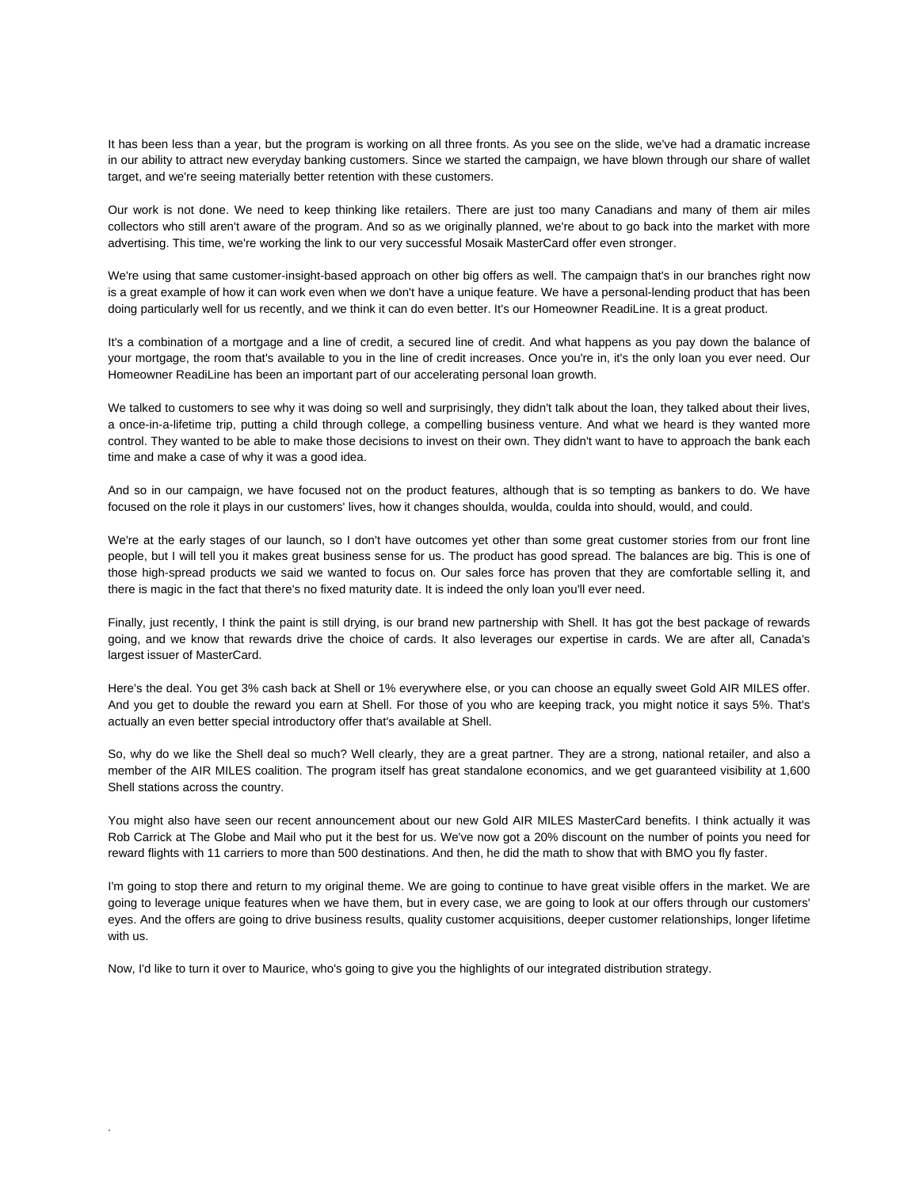It has been less than a year, but the program is working on all three fronts. As you see on the slide, we've had a dramatic increase in our ability to attract new everyday banking customers. Since we started the campaign, we have blown through our share of wallet target, and we're seeing materially better retention with these customers.

Our work is not done. We need to keep thinking like retailers. There are just too many Canadians and many of them air miles collectors who still aren't aware of the program. And so as we originally planned, we're about to go back into the market with more advertising. This time, we're working the link to our very successful Mosaik MasterCard offer even stronger.

We're using that same customer-insight-based approach on other big offers as well. The campaign that's in our branches right now is a great example of how it can work even when we don't have a unique feature. We have a personal-lending product that has been doing particularly well for us recently, and we think it can do even better. It's our Homeowner ReadiLine. It is a great product.

It's a combination of a mortgage and a line of credit, a secured line of credit. And what happens as you pay down the balance of your mortgage, the room that's available to you in the line of credit increases. Once you're in, it's the only loan you ever need. Our Homeowner ReadiLine has been an important part of our accelerating personal loan growth.

We talked to customers to see why it was doing so well and surprisingly, they didn't talk about the loan, they talked about their lives, a once-in-a-lifetime trip, putting a child through college, a compelling business venture. And what we heard is they wanted more control. They wanted to be able to make those decisions to invest on their own. They didn't want to have to approach the bank each time and make a case of why it was a good idea.

And so in our campaign, we have focused not on the product features, although that is so tempting as bankers to do. We have focused on the role it plays in our customers' lives, how it changes shoulda, woulda, coulda into should, would, and could.

We're at the early stages of our launch, so I don't have outcomes yet other than some great customer stories from our front line people, but I will tell you it makes great business sense for us. The product has good spread. The balances are big. This is one of those high-spread products we said we wanted to focus on. Our sales force has proven that they are comfortable selling it, and there is magic in the fact that there's no fixed maturity date. It is indeed the only loan you'll ever need.

Finally, just recently, I think the paint is still drying, is our brand new partnership with Shell. It has got the best package of rewards going, and we know that rewards drive the choice of cards. It also leverages our expertise in cards. We are after all, Canada's largest issuer of MasterCard.

Here's the deal. You get 3% cash back at Shell or 1% everywhere else, or you can choose an equally sweet Gold AIR MILES offer. And you get to double the reward you earn at Shell. For those of you who are keeping track, you might notice it says 5%. That's actually an even better special introductory offer that's available at Shell.

So, why do we like the Shell deal so much? Well clearly, they are a great partner. They are a strong, national retailer, and also a member of the AIR MILES coalition. The program itself has great standalone economics, and we get guaranteed visibility at 1,600 Shell stations across the country.

You might also have seen our recent announcement about our new Gold AIR MILES MasterCard benefits. I think actually it was Rob Carrick at The Globe and Mail who put it the best for us. We've now got a 20% discount on the number of points you need for reward flights with 11 carriers to more than 500 destinations. And then, he did the math to show that with BMO you fly faster.

I'm going to stop there and return to my original theme. We are going to continue to have great visible offers in the market. We are going to leverage unique features when we have them, but in every case, we are going to look at our offers through our customers' eyes. And the offers are going to drive business results, quality customer acquisitions, deeper customer relationships, longer lifetime with us.

Now, I'd like to turn it over to Maurice, who's going to give you the highlights of our integrated distribution strategy.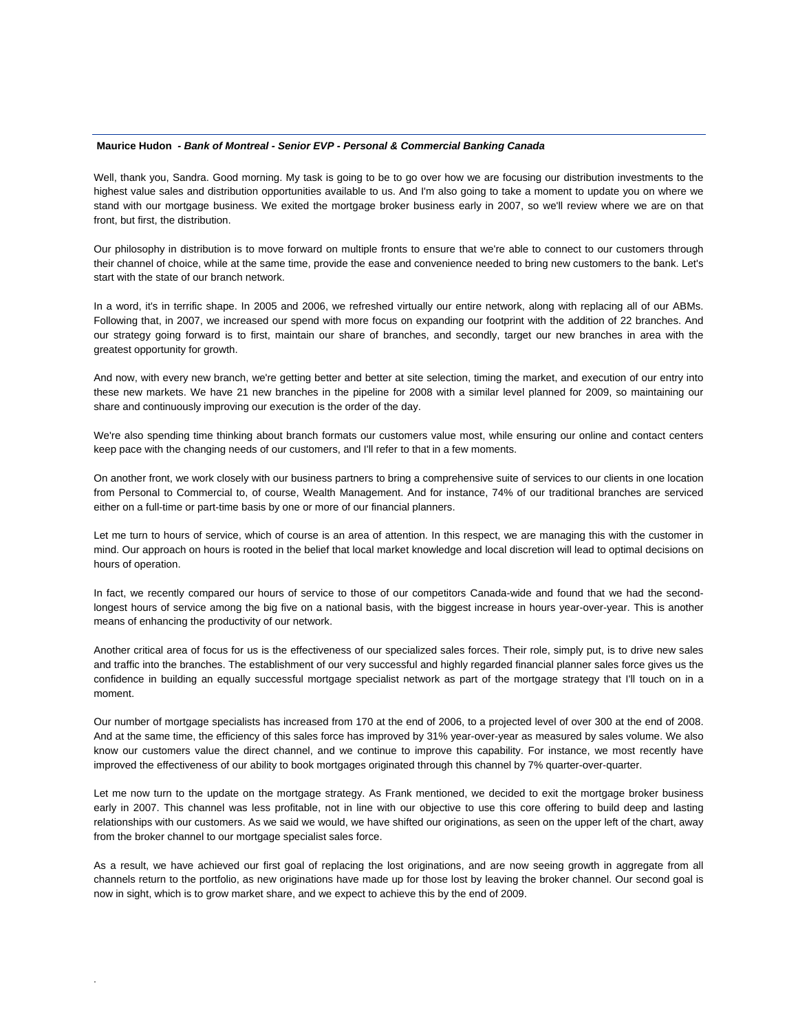**Maurice Hudon** *- Bank of Montreal - Senior EVP - Personal & Commercial Banking Canada*

Well, thank you, Sandra. Good morning. My task is going to be to go over how we are focusing our distribution investments to the highest value sales and distribution opportunities available to us. And I'm also going to take a moment to update you on where we stand with our mortgage business. We exited the mortgage broker business early in 2007, so we'll review where we are on that front, but first, the distribution.

Our philosophy in distribution is to move forward on multiple fronts to ensure that we're able to connect to our customers through their channel of choice, while at the same time, provide the ease and convenience needed to bring new customers to the bank. Let's start with the state of our branch network.

In a word, it's in terrific shape. In 2005 and 2006, we refreshed virtually our entire network, along with replacing all of our ABMs. Following that, in 2007, we increased our spend with more focus on expanding our footprint with the addition of 22 branches. And our strategy going forward is to first, maintain our share of branches, and secondly, target our new branches in area with the greatest opportunity for growth.

And now, with every new branch, we're getting better and better at site selection, timing the market, and execution of our entry into these new markets. We have 21 new branches in the pipeline for 2008 with a similar level planned for 2009, so maintaining our share and continuously improving our execution is the order of the day.

We're also spending time thinking about branch formats our customers value most, while ensuring our online and contact centers keep pace with the changing needs of our customers, and I'll refer to that in a few moments.

On another front, we work closely with our business partners to bring a comprehensive suite of services to our clients in one location from Personal to Commercial to, of course, Wealth Management. And for instance, 74% of our traditional branches are serviced either on a full-time or part-time basis by one or more of our financial planners.

Let me turn to hours of service, which of course is an area of attention. In this respect, we are managing this with the customer in mind. Our approach on hours is rooted in the belief that local market knowledge and local discretion will lead to optimal decisions on hours of operation.

In fact, we recently compared our hours of service to those of our competitors Canada-wide and found that we had the second-longest hours of service among the big five on a national basis, with the biggest increase in hours year-over-year. This is another means of enhancing the productivity of our network.

Another critical area of focus for us is the effectiveness of our specialized sales forces. Their role, simply put, is to drive new sales and traffic into the branches. The establishment of our very successful and highly regarded financial planner sales force gives us the confidence in building an equally successful mortgage specialist network as part of the mortgage strategy that I'll touch on in a moment.

Our number of mortgage specialists has increased from 170 at the end of 2006, to a projected level of over 300 at the end of 2008. And at the same time, the efficiency of this sales force has improved by 31% year-over-year as measured by sales volume. We also know our customers value the direct channel, and we continue to improve this capability. For instance, we most recently have improved the effectiveness of our ability to book mortgages originated through this channel by 7% quarter-over-quarter.

Let me now turn to the update on the mortgage strategy. As Frank mentioned, we decided to exit the mortgage broker business early in 2007. This channel was less profitable, not in line with our objective to use this core offering to build deep and lasting relationships with our customers. As we said we would, we have shifted our originations, as seen on the upper left of the chart, away from the broker channel to our mortgage specialist sales force.

As a result, we have achieved our first goal of replacing the lost originations, and are now seeing growth in aggregate from all channels return to the portfolio, as new originations have made up for those lost by leaving the broker channel. Our second goal is now in sight, which is to grow market share, and we expect to achieve this by the end of 2009.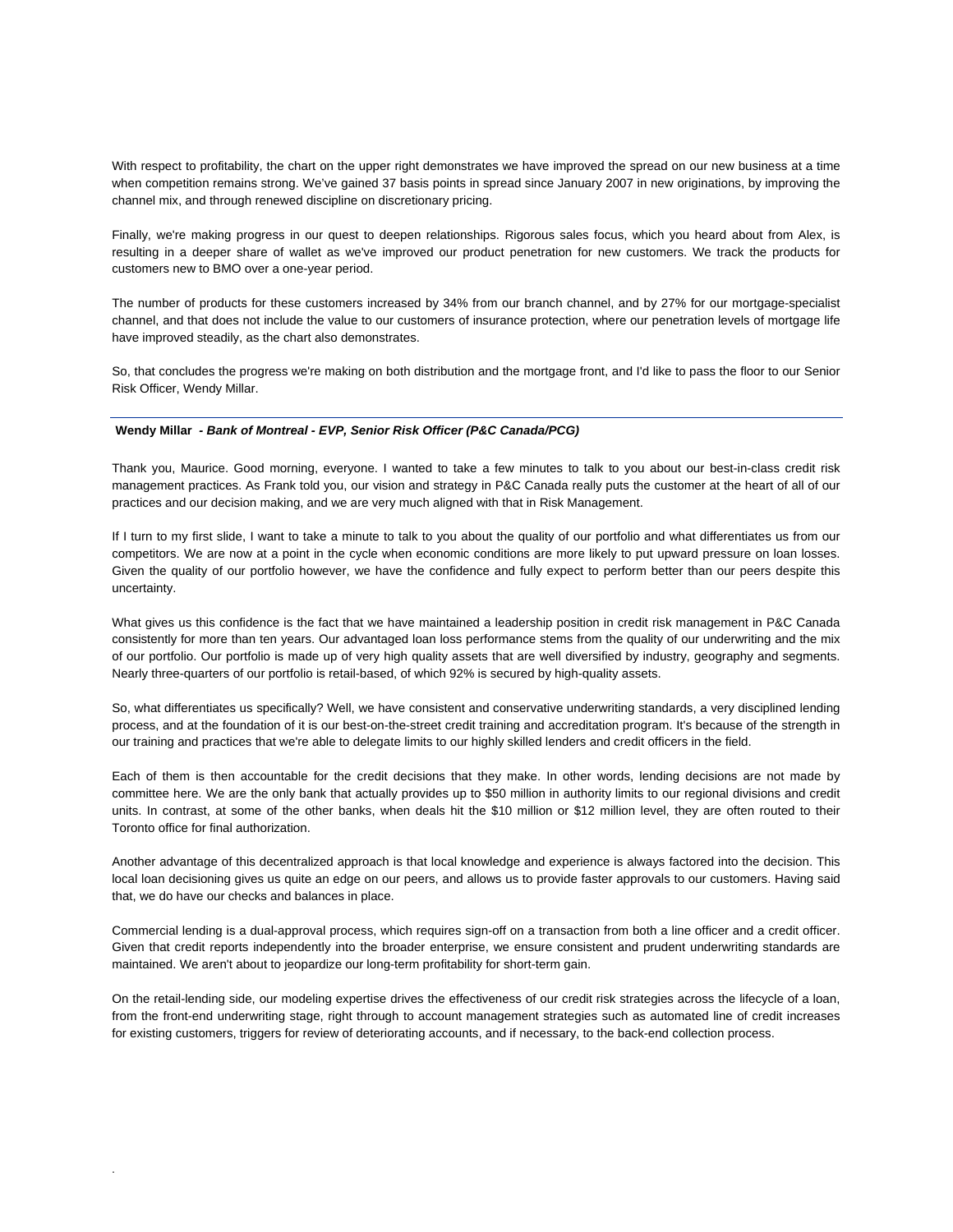With respect to profitability, the chart on the upper right demonstrates we have improved the spread on our new business at a time when competition remains strong. We've gained 37 basis points in spread since January 2007 in new originations, by improving the channel mix, and through renewed discipline on discretionary pricing.

Finally, we're making progress in our quest to deepen relationships. Rigorous sales focus, which you heard about from Alex, is resulting in a deeper share of wallet as we've improved our product penetration for new customers. We track the products for customers new to BMO over a one-year period.

The number of products for these customers increased by 34% from our branch channel, and by 27% for our mortgage-specialist channel, and that does not include the value to our customers of insurance protection, where our penetration levels of mortgage life have improved steadily, as the chart also demonstrates.

So, that concludes the progress we're making on both distribution and the mortgage front, and I'd like to pass the floor to our Senior Risk Officer, Wendy Millar.

---

**Wendy Millar** - ***Bank of Montreal - EVP, Senior Risk Officer (P&C Canada/PCG)***

Thank you, Maurice. Good morning, everyone. I wanted to take a few minutes to talk to you about our best-in-class credit risk management practices. As Frank told you, our vision and strategy in P&C Canada really puts the customer at the heart of all of our practices and our decision making, and we are very much aligned with that in Risk Management.

If I turn to my first slide, I want to take a minute to talk to you about the quality of our portfolio and what differentiates us from our competitors. We are now at a point in the cycle when economic conditions are more likely to put upward pressure on loan losses. Given the quality of our portfolio however, we have the confidence and fully expect to perform better than our peers despite this uncertainty.

What gives us this confidence is the fact that we have maintained a leadership position in credit risk management in P&C Canada consistently for more than ten years. Our advantaged loan loss performance stems from the quality of our underwriting and the mix of our portfolio. Our portfolio is made up of very high quality assets that are well diversified by industry, geography and segments. Nearly three-quarters of our portfolio is retail-based, of which 92% is secured by high-quality assets.

So, what differentiates us specifically? Well, we have consistent and conservative underwriting standards, a very disciplined lending process, and at the foundation of it is our best-on-the-street credit training and accreditation program. It's because of the strength in our training and practices that we're able to delegate limits to our highly skilled lenders and credit officers in the field.

Each of them is then accountable for the credit decisions that they make. In other words, lending decisions are not made by committee here. We are the only bank that actually provides up to $50 million in authority limits to our regional divisions and credit units. In contrast, at some of the other banks, when deals hit the $10 million or $12 million level, they are often routed to their Toronto office for final authorization.

Another advantage of this decentralized approach is that local knowledge and experience is always factored into the decision. This local loan decisioning gives us quite an edge on our peers, and allows us to provide faster approvals to our customers. Having said that, we do have our checks and balances in place.

Commercial lending is a dual-approval process, which requires sign-off on a transaction from both a line officer and a credit officer. Given that credit reports independently into the broader enterprise, we ensure consistent and prudent underwriting standards are maintained. We aren't about to jeopardize our long-term profitability for short-term gain.

On the retail-lending side, our modeling expertise drives the effectiveness of our credit risk strategies across the lifecycle of a loan, from the front-end underwriting stage, right through to account management strategies such as automated line of credit increases for existing customers, triggers for review of deteriorating accounts, and if necessary, to the back-end collection process.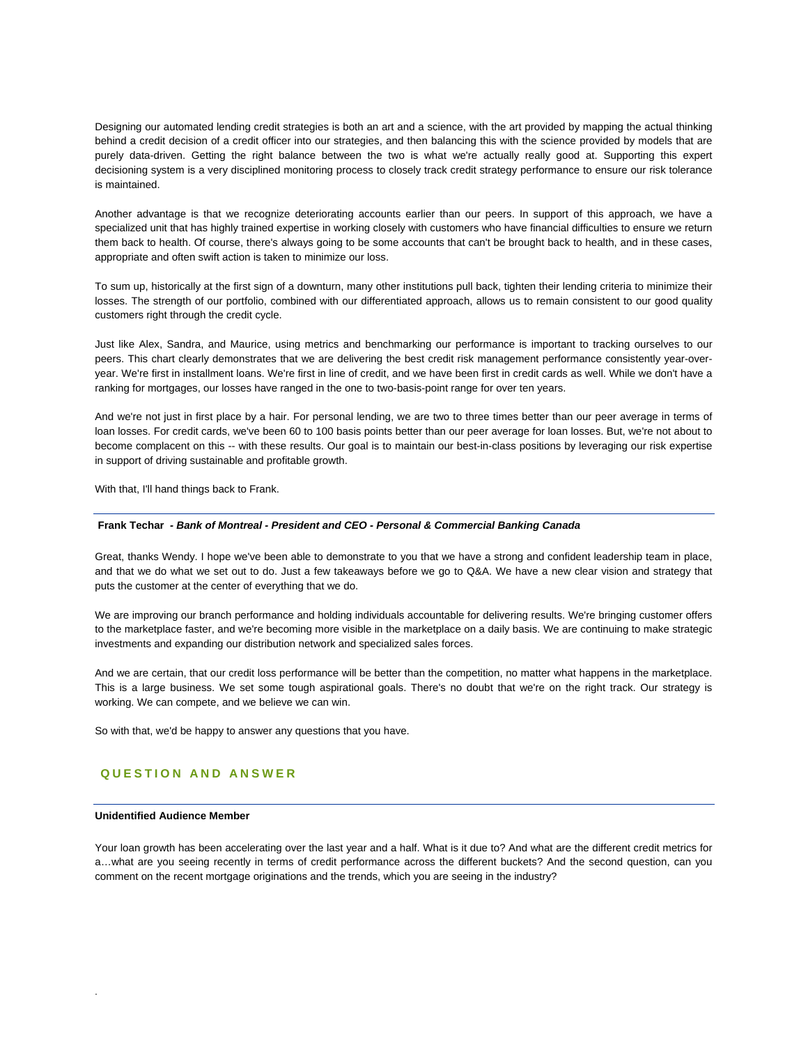Designing our automated lending credit strategies is both an art and a science, with the art provided by mapping the actual thinking behind a credit decision of a credit officer into our strategies, and then balancing this with the science provided by models that are purely data-driven. Getting the right balance between the two is what we're actually really good at. Supporting this expert decisioning system is a very disciplined monitoring process to closely track credit strategy performance to ensure our risk tolerance is maintained.

Another advantage is that we recognize deteriorating accounts earlier than our peers. In support of this approach, we have a specialized unit that has highly trained expertise in working closely with customers who have financial difficulties to ensure we return them back to health. Of course, there's always going to be some accounts that can't be brought back to health, and in these cases, appropriate and often swift action is taken to minimize our loss.

To sum up, historically at the first sign of a downturn, many other institutions pull back, tighten their lending criteria to minimize their losses. The strength of our portfolio, combined with our differentiated approach, allows us to remain consistent to our good quality customers right through the credit cycle.

Just like Alex, Sandra, and Maurice, using metrics and benchmarking our performance is important to tracking ourselves to our peers. This chart clearly demonstrates that we are delivering the best credit risk management performance consistently year-over-year. We're first in installment loans. We're first in line of credit, and we have been first in credit cards as well. While we don't have a ranking for mortgages, our losses have ranged in the one to two-basis-point range for over ten years.

And we're not just in first place by a hair. For personal lending, we are two to three times better than our peer average in terms of loan losses. For credit cards, we've been 60 to 100 basis points better than our peer average for loan losses. But, we're not about to become complacent on this -- with these results. Our goal is to maintain our best-in-class positions by leveraging our risk expertise in support of driving sustainable and profitable growth.

With that, I'll hand things back to Frank.

---

**Frank Techar** *- Bank of Montreal - President and CEO - Personal & Commercial Banking Canada*

Great, thanks Wendy. I hope we've been able to demonstrate to you that we have a strong and confident leadership team in place, and that we do what we set out to do. Just a few takeaways before we go to Q&A. We have a new clear vision and strategy that puts the customer at the center of everything that we do.

We are improving our branch performance and holding individuals accountable for delivering results. We're bringing customer offers to the marketplace faster, and we're becoming more visible in the marketplace on a daily basis. We are continuing to make strategic investments and expanding our distribution network and specialized sales forces.

And we are certain, that our credit loss performance will be better than the competition, no matter what happens in the marketplace. This is a large business. We set some tough aspirational goals. There's no doubt that we're on the right track. Our strategy is working. We can compete, and we believe we can win.

So with that, we'd be happy to answer any questions that you have.

## QUESTION AND ANSWER

---

**Unidentified Audience Member**

Your loan growth has been accelerating over the last year and a half. What is it due to? And what are the different credit metrics for a…what are you seeing recently in terms of credit performance across the different buckets? And the second question, can you comment on the recent mortgage originations and the trends, which you are seeing in the industry?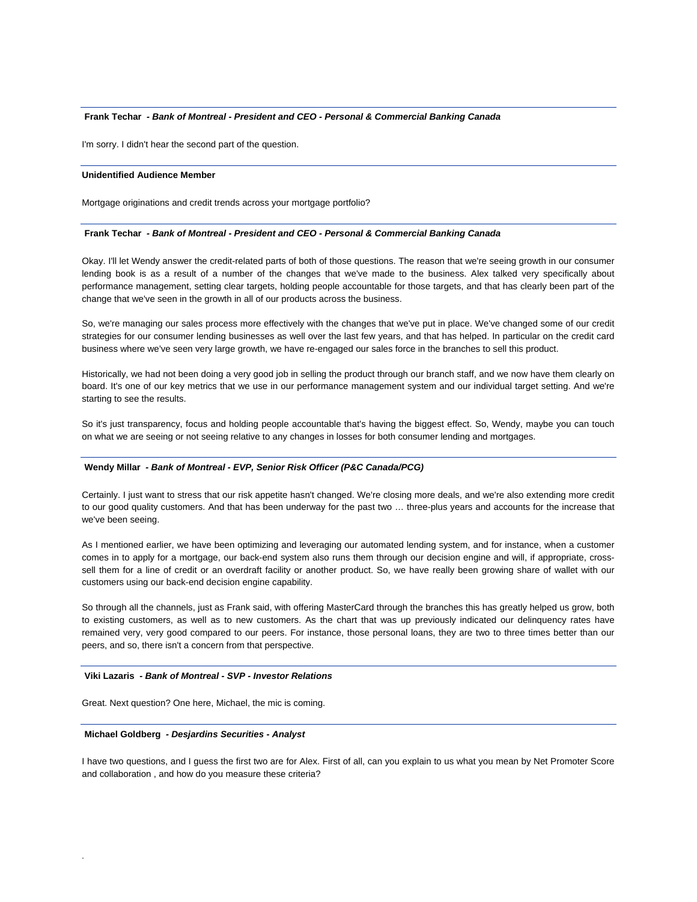**Frank Techar** *- Bank of Montreal - President and CEO - Personal & Commercial Banking Canada*

I'm sorry. I didn't hear the second part of the question.

---

**Unidentified Audience Member**

Mortgage originations and credit trends across your mortgage portfolio?

---

**Frank Techar** *- Bank of Montreal - President and CEO - Personal & Commercial Banking Canada*

Okay. I'll let Wendy answer the credit-related parts of both of those questions. The reason that we're seeing growth in our consumer lending book is as a result of a number of the changes that we've made to the business. Alex talked very specifically about performance management, setting clear targets, holding people accountable for those targets, and that has clearly been part of the change that we've seen in the growth in all of our products across the business.

So, we're managing our sales process more effectively with the changes that we've put in place. We've changed some of our credit strategies for our consumer lending businesses as well over the last few years, and that has helped. In particular on the credit card business where we've seen very large growth, we have re-engaged our sales force in the branches to sell this product.

Historically, we had not been doing a very good job in selling the product through our branch staff, and we now have them clearly on board. It's one of our key metrics that we use in our performance management system and our individual target setting. And we're starting to see the results.

So it's just transparency, focus and holding people accountable that's having the biggest effect. So, Wendy, maybe you can touch on what we are seeing or not seeing relative to any changes in losses for both consumer lending and mortgages.

---

**Wendy Millar** *- Bank of Montreal - EVP, Senior Risk Officer (P&C Canada/PCG)*

Certainly. I just want to stress that our risk appetite hasn't changed. We're closing more deals, and we're also extending more credit to our good quality customers. And that has been underway for the past two … three-plus years and accounts for the increase that we've been seeing.

As I mentioned earlier, we have been optimizing and leveraging our automated lending system, and for instance, when a customer comes in to apply for a mortgage, our back-end system also runs them through our decision engine and will, if appropriate, cross-sell them for a line of credit or an overdraft facility or another product. So, we have really been growing share of wallet with our customers using our back-end decision engine capability.

So through all the channels, just as Frank said, with offering MasterCard through the branches this has greatly helped us grow, both to existing customers, as well as to new customers. As the chart that was up previously indicated our delinquency rates have remained very, very good compared to our peers. For instance, those personal loans, they are two to three times better than our peers, and so, there isn't a concern from that perspective.

---

**Viki Lazaris** *- Bank of Montreal - SVP - Investor Relations*

Great. Next question? One here, Michael, the mic is coming.

---

**Michael Goldberg** *- Desjardins Securities - Analyst*

I have two questions, and I guess the first two are for Alex. First of all, can you explain to us what you mean by Net Promoter Score and collaboration , and how do you measure these criteria?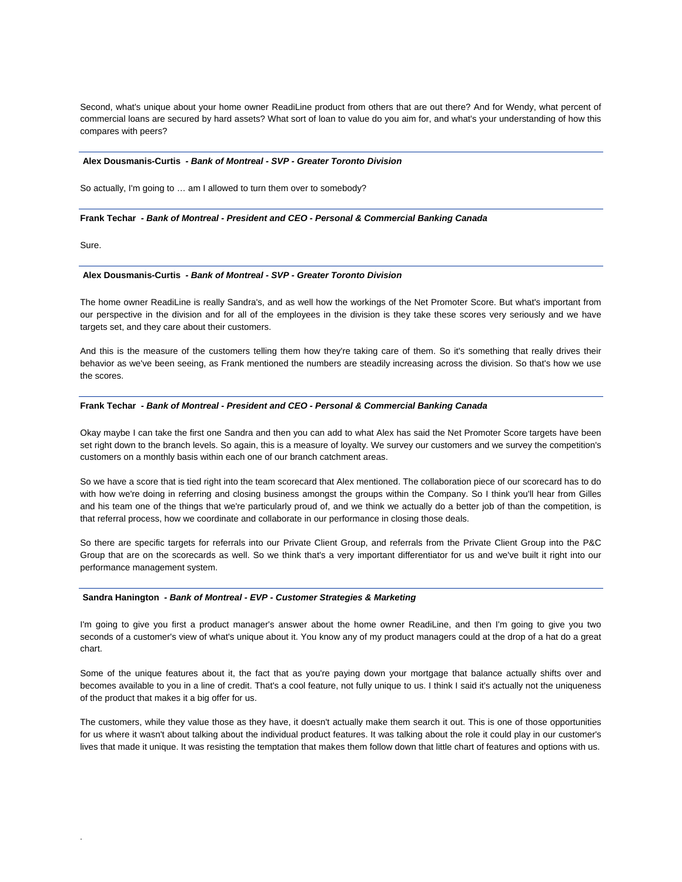Second, what's unique about your home owner ReadiLine product from others that are out there? And for Wendy, what percent of commercial loans are secured by hard assets? What sort of loan to value do you aim for, and what's your understanding of how this compares with peers?

---

**Alex Dousmanis-Curtis** *- Bank of Montreal - SVP - Greater Toronto Division*

So actually, I'm going to … am I allowed to turn them over to somebody?

---

**Frank Techar** *- Bank of Montreal - President and CEO - Personal & Commercial Banking Canada*

Sure.

---

**Alex Dousmanis-Curtis** *- Bank of Montreal - SVP - Greater Toronto Division*

The home owner ReadiLine is really Sandra's, and as well how the workings of the Net Promoter Score. But what's important from our perspective in the division and for all of the employees in the division is they take these scores very seriously and we have targets set, and they care about their customers.

And this is the measure of the customers telling them how they're taking care of them. So it's something that really drives their behavior as we've been seeing, as Frank mentioned the numbers are steadily increasing across the division. So that's how we use the scores.

---

**Frank Techar** *- Bank of Montreal - President and CEO - Personal & Commercial Banking Canada*

Okay maybe I can take the first one Sandra and then you can add to what Alex has said the Net Promoter Score targets have been set right down to the branch levels. So again, this is a measure of loyalty. We survey our customers and we survey the competition's customers on a monthly basis within each one of our branch catchment areas.

So we have a score that is tied right into the team scorecard that Alex mentioned. The collaboration piece of our scorecard has to do with how we're doing in referring and closing business amongst the groups within the Company. So I think you'll hear from Gilles and his team one of the things that we're particularly proud of, and we think we actually do a better job of than the competition, is that referral process, how we coordinate and collaborate in our performance in closing those deals.

So there are specific targets for referrals into our Private Client Group, and referrals from the Private Client Group into the P&C Group that are on the scorecards as well. So we think that's a very important differentiator for us and we've built it right into our performance management system.

---

**Sandra Hanington** *- Bank of Montreal - EVP - Customer Strategies & Marketing*

I'm going to give you first a product manager's answer about the home owner ReadiLine, and then I'm going to give you two seconds of a customer's view of what's unique about it. You know any of my product managers could at the drop of a hat do a great chart.

Some of the unique features about it, the fact that as you're paying down your mortgage that balance actually shifts over and becomes available to you in a line of credit. That's a cool feature, not fully unique to us. I think I said it's actually not the uniqueness of the product that makes it a big offer for us.

The customers, while they value those as they have, it doesn't actually make them search it out. This is one of those opportunities for us where it wasn't about talking about the individual product features. It was talking about the role it could play in our customer's lives that made it unique. It was resisting the temptation that makes them follow down that little chart of features and options with us.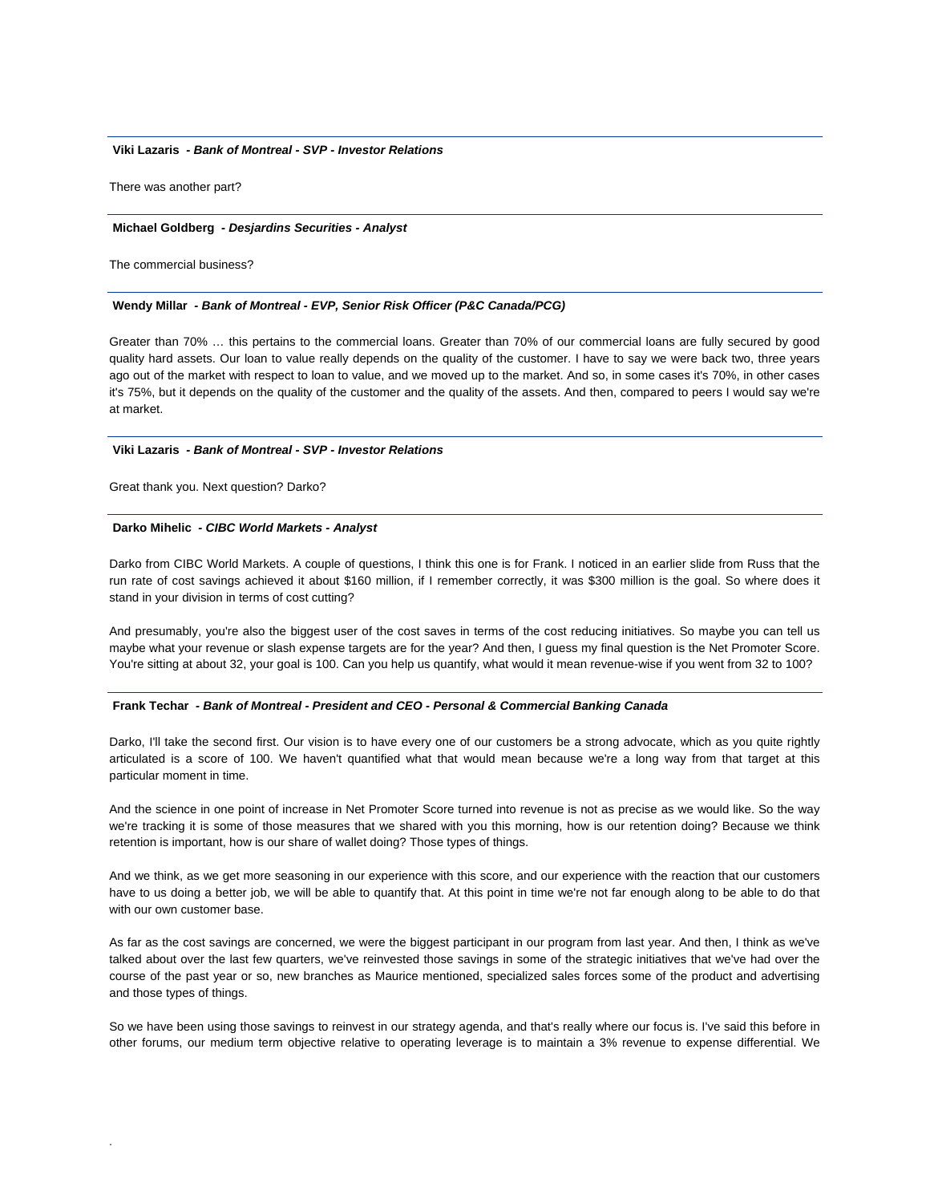**Viki Lazaris** *- Bank of Montreal - SVP - Investor Relations*

There was another part?

---

**Michael Goldberg** *- Desjardins Securities - Analyst*

The commercial business?

---

**Wendy Millar** *- Bank of Montreal - EVP, Senior Risk Officer (P&C Canada/PCG)*

Greater than 70% … this pertains to the commercial loans. Greater than 70% of our commercial loans are fully secured by good quality hard assets. Our loan to value really depends on the quality of the customer. I have to say we were back two, three years ago out of the market with respect to loan to value, and we moved up to the market. And so, in some cases it's 70%, in other cases it's 75%, but it depends on the quality of the customer and the quality of the assets. And then, compared to peers I would say we're at market.

---

**Viki Lazaris** *- Bank of Montreal - SVP - Investor Relations*

Great thank you. Next question? Darko?

---

**Darko Mihelic** *- CIBC World Markets - Analyst*

Darko from CIBC World Markets. A couple of questions, I think this one is for Frank. I noticed in an earlier slide from Russ that the run rate of cost savings achieved it about $160 million, if I remember correctly, it was $300 million is the goal. So where does it stand in your division in terms of cost cutting?

And presumably, you're also the biggest user of the cost saves in terms of the cost reducing initiatives. So maybe you can tell us maybe what your revenue or slash expense targets are for the year? And then, I guess my final question is the Net Promoter Score. You're sitting at about 32, your goal is 100. Can you help us quantify, what would it mean revenue-wise if you went from 32 to 100?

---

**Frank Techar** *- Bank of Montreal - President and CEO - Personal & Commercial Banking Canada*

Darko, I'll take the second first. Our vision is to have every one of our customers be a strong advocate, which as you quite rightly articulated is a score of 100. We haven't quantified what that would mean because we're a long way from that target at this particular moment in time.

And the science in one point of increase in Net Promoter Score turned into revenue is not as precise as we would like. So the way we're tracking it is some of those measures that we shared with you this morning, how is our retention doing? Because we think retention is important, how is our share of wallet doing? Those types of things.

And we think, as we get more seasoning in our experience with this score, and our experience with the reaction that our customers have to us doing a better job, we will be able to quantify that. At this point in time we're not far enough along to be able to do that with our own customer base.

As far as the cost savings are concerned, we were the biggest participant in our program from last year. And then, I think as we've talked about over the last few quarters, we've reinvested those savings in some of the strategic initiatives that we've had over the course of the past year or so, new branches as Maurice mentioned, specialized sales forces some of the product and advertising and those types of things.

So we have been using those savings to reinvest in our strategy agenda, and that's really where our focus is. I've said this before in other forums, our medium term objective relative to operating leverage is to maintain a 3% revenue to expense differential. We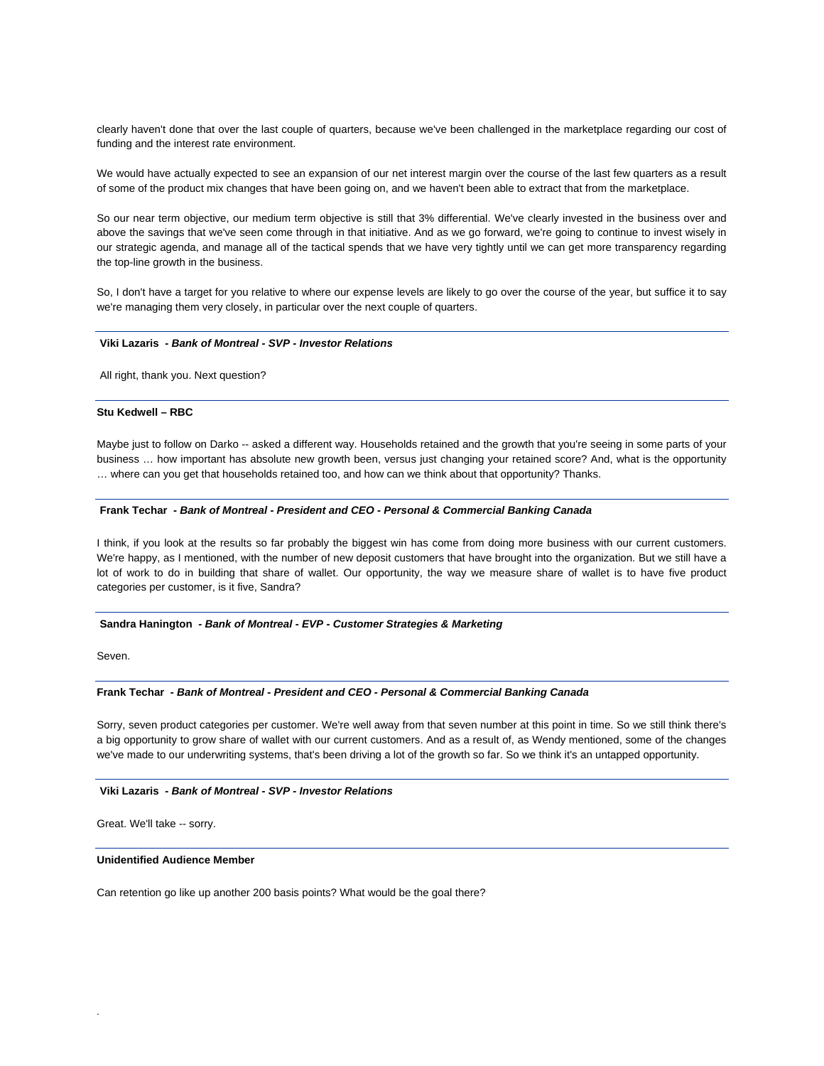clearly haven't done that over the last couple of quarters, because we've been challenged in the marketplace regarding our cost of funding and the interest rate environment.

We would have actually expected to see an expansion of our net interest margin over the course of the last few quarters as a result of some of the product mix changes that have been going on, and we haven't been able to extract that from the marketplace.

So our near term objective, our medium term objective is still that 3% differential. We've clearly invested in the business over and above the savings that we've seen come through in that initiative. And as we go forward, we're going to continue to invest wisely in our strategic agenda, and manage all of the tactical spends that we have very tightly until we can get more transparency regarding the top-line growth in the business.

So, I don't have a target for you relative to where our expense levels are likely to go over the course of the year, but suffice it to say we're managing them very closely, in particular over the next couple of quarters.

---

**Viki Lazaris** *- Bank of Montreal - SVP - Investor Relations*

All right, thank you. Next question?

---

**Stu Kedwell – RBC**

Maybe just to follow on Darko -- asked a different way. Households retained and the growth that you're seeing in some parts of your business … how important has absolute new growth been, versus just changing your retained score? And, what is the opportunity … where can you get that households retained too, and how can we think about that opportunity? Thanks.

---

**Frank Techar** *- Bank of Montreal - President and CEO - Personal & Commercial Banking Canada*

I think, if you look at the results so far probably the biggest win has come from doing more business with our current customers. We're happy, as I mentioned, with the number of new deposit customers that have brought into the organization. But we still have a lot of work to do in building that share of wallet. Our opportunity, the way we measure share of wallet is to have five product categories per customer, is it five, Sandra?

---

**Sandra Hanington** *- Bank of Montreal - EVP - Customer Strategies & Marketing*

Seven.

---

**Frank Techar** *- Bank of Montreal - President and CEO - Personal & Commercial Banking Canada*

Sorry, seven product categories per customer. We're well away from that seven number at this point in time. So we still think there's a big opportunity to grow share of wallet with our current customers. And as a result of, as Wendy mentioned, some of the changes we've made to our underwriting systems, that's been driving a lot of the growth so far. So we think it's an untapped opportunity.

---

**Viki Lazaris** *- Bank of Montreal - SVP - Investor Relations*

Great. We'll take -- sorry.

---

**Unidentified Audience Member**

Can retention go like up another 200 basis points? What would be the goal there?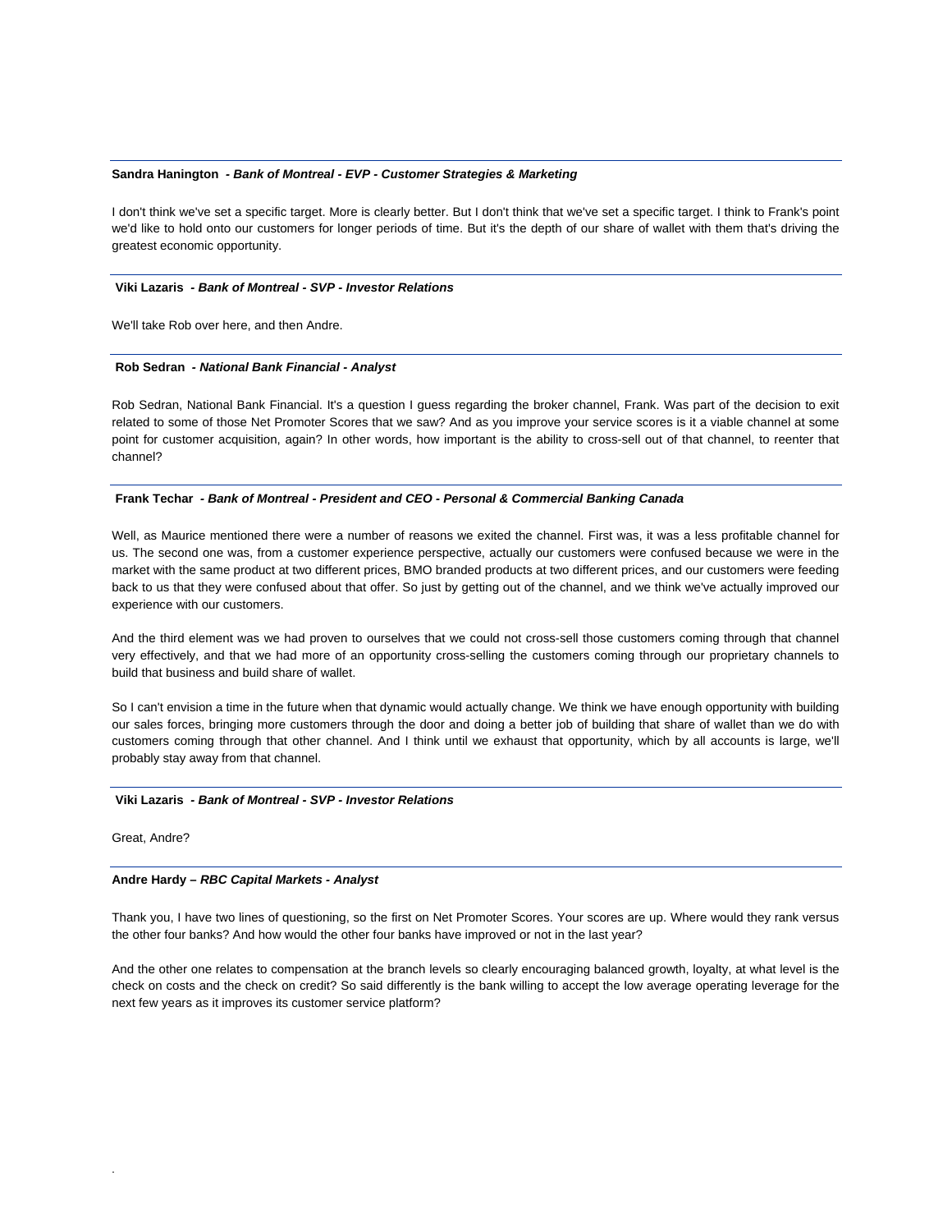**Sandra Hanington** *- Bank of Montreal - EVP - Customer Strategies & Marketing*

I don't think we've set a specific target. More is clearly better. But I don't think that we've set a specific target. I think to Frank's point we'd like to hold onto our customers for longer periods of time. But it's the depth of our share of wallet with them that's driving the greatest economic opportunity.

---

**Viki Lazaris** *- Bank of Montreal - SVP - Investor Relations*

We'll take Rob over here, and then Andre.

---

**Rob Sedran** *- National Bank Financial - Analyst*

Rob Sedran, National Bank Financial. It's a question I guess regarding the broker channel, Frank. Was part of the decision to exit related to some of those Net Promoter Scores that we saw? And as you improve your service scores is it a viable channel at some point for customer acquisition, again? In other words, how important is the ability to cross-sell out of that channel, to reenter that channel?

---

**Frank Techar** *- Bank of Montreal - President and CEO - Personal & Commercial Banking Canada*

Well, as Maurice mentioned there were a number of reasons we exited the channel. First was, it was a less profitable channel for us. The second one was, from a customer experience perspective, actually our customers were confused because we were in the market with the same product at two different prices, BMO branded products at two different prices, and our customers were feeding back to us that they were confused about that offer. So just by getting out of the channel, and we think we've actually improved our experience with our customers.

And the third element was we had proven to ourselves that we could not cross-sell those customers coming through that channel very effectively, and that we had more of an opportunity cross-selling the customers coming through our proprietary channels to build that business and build share of wallet.

So I can't envision a time in the future when that dynamic would actually change. We think we have enough opportunity with building our sales forces, bringing more customers through the door and doing a better job of building that share of wallet than we do with customers coming through that other channel. And I think until we exhaust that opportunity, which by all accounts is large, we'll probably stay away from that channel.

---

**Viki Lazaris** *- Bank of Montreal - SVP - Investor Relations*

Great, Andre?

---

**Andre Hardy** *– RBC Capital Markets - Analyst*

Thank you, I have two lines of questioning, so the first on Net Promoter Scores. Your scores are up. Where would they rank versus the other four banks? And how would the other four banks have improved or not in the last year?

And the other one relates to compensation at the branch levels so clearly encouraging balanced growth, loyalty, at what level is the check on costs and the check on credit? So said differently is the bank willing to accept the low average operating leverage for the next few years as it improves its customer service platform?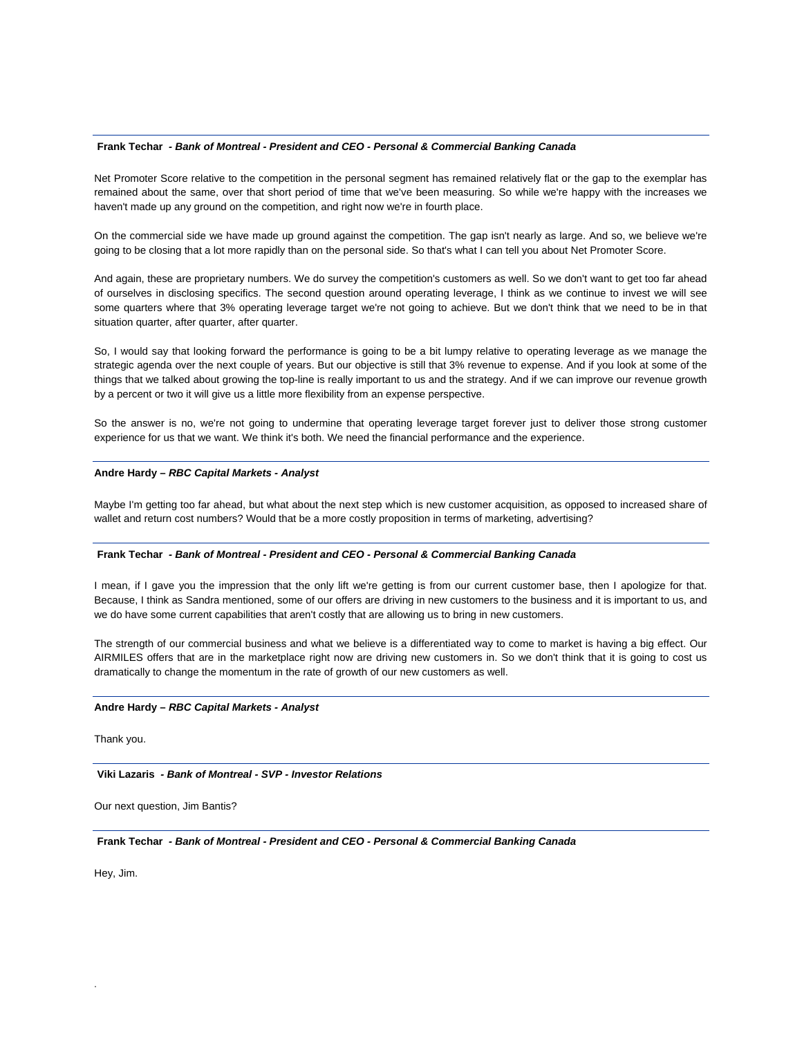**Frank Techar** - ***Bank of Montreal - President and CEO - Personal & Commercial Banking Canada***

Net Promoter Score relative to the competition in the personal segment has remained relatively flat or the gap to the exemplar has remained about the same, over that short period of time that we've been measuring. So while we're happy with the increases we haven't made up any ground on the competition, and right now we're in fourth place.

On the commercial side we have made up ground against the competition. The gap isn't nearly as large. And so, we believe we're going to be closing that a lot more rapidly than on the personal side. So that's what I can tell you about Net Promoter Score.

And again, these are proprietary numbers. We do survey the competition's customers as well. So we don't want to get too far ahead of ourselves in disclosing specifics. The second question around operating leverage, I think as we continue to invest we will see some quarters where that 3% operating leverage target we're not going to achieve. But we don't think that we need to be in that situation quarter, after quarter, after quarter.

So, I would say that looking forward the performance is going to be a bit lumpy relative to operating leverage as we manage the strategic agenda over the next couple of years. But our objective is still that 3% revenue to expense. And if you look at some of the things that we talked about growing the top-line is really important to us and the strategy. And if we can improve our revenue growth by a percent or two it will give us a little more flexibility from an expense perspective.

So the answer is no, we're not going to undermine that operating leverage target forever just to deliver those strong customer experience for us that we want. We think it's both. We need the financial performance and the experience.

**Andre Hardy** – ***RBC Capital Markets - Analyst***

Maybe I'm getting too far ahead, but what about the next step which is new customer acquisition, as opposed to increased share of wallet and return cost numbers? Would that be a more costly proposition in terms of marketing, advertising?

**Frank Techar** - ***Bank of Montreal - President and CEO - Personal & Commercial Banking Canada***

I mean, if I gave you the impression that the only lift we're getting is from our current customer base, then I apologize for that. Because, I think as Sandra mentioned, some of our offers are driving in new customers to the business and it is important to us, and we do have some current capabilities that aren't costly that are allowing us to bring in new customers.

The strength of our commercial business and what we believe is a differentiated way to come to market is having a big effect. Our AIRMILES offers that are in the marketplace right now are driving new customers in. So we don't think that it is going to cost us dramatically to change the momentum in the rate of growth of our new customers as well.

**Andre Hardy** – ***RBC Capital Markets - Analyst***

Thank you.

**Viki Lazaris** - ***Bank of Montreal - SVP - Investor Relations***

Our next question, Jim Bantis?

**Frank Techar** - ***Bank of Montreal - President and CEO - Personal & Commercial Banking Canada***

Hey, Jim.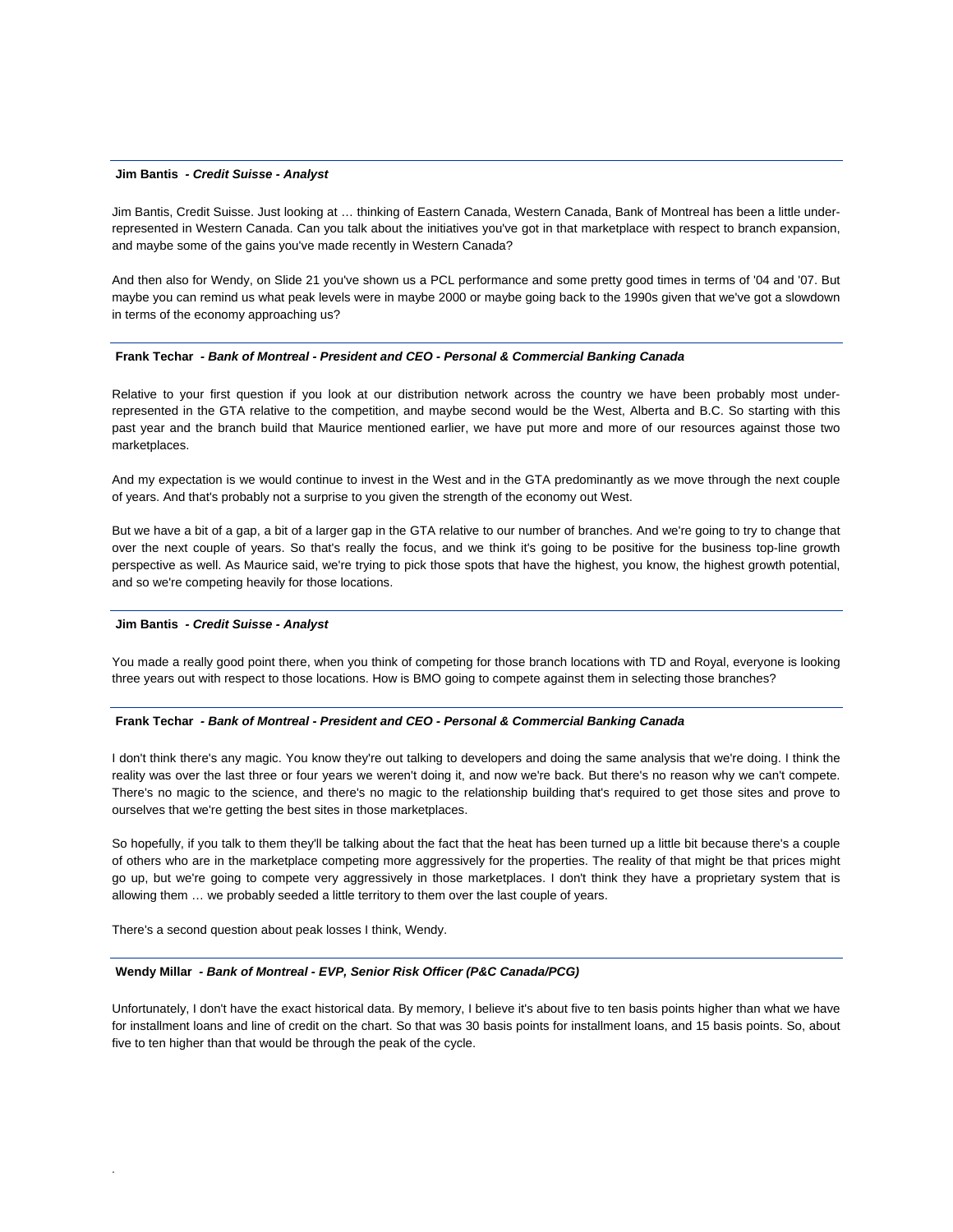**Jim Bantis** *- Credit Suisse - Analyst*

Jim Bantis, Credit Suisse. Just looking at … thinking of Eastern Canada, Western Canada, Bank of Montreal has been a little under-represented in Western Canada. Can you talk about the initiatives you've got in that marketplace with respect to branch expansion, and maybe some of the gains you've made recently in Western Canada?

And then also for Wendy, on Slide 21 you've shown us a PCL performance and some pretty good times in terms of '04 and '07. But maybe you can remind us what peak levels were in maybe 2000 or maybe going back to the 1990s given that we've got a slowdown in terms of the economy approaching us?

---

**Frank Techar** *- Bank of Montreal - President and CEO - Personal & Commercial Banking Canada*

Relative to your first question if you look at our distribution network across the country we have been probably most under-represented in the GTA relative to the competition, and maybe second would be the West, Alberta and B.C. So starting with this past year and the branch build that Maurice mentioned earlier, we have put more and more of our resources against those two marketplaces.

And my expectation is we would continue to invest in the West and in the GTA predominantly as we move through the next couple of years. And that's probably not a surprise to you given the strength of the economy out West.

But we have a bit of a gap, a bit of a larger gap in the GTA relative to our number of branches. And we're going to try to change that over the next couple of years. So that's really the focus, and we think it's going to be positive for the business top-line growth perspective as well. As Maurice said, we're trying to pick those spots that have the highest, you know, the highest growth potential, and so we're competing heavily for those locations.

---

**Jim Bantis** *- Credit Suisse - Analyst*

You made a really good point there, when you think of competing for those branch locations with TD and Royal, everyone is looking three years out with respect to those locations. How is BMO going to compete against them in selecting those branches?

---

**Frank Techar** *- Bank of Montreal - President and CEO - Personal & Commercial Banking Canada*

I don't think there's any magic. You know they're out talking to developers and doing the same analysis that we're doing. I think the reality was over the last three or four years we weren't doing it, and now we're back. But there's no reason why we can't compete. There's no magic to the science, and there's no magic to the relationship building that's required to get those sites and prove to ourselves that we're getting the best sites in those marketplaces.

So hopefully, if you talk to them they'll be talking about the fact that the heat has been turned up a little bit because there's a couple of others who are in the marketplace competing more aggressively for the properties. The reality of that might be that prices might go up, but we're going to compete very aggressively in those marketplaces. I don't think they have a proprietary system that is allowing them … we probably seeded a little territory to them over the last couple of years.

There's a second question about peak losses I think, Wendy.

---

**Wendy Millar** *- Bank of Montreal - EVP, Senior Risk Officer (P&C Canada/PCG)*

Unfortunately, I don't have the exact historical data. By memory, I believe it's about five to ten basis points higher than what we have for installment loans and line of credit on the chart. So that was 30 basis points for installment loans, and 15 basis points. So, about five to ten higher than that would be through the peak of the cycle.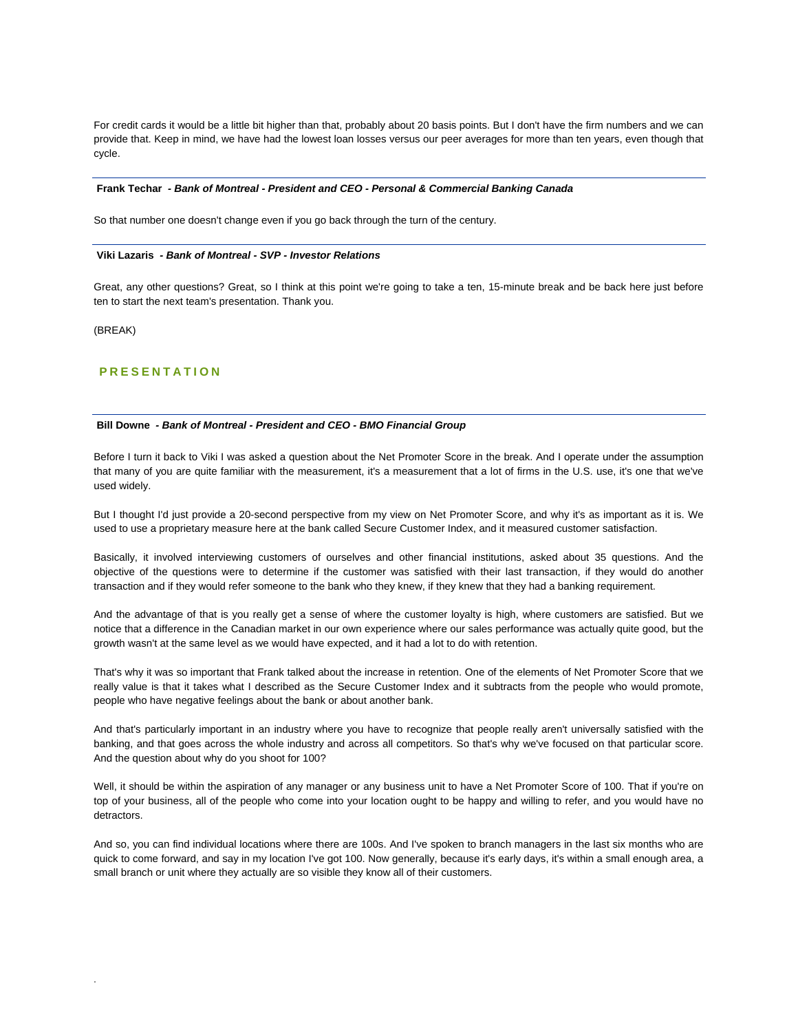For credit cards it would be a little bit higher than that, probably about 20 basis points. But I don't have the firm numbers and we can provide that. Keep in mind, we have had the lowest loan losses versus our peer averages for more than ten years, even though that cycle.

**Frank Techar** *- Bank of Montreal - President and CEO - Personal & Commercial Banking Canada*

So that number one doesn't change even if you go back through the turn of the century.

**Viki Lazaris** *- Bank of Montreal - SVP - Investor Relations*

Great, any other questions? Great, so I think at this point we're going to take a ten, 15-minute break and be back here just before ten to start the next team's presentation. Thank you.

(BREAK)

## PRESENTATION

**Bill Downe** *- Bank of Montreal - President and CEO - BMO Financial Group*

Before I turn it back to Viki I was asked a question about the Net Promoter Score in the break. And I operate under the assumption that many of you are quite familiar with the measurement, it's a measurement that a lot of firms in the U.S. use, it's one that we've used widely.

But I thought I'd just provide a 20-second perspective from my view on Net Promoter Score, and why it's as important as it is. We used to use a proprietary measure here at the bank called Secure Customer Index, and it measured customer satisfaction.

Basically, it involved interviewing customers of ourselves and other financial institutions, asked about 35 questions. And the objective of the questions were to determine if the customer was satisfied with their last transaction, if they would do another transaction and if they would refer someone to the bank who they knew, if they knew that they had a banking requirement.

And the advantage of that is you really get a sense of where the customer loyalty is high, where customers are satisfied. But we notice that a difference in the Canadian market in our own experience where our sales performance was actually quite good, but the growth wasn't at the same level as we would have expected, and it had a lot to do with retention.

That's why it was so important that Frank talked about the increase in retention. One of the elements of Net Promoter Score that we really value is that it takes what I described as the Secure Customer Index and it subtracts from the people who would promote, people who have negative feelings about the bank or about another bank.

And that's particularly important in an industry where you have to recognize that people really aren't universally satisfied with the banking, and that goes across the whole industry and across all competitors. So that's why we've focused on that particular score. And the question about why do you shoot for 100?

Well, it should be within the aspiration of any manager or any business unit to have a Net Promoter Score of 100. That if you're on top of your business, all of the people who come into your location ought to be happy and willing to refer, and you would have no detractors.

And so, you can find individual locations where there are 100s. And I've spoken to branch managers in the last six months who are quick to come forward, and say in my location I've got 100. Now generally, because it's early days, it's within a small enough area, a small branch or unit where they actually are so visible they know all of their customers.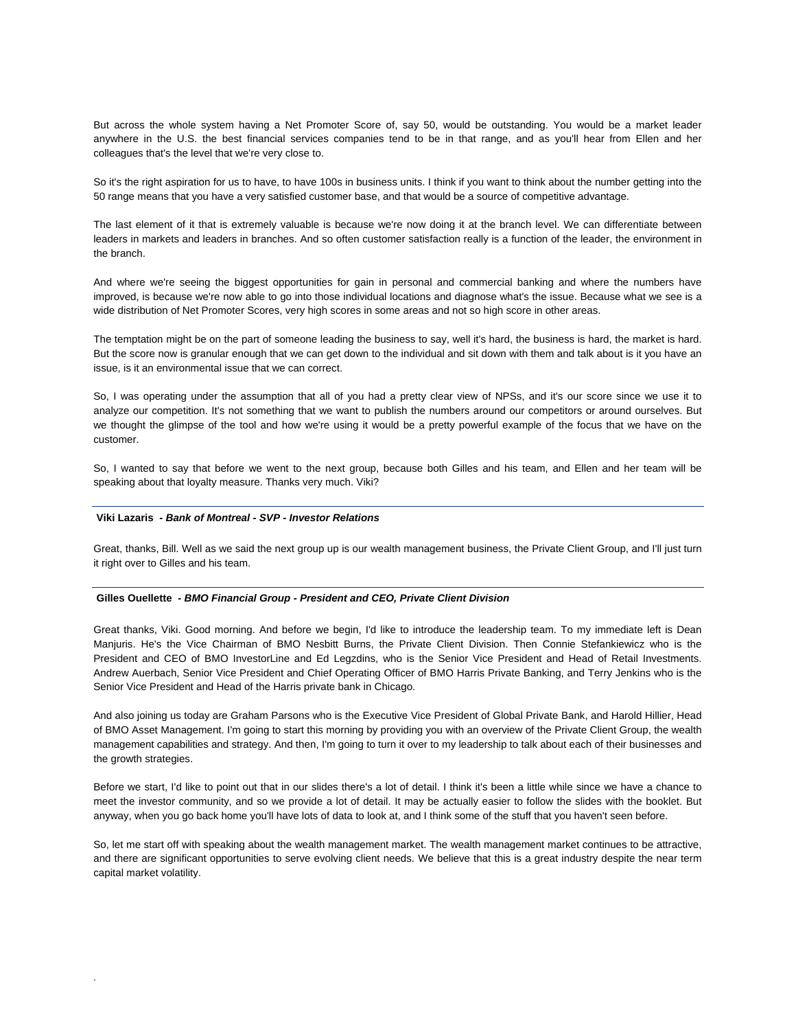But across the whole system having a Net Promoter Score of, say 50, would be outstanding. You would be a market leader anywhere in the U.S. the best financial services companies tend to be in that range, and as you'll hear from Ellen and her colleagues that's the level that we're very close to.

So it's the right aspiration for us to have, to have 100s in business units. I think if you want to think about the number getting into the 50 range means that you have a very satisfied customer base, and that would be a source of competitive advantage.

The last element of it that is extremely valuable is because we're now doing it at the branch level. We can differentiate between leaders in markets and leaders in branches. And so often customer satisfaction really is a function of the leader, the environment in the branch.

And where we're seeing the biggest opportunities for gain in personal and commercial banking and where the numbers have improved, is because we're now able to go into those individual locations and diagnose what's the issue. Because what we see is a wide distribution of Net Promoter Scores, very high scores in some areas and not so high score in other areas.

The temptation might be on the part of someone leading the business to say, well it's hard, the business is hard, the market is hard. But the score now is granular enough that we can get down to the individual and sit down with them and talk about is it you have an issue, is it an environmental issue that we can correct.

So, I was operating under the assumption that all of you had a pretty clear view of NPSs, and it's our score since we use it to analyze our competition. It's not something that we want to publish the numbers around our competitors or around ourselves. But we thought the glimpse of the tool and how we're using it would be a pretty powerful example of the focus that we have on the customer.

So, I wanted to say that before we went to the next group, because both Gilles and his team, and Ellen and her team will be speaking about that loyalty measure. Thanks very much. Viki?

---

**Viki Lazaris** *- Bank of Montreal - SVP - Investor Relations*

Great, thanks, Bill. Well as we said the next group up is our wealth management business, the Private Client Group, and I'll just turn it right over to Gilles and his team.

---

**Gilles Ouellette** *- BMO Financial Group - President and CEO, Private Client Division*

Great thanks, Viki. Good morning. And before we begin, I'd like to introduce the leadership team. To my immediate left is Dean Manjuris. He's the Vice Chairman of BMO Nesbitt Burns, the Private Client Division. Then Connie Stefankiewicz who is the President and CEO of BMO InvestorLine and Ed Legzdins, who is the Senior Vice President and Head of Retail Investments. Andrew Auerbach, Senior Vice President and Chief Operating Officer of BMO Harris Private Banking, and Terry Jenkins who is the Senior Vice President and Head of the Harris private bank in Chicago.

And also joining us today are Graham Parsons who is the Executive Vice President of Global Private Bank, and Harold Hillier, Head of BMO Asset Management. I'm going to start this morning by providing you with an overview of the Private Client Group, the wealth management capabilities and strategy. And then, I'm going to turn it over to my leadership to talk about each of their businesses and the growth strategies.

Before we start, I'd like to point out that in our slides there's a lot of detail. I think it's been a little while since we have a chance to meet the investor community, and so we provide a lot of detail. It may be actually easier to follow the slides with the booklet. But anyway, when you go back home you'll have lots of data to look at, and I think some of the stuff that you haven't seen before.

So, let me start off with speaking about the wealth management market. The wealth management market continues to be attractive, and there are significant opportunities to serve evolving client needs. We believe that this is a great industry despite the near term capital market volatility.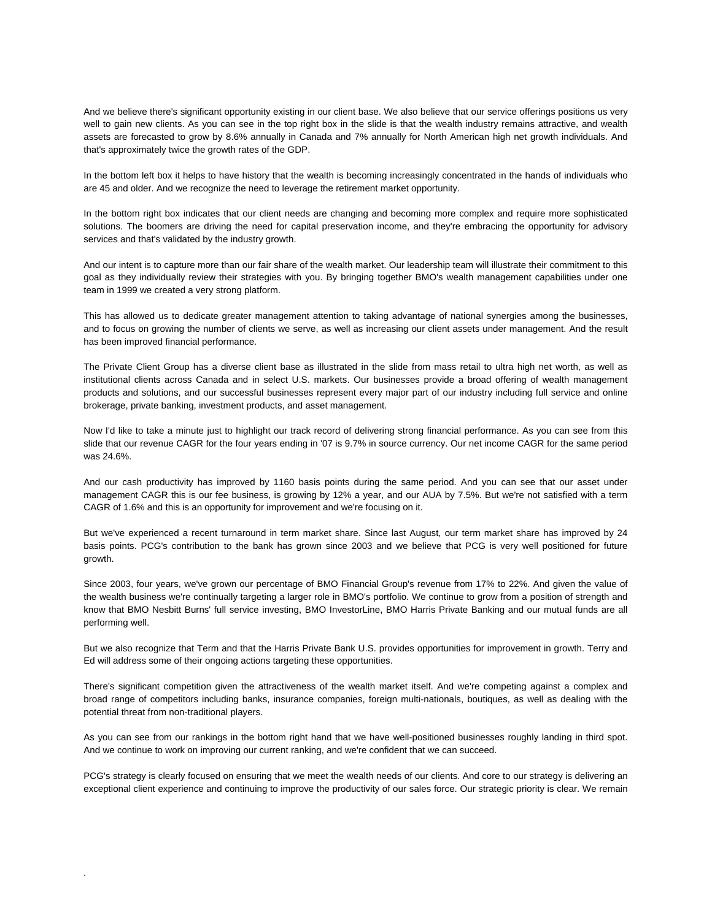And we believe there's significant opportunity existing in our client base. We also believe that our service offerings positions us very well to gain new clients. As you can see in the top right box in the slide is that the wealth industry remains attractive, and wealth assets are forecasted to grow by 8.6% annually in Canada and 7% annually for North American high net growth individuals. And that's approximately twice the growth rates of the GDP.

In the bottom left box it helps to have history that the wealth is becoming increasingly concentrated in the hands of individuals who are 45 and older. And we recognize the need to leverage the retirement market opportunity.

In the bottom right box indicates that our client needs are changing and becoming more complex and require more sophisticated solutions. The boomers are driving the need for capital preservation income, and they're embracing the opportunity for advisory services and that's validated by the industry growth.

And our intent is to capture more than our fair share of the wealth market. Our leadership team will illustrate their commitment to this goal as they individually review their strategies with you. By bringing together BMO's wealth management capabilities under one team in 1999 we created a very strong platform.

This has allowed us to dedicate greater management attention to taking advantage of national synergies among the businesses, and to focus on growing the number of clients we serve, as well as increasing our client assets under management. And the result has been improved financial performance.

The Private Client Group has a diverse client base as illustrated in the slide from mass retail to ultra high net worth, as well as institutional clients across Canada and in select U.S. markets. Our businesses provide a broad offering of wealth management products and solutions, and our successful businesses represent every major part of our industry including full service and online brokerage, private banking, investment products, and asset management.

Now I'd like to take a minute just to highlight our track record of delivering strong financial performance. As you can see from this slide that our revenue CAGR for the four years ending in '07 is 9.7% in source currency. Our net income CAGR for the same period was 24.6%.

And our cash productivity has improved by 1160 basis points during the same period. And you can see that our asset under management CAGR this is our fee business, is growing by 12% a year, and our AUA by 7.5%. But we're not satisfied with a term CAGR of 1.6% and this is an opportunity for improvement and we're focusing on it.

But we've experienced a recent turnaround in term market share. Since last August, our term market share has improved by 24 basis points. PCG's contribution to the bank has grown since 2003 and we believe that PCG is very well positioned for future growth.

Since 2003, four years, we've grown our percentage of BMO Financial Group's revenue from 17% to 22%. And given the value of the wealth business we're continually targeting a larger role in BMO's portfolio. We continue to grow from a position of strength and know that BMO Nesbitt Burns' full service investing, BMO InvestorLine, BMO Harris Private Banking and our mutual funds are all performing well.

But we also recognize that Term and that the Harris Private Bank U.S. provides opportunities for improvement in growth. Terry and Ed will address some of their ongoing actions targeting these opportunities.

There's significant competition given the attractiveness of the wealth market itself. And we're competing against a complex and broad range of competitors including banks, insurance companies, foreign multi-nationals, boutiques, as well as dealing with the potential threat from non-traditional players.

As you can see from our rankings in the bottom right hand that we have well-positioned businesses roughly landing in third spot. And we continue to work on improving our current ranking, and we're confident that we can succeed.

PCG's strategy is clearly focused on ensuring that we meet the wealth needs of our clients. And core to our strategy is delivering an exceptional client experience and continuing to improve the productivity of our sales force. Our strategic priority is clear. We remain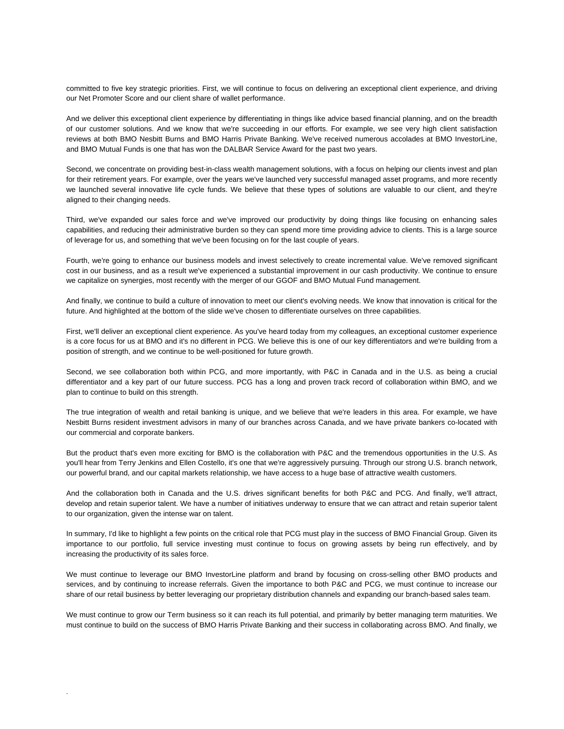committed to five key strategic priorities. First, we will continue to focus on delivering an exceptional client experience, and driving our Net Promoter Score and our client share of wallet performance.

And we deliver this exceptional client experience by differentiating in things like advice based financial planning, and on the breadth of our customer solutions. And we know that we're succeeding in our efforts. For example, we see very high client satisfaction reviews at both BMO Nesbitt Burns and BMO Harris Private Banking. We've received numerous accolades at BMO InvestorLine, and BMO Mutual Funds is one that has won the DALBAR Service Award for the past two years.

Second, we concentrate on providing best-in-class wealth management solutions, with a focus on helping our clients invest and plan for their retirement years. For example, over the years we've launched very successful managed asset programs, and more recently we launched several innovative life cycle funds. We believe that these types of solutions are valuable to our client, and they're aligned to their changing needs.

Third, we've expanded our sales force and we've improved our productivity by doing things like focusing on enhancing sales capabilities, and reducing their administrative burden so they can spend more time providing advice to clients. This is a large source of leverage for us, and something that we've been focusing on for the last couple of years.

Fourth, we're going to enhance our business models and invest selectively to create incremental value. We've removed significant cost in our business, and as a result we've experienced a substantial improvement in our cash productivity. We continue to ensure we capitalize on synergies, most recently with the merger of our GGOF and BMO Mutual Fund management.

And finally, we continue to build a culture of innovation to meet our client's evolving needs. We know that innovation is critical for the future. And highlighted at the bottom of the slide we've chosen to differentiate ourselves on three capabilities.

First, we'll deliver an exceptional client experience. As you've heard today from my colleagues, an exceptional customer experience is a core focus for us at BMO and it's no different in PCG. We believe this is one of our key differentiators and we're building from a position of strength, and we continue to be well-positioned for future growth.

Second, we see collaboration both within PCG, and more importantly, with P&C in Canada and in the U.S. as being a crucial differentiator and a key part of our future success. PCG has a long and proven track record of collaboration within BMO, and we plan to continue to build on this strength.

The true integration of wealth and retail banking is unique, and we believe that we're leaders in this area. For example, we have Nesbitt Burns resident investment advisors in many of our branches across Canada, and we have private bankers co-located with our commercial and corporate bankers.

But the product that's even more exciting for BMO is the collaboration with P&C and the tremendous opportunities in the U.S. As you'll hear from Terry Jenkins and Ellen Costello, it's one that we're aggressively pursuing. Through our strong U.S. branch network, our powerful brand, and our capital markets relationship, we have access to a huge base of attractive wealth customers.

And the collaboration both in Canada and the U.S. drives significant benefits for both P&C and PCG. And finally, we'll attract, develop and retain superior talent. We have a number of initiatives underway to ensure that we can attract and retain superior talent to our organization, given the intense war on talent.

In summary, I'd like to highlight a few points on the critical role that PCG must play in the success of BMO Financial Group. Given its importance to our portfolio, full service investing must continue to focus on growing assets by being run effectively, and by increasing the productivity of its sales force.

We must continue to leverage our BMO InvestorLine platform and brand by focusing on cross-selling other BMO products and services, and by continuing to increase referrals. Given the importance to both P&C and PCG, we must continue to increase our share of our retail business by better leveraging our proprietary distribution channels and expanding our branch-based sales team.

We must continue to grow our Term business so it can reach its full potential, and primarily by better managing term maturities. We must continue to build on the success of BMO Harris Private Banking and their success in collaborating across BMO. And finally, we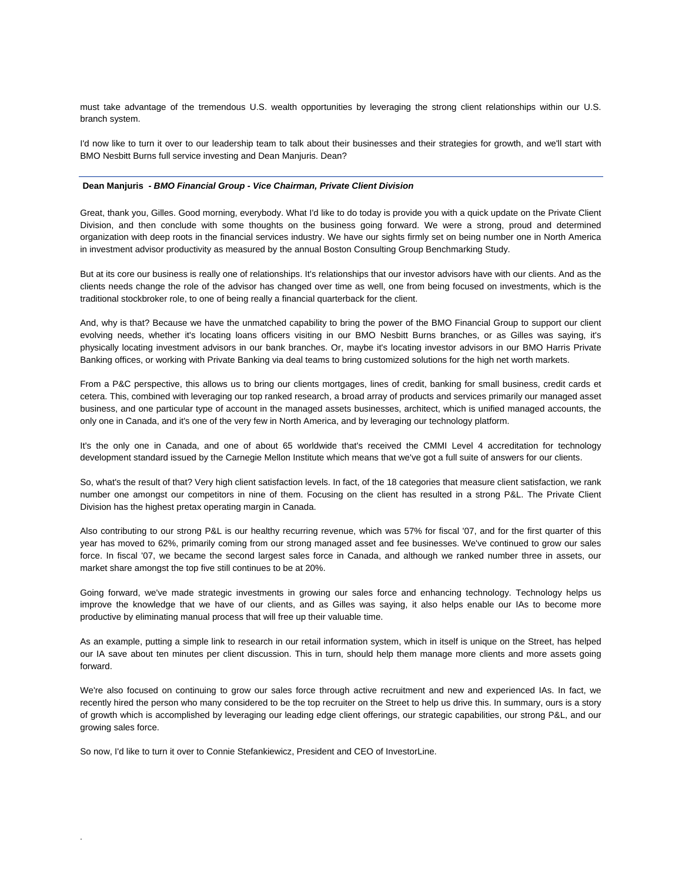must take advantage of the tremendous U.S. wealth opportunities by leveraging the strong client relationships within our U.S. branch system.

I'd now like to turn it over to our leadership team to talk about their businesses and their strategies for growth, and we'll start with BMO Nesbitt Burns full service investing and Dean Manjuris. Dean?

---

**Dean Manjuris** *- BMO Financial Group - Vice Chairman, Private Client Division*

Great, thank you, Gilles. Good morning, everybody. What I'd like to do today is provide you with a quick update on the Private Client Division, and then conclude with some thoughts on the business going forward. We were a strong, proud and determined organization with deep roots in the financial services industry. We have our sights firmly set on being number one in North America in investment advisor productivity as measured by the annual Boston Consulting Group Benchmarking Study.

But at its core our business is really one of relationships. It's relationships that our investor advisors have with our clients. And as the clients needs change the role of the advisor has changed over time as well, one from being focused on investments, which is the traditional stockbroker role, to one of being really a financial quarterback for the client.

And, why is that? Because we have the unmatched capability to bring the power of the BMO Financial Group to support our client evolving needs, whether it's locating loans officers visiting in our BMO Nesbitt Burns branches, or as Gilles was saying, it's physically locating investment advisors in our bank branches. Or, maybe it's locating investor advisors in our BMO Harris Private Banking offices, or working with Private Banking via deal teams to bring customized solutions for the high net worth markets.

From a P&C perspective, this allows us to bring our clients mortgages, lines of credit, banking for small business, credit cards et cetera. This, combined with leveraging our top ranked research, a broad array of products and services primarily our managed asset business, and one particular type of account in the managed assets businesses, architect, which is unified managed accounts, the only one in Canada, and it's one of the very few in North America, and by leveraging our technology platform.

It's the only one in Canada, and one of about 65 worldwide that's received the CMMI Level 4 accreditation for technology development standard issued by the Carnegie Mellon Institute which means that we've got a full suite of answers for our clients.

So, what's the result of that? Very high client satisfaction levels. In fact, of the 18 categories that measure client satisfaction, we rank number one amongst our competitors in nine of them. Focusing on the client has resulted in a strong P&L. The Private Client Division has the highest pretax operating margin in Canada.

Also contributing to our strong P&L is our healthy recurring revenue, which was 57% for fiscal '07, and for the first quarter of this year has moved to 62%, primarily coming from our strong managed asset and fee businesses. We've continued to grow our sales force. In fiscal '07, we became the second largest sales force in Canada, and although we ranked number three in assets, our market share amongst the top five still continues to be at 20%.

Going forward, we've made strategic investments in growing our sales force and enhancing technology. Technology helps us improve the knowledge that we have of our clients, and as Gilles was saying, it also helps enable our IAs to become more productive by eliminating manual process that will free up their valuable time.

As an example, putting a simple link to research in our retail information system, which in itself is unique on the Street, has helped our IA save about ten minutes per client discussion. This in turn, should help them manage more clients and more assets going forward.

We're also focused on continuing to grow our sales force through active recruitment and new and experienced IAs. In fact, we recently hired the person who many considered to be the top recruiter on the Street to help us drive this. In summary, ours is a story of growth which is accomplished by leveraging our leading edge client offerings, our strategic capabilities, our strong P&L, and our growing sales force.

So now, I'd like to turn it over to Connie Stefankiewicz, President and CEO of InvestorLine.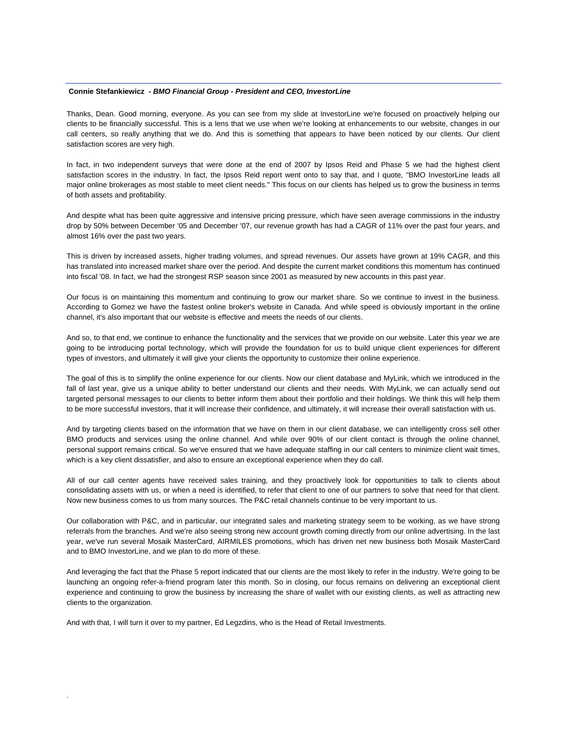**Connie Stefankiewicz** *- BMO Financial Group - President and CEO, InvestorLine*

Thanks, Dean. Good morning, everyone. As you can see from my slide at InvestorLine we're focused on proactively helping our clients to be financially successful. This is a lens that we use when we're looking at enhancements to our website, changes in our call centers, so really anything that we do. And this is something that appears to have been noticed by our clients. Our client satisfaction scores are very high.

In fact, in two independent surveys that were done at the end of 2007 by Ipsos Reid and Phase 5 we had the highest client satisfaction scores in the industry. In fact, the Ipsos Reid report went onto to say that, and I quote, "BMO InvestorLine leads all major online brokerages as most stable to meet client needs." This focus on our clients has helped us to grow the business in terms of both assets and profitability.

And despite what has been quite aggressive and intensive pricing pressure, which have seen average commissions in the industry drop by 50% between December '05 and December '07, our revenue growth has had a CAGR of 11% over the past four years, and almost 16% over the past two years.

This is driven by increased assets, higher trading volumes, and spread revenues. Our assets have grown at 19% CAGR, and this has translated into increased market share over the period. And despite the current market conditions this momentum has continued into fiscal '08. In fact, we had the strongest RSP season since 2001 as measured by new accounts in this past year.

Our focus is on maintaining this momentum and continuing to grow our market share. So we continue to invest in the business. According to Gomez we have the fastest online broker's website in Canada. And while speed is obviously important in the online channel, it's also important that our website is effective and meets the needs of our clients.

And so, to that end, we continue to enhance the functionality and the services that we provide on our website. Later this year we are going to be introducing portal technology, which will provide the foundation for us to build unique client experiences for different types of investors, and ultimately it will give your clients the opportunity to customize their online experience.

The goal of this is to simplify the online experience for our clients. Now our client database and MyLink, which we introduced in the fall of last year, give us a unique ability to better understand our clients and their needs. With MyLink, we can actually send out targeted personal messages to our clients to better inform them about their portfolio and their holdings. We think this will help them to be more successful investors, that it will increase their confidence, and ultimately, it will increase their overall satisfaction with us.

And by targeting clients based on the information that we have on them in our client database, we can intelligently cross sell other BMO products and services using the online channel. And while over 90% of our client contact is through the online channel, personal support remains critical. So we've ensured that we have adequate staffing in our call centers to minimize client wait times, which is a key client dissatisfier, and also to ensure an exceptional experience when they do call.

All of our call center agents have received sales training, and they proactively look for opportunities to talk to clients about consolidating assets with us, or when a need is identified, to refer that client to one of our partners to solve that need for that client. Now new business comes to us from many sources. The P&C retail channels continue to be very important to us.

Our collaboration with P&C, and in particular, our integrated sales and marketing strategy seem to be working, as we have strong referrals from the branches. And we're also seeing strong new account growth coming directly from our online advertising. In the last year, we've run several Mosaik MasterCard, AIRMILES promotions, which has driven net new business both Mosaik MasterCard and to BMO InvestorLine, and we plan to do more of these.

And leveraging the fact that the Phase 5 report indicated that our clients are the most likely to refer in the industry. We're going to be launching an ongoing refer-a-friend program later this month. So in closing, our focus remains on delivering an exceptional client experience and continuing to grow the business by increasing the share of wallet with our existing clients, as well as attracting new clients to the organization.

And with that, I will turn it over to my partner, Ed Legzdins, who is the Head of Retail Investments.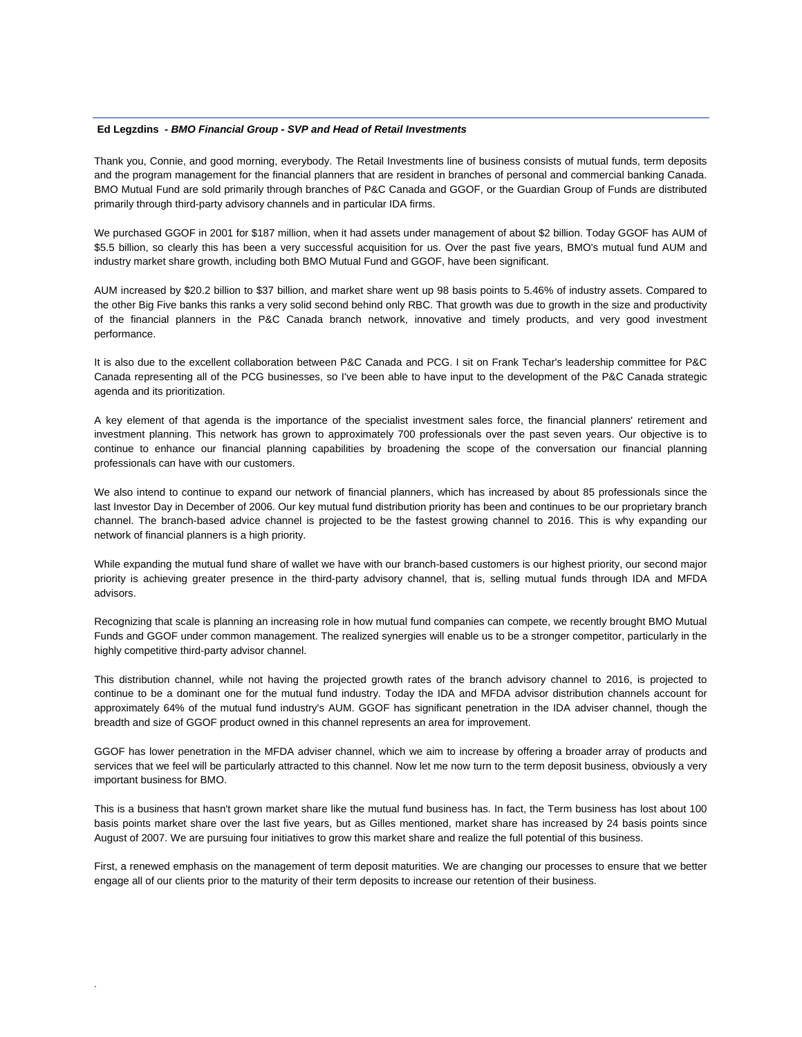**Ed Legzdins** - ***BMO Financial Group - SVP and Head of Retail Investments***

Thank you, Connie, and good morning, everybody. The Retail Investments line of business consists of mutual funds, term deposits and the program management for the financial planners that are resident in branches of personal and commercial banking Canada. BMO Mutual Fund are sold primarily through branches of P&C Canada and GGOF, or the Guardian Group of Funds are distributed primarily through third-party advisory channels and in particular IDA firms.

We purchased GGOF in 2001 for $187 million, when it had assets under management of about $2 billion. Today GGOF has AUM of $5.5 billion, so clearly this has been a very successful acquisition for us. Over the past five years, BMO's mutual fund AUM and industry market share growth, including both BMO Mutual Fund and GGOF, have been significant.

AUM increased by $20.2 billion to $37 billion, and market share went up 98 basis points to 5.46% of industry assets. Compared to the other Big Five banks this ranks a very solid second behind only RBC. That growth was due to growth in the size and productivity of the financial planners in the P&C Canada branch network, innovative and timely products, and very good investment performance.

It is also due to the excellent collaboration between P&C Canada and PCG. I sit on Frank Techar's leadership committee for P&C Canada representing all of the PCG businesses, so I've been able to have input to the development of the P&C Canada strategic agenda and its prioritization.

A key element of that agenda is the importance of the specialist investment sales force, the financial planners' retirement and investment planning. This network has grown to approximately 700 professionals over the past seven years. Our objective is to continue to enhance our financial planning capabilities by broadening the scope of the conversation our financial planning professionals can have with our customers.

We also intend to continue to expand our network of financial planners, which has increased by about 85 professionals since the last Investor Day in December of 2006. Our key mutual fund distribution priority has been and continues to be our proprietary branch channel. The branch-based advice channel is projected to be the fastest growing channel to 2016. This is why expanding our network of financial planners is a high priority.

While expanding the mutual fund share of wallet we have with our branch-based customers is our highest priority, our second major priority is achieving greater presence in the third-party advisory channel, that is, selling mutual funds through IDA and MFDA advisors.

Recognizing that scale is planning an increasing role in how mutual fund companies can compete, we recently brought BMO Mutual Funds and GGOF under common management. The realized synergies will enable us to be a stronger competitor, particularly in the highly competitive third-party advisor channel.

This distribution channel, while not having the projected growth rates of the branch advisory channel to 2016, is projected to continue to be a dominant one for the mutual fund industry. Today the IDA and MFDA advisor distribution channels account for approximately 64% of the mutual fund industry's AUM. GGOF has significant penetration in the IDA adviser channel, though the breadth and size of GGOF product owned in this channel represents an area for improvement.

GGOF has lower penetration in the MFDA adviser channel, which we aim to increase by offering a broader array of products and services that we feel will be particularly attracted to this channel. Now let me now turn to the term deposit business, obviously a very important business for BMO.

This is a business that hasn't grown market share like the mutual fund business has. In fact, the Term business has lost about 100 basis points market share over the last five years, but as Gilles mentioned, market share has increased by 24 basis points since August of 2007. We are pursuing four initiatives to grow this market share and realize the full potential of this business.

First, a renewed emphasis on the management of term deposit maturities. We are changing our processes to ensure that we better engage all of our clients prior to the maturity of their term deposits to increase our retention of their business.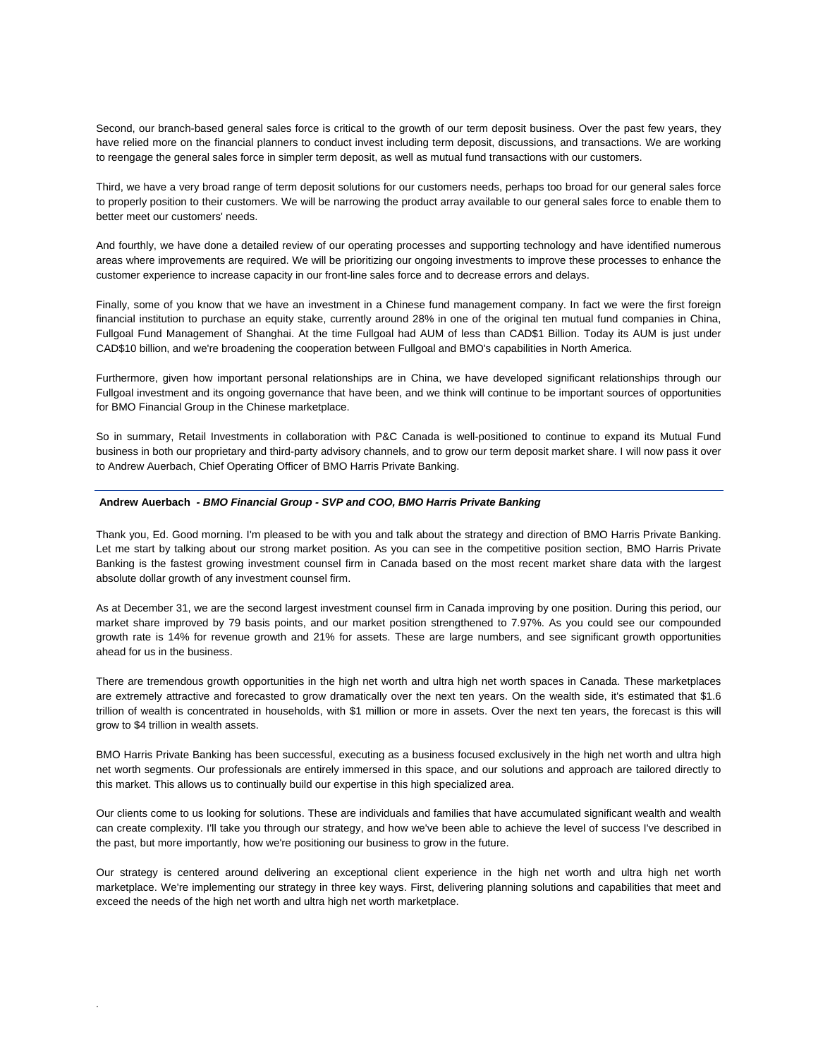Second, our branch-based general sales force is critical to the growth of our term deposit business. Over the past few years, they have relied more on the financial planners to conduct invest including term deposit, discussions, and transactions. We are working to reengage the general sales force in simpler term deposit, as well as mutual fund transactions with our customers.

Third, we have a very broad range of term deposit solutions for our customers needs, perhaps too broad for our general sales force to properly position to their customers. We will be narrowing the product array available to our general sales force to enable them to better meet our customers' needs.

And fourthly, we have done a detailed review of our operating processes and supporting technology and have identified numerous areas where improvements are required. We will be prioritizing our ongoing investments to improve these processes to enhance the customer experience to increase capacity in our front-line sales force and to decrease errors and delays.

Finally, some of you know that we have an investment in a Chinese fund management company. In fact we were the first foreign financial institution to purchase an equity stake, currently around 28% in one of the original ten mutual fund companies in China, Fullgoal Fund Management of Shanghai. At the time Fullgoal had AUM of less than CAD$1 Billion. Today its AUM is just under CAD$10 billion, and we're broadening the cooperation between Fullgoal and BMO's capabilities in North America.

Furthermore, given how important personal relationships are in China, we have developed significant relationships through our Fullgoal investment and its ongoing governance that have been, and we think will continue to be important sources of opportunities for BMO Financial Group in the Chinese marketplace.

So in summary, Retail Investments in collaboration with P&C Canada is well-positioned to continue to expand its Mutual Fund business in both our proprietary and third-party advisory channels, and to grow our term deposit market share. I will now pass it over to Andrew Auerbach, Chief Operating Officer of BMO Harris Private Banking.

---

**Andrew Auerbach** *- BMO Financial Group - SVP and COO, BMO Harris Private Banking*

Thank you, Ed. Good morning. I'm pleased to be with you and talk about the strategy and direction of BMO Harris Private Banking. Let me start by talking about our strong market position. As you can see in the competitive position section, BMO Harris Private Banking is the fastest growing investment counsel firm in Canada based on the most recent market share data with the largest absolute dollar growth of any investment counsel firm.

As at December 31, we are the second largest investment counsel firm in Canada improving by one position. During this period, our market share improved by 79 basis points, and our market position strengthened to 7.97%. As you could see our compounded growth rate is 14% for revenue growth and 21% for assets. These are large numbers, and see significant growth opportunities ahead for us in the business.

There are tremendous growth opportunities in the high net worth and ultra high net worth spaces in Canada. These marketplaces are extremely attractive and forecasted to grow dramatically over the next ten years. On the wealth side, it's estimated that $1.6 trillion of wealth is concentrated in households, with $1 million or more in assets. Over the next ten years, the forecast is this will grow to $4 trillion in wealth assets.

BMO Harris Private Banking has been successful, executing as a business focused exclusively in the high net worth and ultra high net worth segments. Our professionals are entirely immersed in this space, and our solutions and approach are tailored directly to this market. This allows us to continually build our expertise in this high specialized area.

Our clients come to us looking for solutions. These are individuals and families that have accumulated significant wealth and wealth can create complexity. I'll take you through our strategy, and how we've been able to achieve the level of success I've described in the past, but more importantly, how we're positioning our business to grow in the future.

Our strategy is centered around delivering an exceptional client experience in the high net worth and ultra high net worth marketplace. We're implementing our strategy in three key ways. First, delivering planning solutions and capabilities that meet and exceed the needs of the high net worth and ultra high net worth marketplace.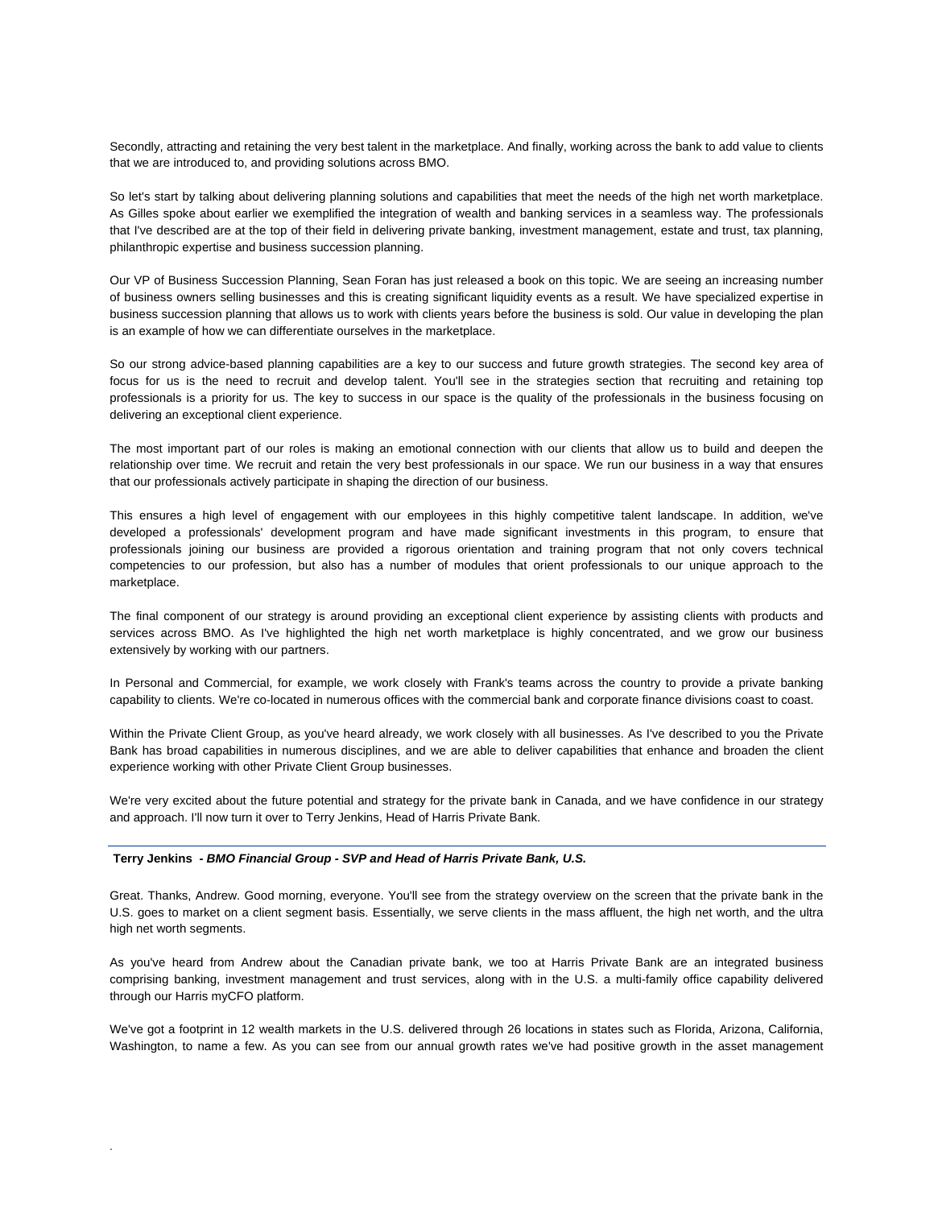Secondly, attracting and retaining the very best talent in the marketplace. And finally, working across the bank to add value to clients that we are introduced to, and providing solutions across BMO.

So let's start by talking about delivering planning solutions and capabilities that meet the needs of the high net worth marketplace. As Gilles spoke about earlier we exemplified the integration of wealth and banking services in a seamless way. The professionals that I've described are at the top of their field in delivering private banking, investment management, estate and trust, tax planning, philanthropic expertise and business succession planning.

Our VP of Business Succession Planning, Sean Foran has just released a book on this topic. We are seeing an increasing number of business owners selling businesses and this is creating significant liquidity events as a result. We have specialized expertise in business succession planning that allows us to work with clients years before the business is sold. Our value in developing the plan is an example of how we can differentiate ourselves in the marketplace.

So our strong advice-based planning capabilities are a key to our success and future growth strategies. The second key area of focus for us is the need to recruit and develop talent. You'll see in the strategies section that recruiting and retaining top professionals is a priority for us. The key to success in our space is the quality of the professionals in the business focusing on delivering an exceptional client experience.

The most important part of our roles is making an emotional connection with our clients that allow us to build and deepen the relationship over time. We recruit and retain the very best professionals in our space. We run our business in a way that ensures that our professionals actively participate in shaping the direction of our business.

This ensures a high level of engagement with our employees in this highly competitive talent landscape. In addition, we've developed a professionals' development program and have made significant investments in this program, to ensure that professionals joining our business are provided a rigorous orientation and training program that not only covers technical competencies to our profession, but also has a number of modules that orient professionals to our unique approach to the marketplace.

The final component of our strategy is around providing an exceptional client experience by assisting clients with products and services across BMO. As I've highlighted the high net worth marketplace is highly concentrated, and we grow our business extensively by working with our partners.

In Personal and Commercial, for example, we work closely with Frank's teams across the country to provide a private banking capability to clients. We're co-located in numerous offices with the commercial bank and corporate finance divisions coast to coast.

Within the Private Client Group, as you've heard already, we work closely with all businesses. As I've described to you the Private Bank has broad capabilities in numerous disciplines, and we are able to deliver capabilities that enhance and broaden the client experience working with other Private Client Group businesses.

We're very excited about the future potential and strategy for the private bank in Canada, and we have confidence in our strategy and approach. I'll now turn it over to Terry Jenkins, Head of Harris Private Bank.

---

**Terry Jenkins** - ***BMO Financial Group - SVP and Head of Harris Private Bank, U.S.***

Great. Thanks, Andrew. Good morning, everyone. You'll see from the strategy overview on the screen that the private bank in the U.S. goes to market on a client segment basis. Essentially, we serve clients in the mass affluent, the high net worth, and the ultra high net worth segments.

As you've heard from Andrew about the Canadian private bank, we too at Harris Private Bank are an integrated business comprising banking, investment management and trust services, along with in the U.S. a multi-family office capability delivered through our Harris myCFO platform.

We've got a footprint in 12 wealth markets in the U.S. delivered through 26 locations in states such as Florida, Arizona, California, Washington, to name a few. As you can see from our annual growth rates we've had positive growth in the asset management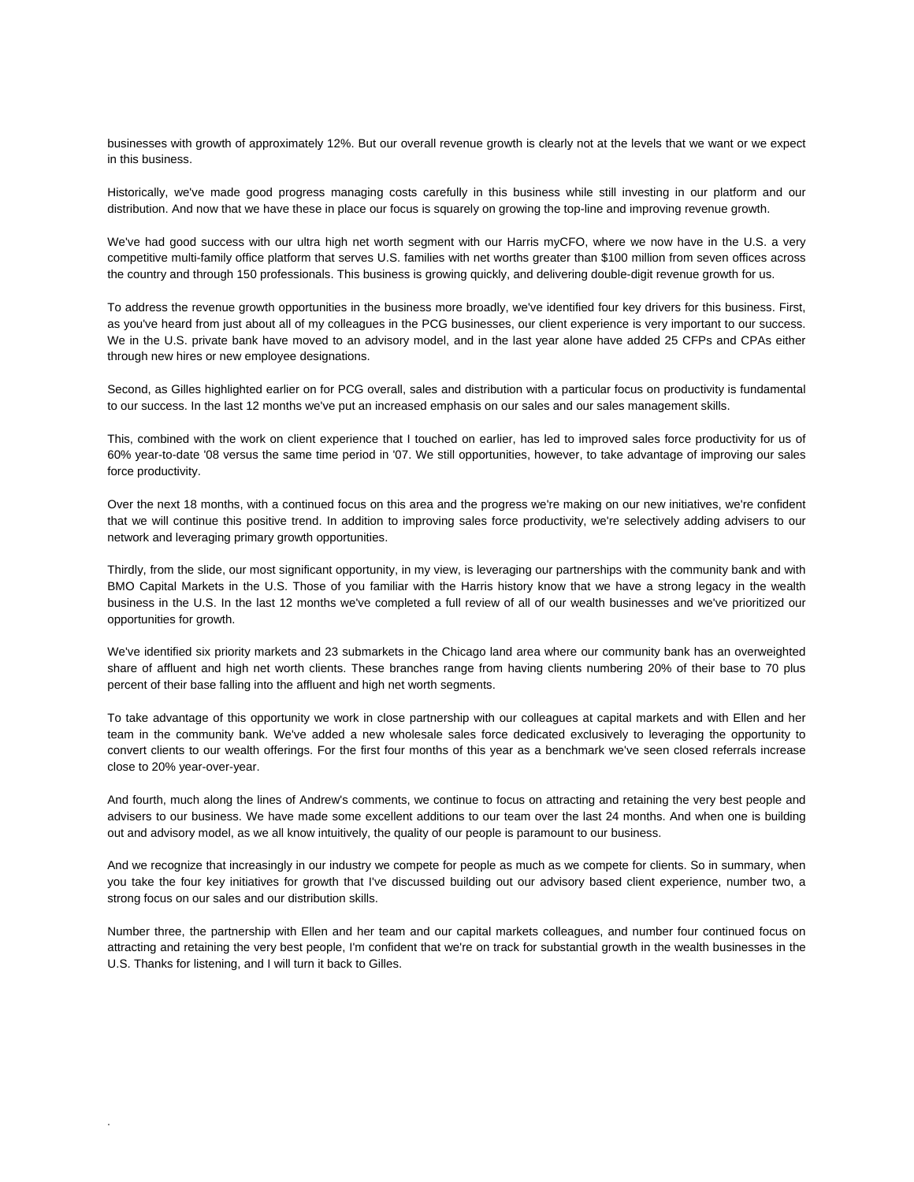businesses with growth of approximately 12%. But our overall revenue growth is clearly not at the levels that we want or we expect in this business.

Historically, we've made good progress managing costs carefully in this business while still investing in our platform and our distribution. And now that we have these in place our focus is squarely on growing the top-line and improving revenue growth.

We've had good success with our ultra high net worth segment with our Harris myCFO, where we now have in the U.S. a very competitive multi-family office platform that serves U.S. families with net worths greater than $100 million from seven offices across the country and through 150 professionals. This business is growing quickly, and delivering double-digit revenue growth for us.

To address the revenue growth opportunities in the business more broadly, we've identified four key drivers for this business. First, as you've heard from just about all of my colleagues in the PCG businesses, our client experience is very important to our success. We in the U.S. private bank have moved to an advisory model, and in the last year alone have added 25 CFPs and CPAs either through new hires or new employee designations.

Second, as Gilles highlighted earlier on for PCG overall, sales and distribution with a particular focus on productivity is fundamental to our success. In the last 12 months we've put an increased emphasis on our sales and our sales management skills.

This, combined with the work on client experience that I touched on earlier, has led to improved sales force productivity for us of 60% year-to-date '08 versus the same time period in '07. We still opportunities, however, to take advantage of improving our sales force productivity.

Over the next 18 months, with a continued focus on this area and the progress we're making on our new initiatives, we're confident that we will continue this positive trend. In addition to improving sales force productivity, we're selectively adding advisers to our network and leveraging primary growth opportunities.

Thirdly, from the slide, our most significant opportunity, in my view, is leveraging our partnerships with the community bank and with BMO Capital Markets in the U.S. Those of you familiar with the Harris history know that we have a strong legacy in the wealth business in the U.S. In the last 12 months we've completed a full review of all of our wealth businesses and we've prioritized our opportunities for growth.

We've identified six priority markets and 23 submarkets in the Chicago land area where our community bank has an overweighted share of affluent and high net worth clients. These branches range from having clients numbering 20% of their base to 70 plus percent of their base falling into the affluent and high net worth segments.

To take advantage of this opportunity we work in close partnership with our colleagues at capital markets and with Ellen and her team in the community bank. We've added a new wholesale sales force dedicated exclusively to leveraging the opportunity to convert clients to our wealth offerings. For the first four months of this year as a benchmark we've seen closed referrals increase close to 20% year-over-year.

And fourth, much along the lines of Andrew's comments, we continue to focus on attracting and retaining the very best people and advisers to our business. We have made some excellent additions to our team over the last 24 months. And when one is building out and advisory model, as we all know intuitively, the quality of our people is paramount to our business.

And we recognize that increasingly in our industry we compete for people as much as we compete for clients. So in summary, when you take the four key initiatives for growth that I've discussed building out our advisory based client experience, number two, a strong focus on our sales and our distribution skills.

Number three, the partnership with Ellen and her team and our capital markets colleagues, and number four continued focus on attracting and retaining the very best people, I'm confident that we're on track for substantial growth in the wealth businesses in the U.S. Thanks for listening, and I will turn it back to Gilles.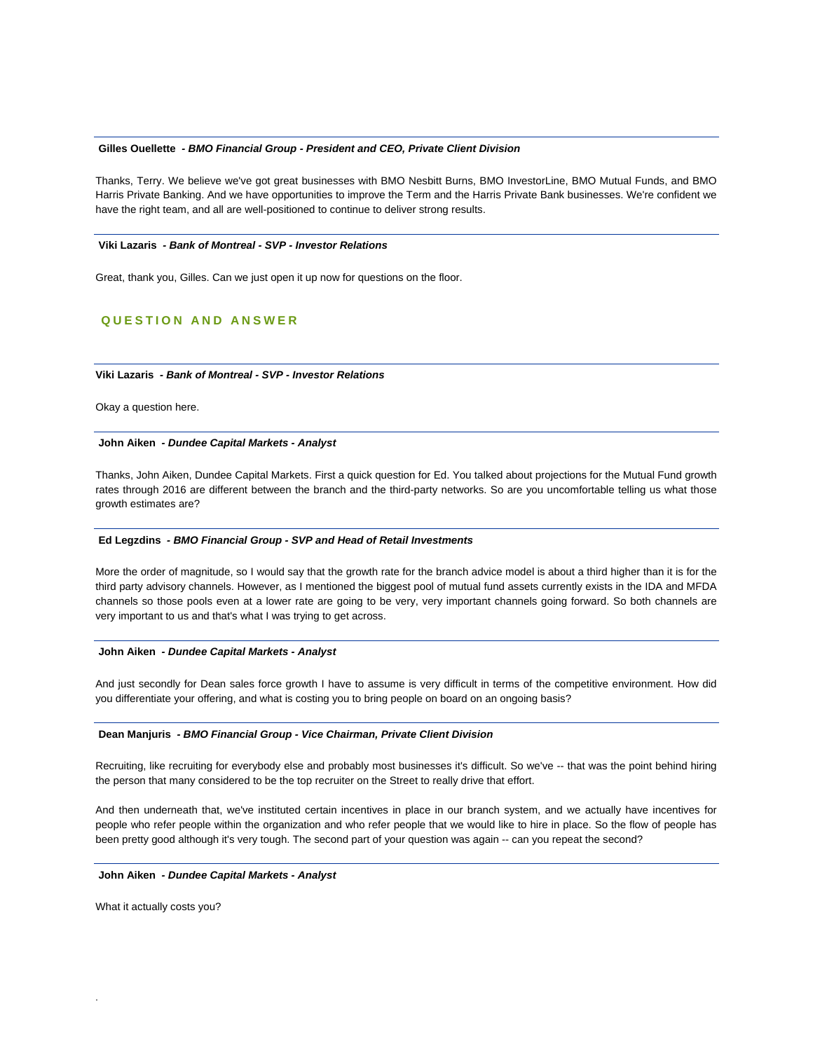**Gilles Ouellette** *- BMO Financial Group - President and CEO, Private Client Division*

Thanks, Terry. We believe we've got great businesses with BMO Nesbitt Burns, BMO InvestorLine, BMO Mutual Funds, and BMO Harris Private Banking. And we have opportunities to improve the Term and the Harris Private Bank businesses. We're confident we have the right team, and all are well-positioned to continue to deliver strong results.

**Viki Lazaris** *- Bank of Montreal - SVP - Investor Relations*

Great, thank you, Gilles. Can we just open it up now for questions on the floor.

## QUESTION AND ANSWER

**Viki Lazaris** *- Bank of Montreal - SVP - Investor Relations*

Okay a question here.

**John Aiken** *- Dundee Capital Markets - Analyst*

Thanks, John Aiken, Dundee Capital Markets. First a quick question for Ed. You talked about projections for the Mutual Fund growth rates through 2016 are different between the branch and the third-party networks. So are you uncomfortable telling us what those growth estimates are?

**Ed Legzdins** *- BMO Financial Group - SVP and Head of Retail Investments*

More the order of magnitude, so I would say that the growth rate for the branch advice model is about a third higher than it is for the third party advisory channels. However, as I mentioned the biggest pool of mutual fund assets currently exists in the IDA and MFDA channels so those pools even at a lower rate are going to be very, very important channels going forward. So both channels are very important to us and that's what I was trying to get across.

**John Aiken** *- Dundee Capital Markets - Analyst*

And just secondly for Dean sales force growth I have to assume is very difficult in terms of the competitive environment. How did you differentiate your offering, and what is costing you to bring people on board on an ongoing basis?

**Dean Manjuris** *- BMO Financial Group - Vice Chairman, Private Client Division*

Recruiting, like recruiting for everybody else and probably most businesses it's difficult. So we've -- that was the point behind hiring the person that many considered to be the top recruiter on the Street to really drive that effort.

And then underneath that, we've instituted certain incentives in place in our branch system, and we actually have incentives for people who refer people within the organization and who refer people that we would like to hire in place. So the flow of people has been pretty good although it's very tough. The second part of your question was again -- can you repeat the second?

**John Aiken** *- Dundee Capital Markets - Analyst*

What it actually costs you?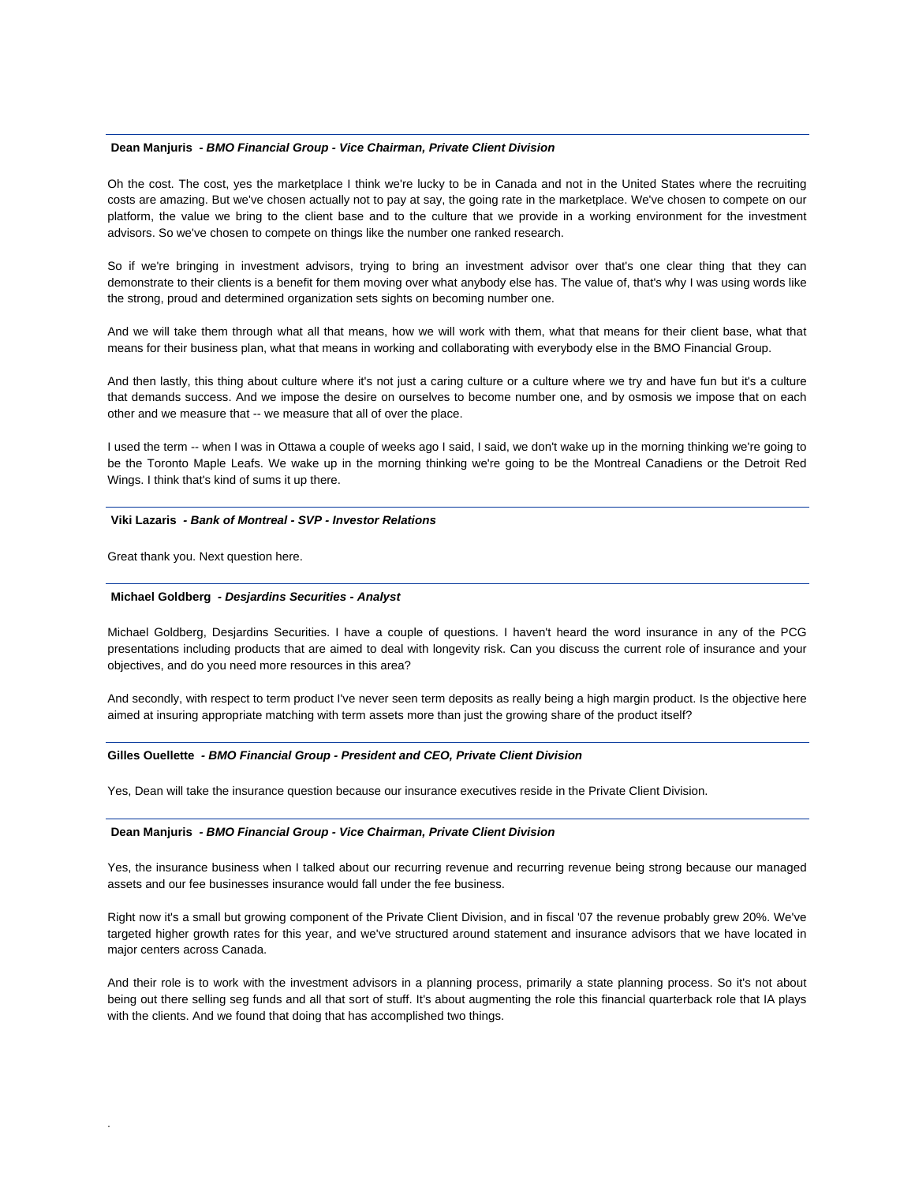**Dean Manjuris** *- BMO Financial Group - Vice Chairman, Private Client Division*

Oh the cost. The cost, yes the marketplace I think we're lucky to be in Canada and not in the United States where the recruiting costs are amazing. But we've chosen actually not to pay at say, the going rate in the marketplace. We've chosen to compete on our platform, the value we bring to the client base and to the culture that we provide in a working environment for the investment advisors. So we've chosen to compete on things like the number one ranked research.

So if we're bringing in investment advisors, trying to bring an investment advisor over that's one clear thing that they can demonstrate to their clients is a benefit for them moving over what anybody else has. The value of, that's why I was using words like the strong, proud and determined organization sets sights on becoming number one.

And we will take them through what all that means, how we will work with them, what that means for their client base, what that means for their business plan, what that means in working and collaborating with everybody else in the BMO Financial Group.

And then lastly, this thing about culture where it's not just a caring culture or a culture where we try and have fun but it's a culture that demands success. And we impose the desire on ourselves to become number one, and by osmosis we impose that on each other and we measure that -- we measure that all of over the place.

I used the term -- when I was in Ottawa a couple of weeks ago I said, I said, we don't wake up in the morning thinking we're going to be the Toronto Maple Leafs. We wake up in the morning thinking we're going to be the Montreal Canadiens or the Detroit Red Wings. I think that's kind of sums it up there.

**Viki Lazaris** *- Bank of Montreal - SVP - Investor Relations*

Great thank you. Next question here.

**Michael Goldberg** *- Desjardins Securities - Analyst*

Michael Goldberg, Desjardins Securities. I have a couple of questions. I haven't heard the word insurance in any of the PCG presentations including products that are aimed to deal with longevity risk. Can you discuss the current role of insurance and your objectives, and do you need more resources in this area?

And secondly, with respect to term product I've never seen term deposits as really being a high margin product. Is the objective here aimed at insuring appropriate matching with term assets more than just the growing share of the product itself?

**Gilles Ouellette** *- BMO Financial Group - President and CEO, Private Client Division*

Yes, Dean will take the insurance question because our insurance executives reside in the Private Client Division.

**Dean Manjuris** *- BMO Financial Group - Vice Chairman, Private Client Division*

Yes, the insurance business when I talked about our recurring revenue and recurring revenue being strong because our managed assets and our fee businesses insurance would fall under the fee business.

Right now it's a small but growing component of the Private Client Division, and in fiscal '07 the revenue probably grew 20%. We've targeted higher growth rates for this year, and we've structured around statement and insurance advisors that we have located in major centers across Canada.

And their role is to work with the investment advisors in a planning process, primarily a state planning process. So it's not about being out there selling seg funds and all that sort of stuff. It's about augmenting the role this financial quarterback role that IA plays with the clients. And we found that doing that has accomplished two things.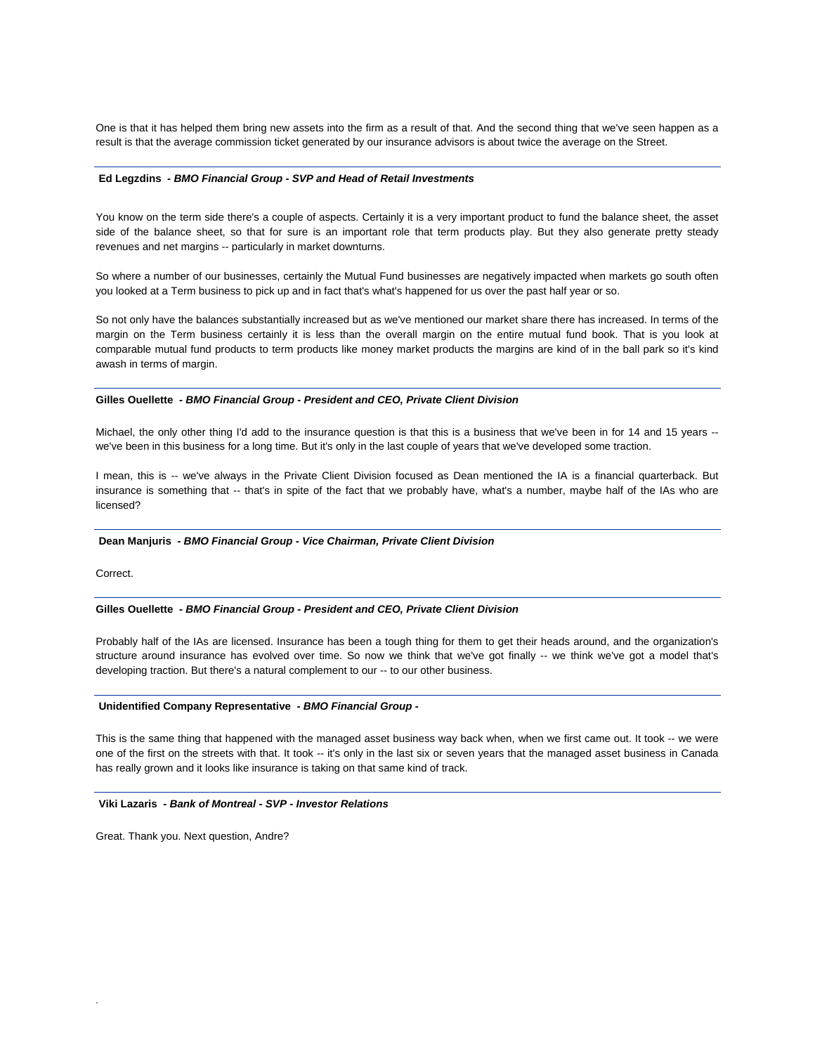One is that it has helped them bring new assets into the firm as a result of that. And the second thing that we've seen happen as a result is that the average commission ticket generated by our insurance advisors is about twice the average on the Street.

---

**Ed Legzdins** *- BMO Financial Group - SVP and Head of Retail Investments*

You know on the term side there's a couple of aspects. Certainly it is a very important product to fund the balance sheet, the asset side of the balance sheet, so that for sure is an important role that term products play. But they also generate pretty steady revenues and net margins -- particularly in market downturns.

So where a number of our businesses, certainly the Mutual Fund businesses are negatively impacted when markets go south often you looked at a Term business to pick up and in fact that's what's happened for us over the past half year or so.

So not only have the balances substantially increased but as we've mentioned our market share there has increased. In terms of the margin on the Term business certainly it is less than the overall margin on the entire mutual fund book. That is you look at comparable mutual fund products to term products like money market products the margins are kind of in the ball park so it's kind awash in terms of margin.

---

**Gilles Ouellette** *- BMO Financial Group - President and CEO, Private Client Division*

Michael, the only other thing I'd add to the insurance question is that this is a business that we've been in for 14 and 15 years -- we've been in this business for a long time. But it's only in the last couple of years that we've developed some traction.

I mean, this is -- we've always in the Private Client Division focused as Dean mentioned the IA is a financial quarterback. But insurance is something that -- that's in spite of the fact that we probably have, what's a number, maybe half of the IAs who are licensed?

---

**Dean Manjuris** *- BMO Financial Group - Vice Chairman, Private Client Division*

Correct.

---

**Gilles Ouellette** *- BMO Financial Group - President and CEO, Private Client Division*

Probably half of the IAs are licensed. Insurance has been a tough thing for them to get their heads around, and the organization's structure around insurance has evolved over time. So now we think that we've got finally -- we think we've got a model that's developing traction. But there's a natural complement to our -- to our other business.

---

**Unidentified Company Representative** *- BMO Financial Group -*

This is the same thing that happened with the managed asset business way back when, when we first came out. It took -- we were one of the first on the streets with that. It took -- it's only in the last six or seven years that the managed asset business in Canada has really grown and it looks like insurance is taking on that same kind of track.

---

**Viki Lazaris** *- Bank of Montreal - SVP - Investor Relations*

Great. Thank you. Next question, Andre?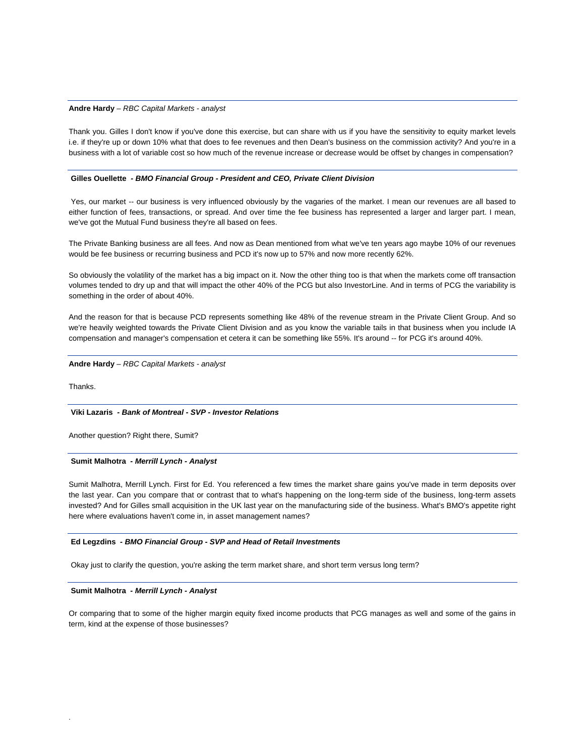**Andre Hardy** – *RBC Capital Markets - analyst*

Thank you. Gilles I don't know if you've done this exercise, but can share with us if you have the sensitivity to equity market levels i.e. if they're up or down 10% what that does to fee revenues and then Dean's business on the commission activity? And you're in a business with a lot of variable cost so how much of the revenue increase or decrease would be offset by changes in compensation?

**Gilles Ouellette** *- BMO Financial Group - President and CEO, Private Client Division*

Yes, our market -- our business is very influenced obviously by the vagaries of the market. I mean our revenues are all based to either function of fees, transactions, or spread. And over time the fee business has represented a larger and larger part. I mean, we've got the Mutual Fund business they're all based on fees.

The Private Banking business are all fees. And now as Dean mentioned from what we've ten years ago maybe 10% of our revenues would be fee business or recurring business and PCD it's now up to 57% and now more recently 62%.

So obviously the volatility of the market has a big impact on it. Now the other thing too is that when the markets come off transaction volumes tended to dry up and that will impact the other 40% of the PCG but also InvestorLine. And in terms of PCG the variability is something in the order of about 40%.

And the reason for that is because PCD represents something like 48% of the revenue stream in the Private Client Group. And so we're heavily weighted towards the Private Client Division and as you know the variable tails in that business when you include IA compensation and manager's compensation et cetera it can be something like 55%. It's around -- for PCG it's around 40%.

**Andre Hardy** – *RBC Capital Markets - analyst*

Thanks.

**Viki Lazaris** *- Bank of Montreal - SVP - Investor Relations*

Another question? Right there, Sumit?

**Sumit Malhotra** *- Merrill Lynch - Analyst*

Sumit Malhotra, Merrill Lynch. First for Ed. You referenced a few times the market share gains you've made in term deposits over the last year. Can you compare that or contrast that to what's happening on the long-term side of the business, long-term assets invested? And for Gilles small acquisition in the UK last year on the manufacturing side of the business. What's BMO's appetite right here where evaluations haven't come in, in asset management names?

**Ed Legzdins** *- BMO Financial Group - SVP and Head of Retail Investments*

Okay just to clarify the question, you're asking the term market share, and short term versus long term?

**Sumit Malhotra** *- Merrill Lynch - Analyst*

Or comparing that to some of the higher margin equity fixed income products that PCG manages as well and some of the gains in term, kind at the expense of those businesses?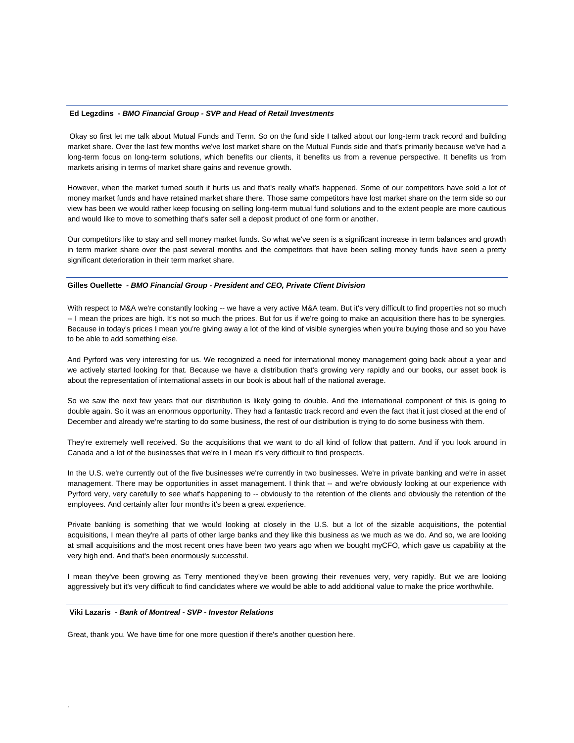**Ed Legzdins** *- BMO Financial Group - SVP and Head of Retail Investments*

Okay so first let me talk about Mutual Funds and Term. So on the fund side I talked about our long-term track record and building market share. Over the last few months we've lost market share on the Mutual Funds side and that's primarily because we've had a long-term focus on long-term solutions, which benefits our clients, it benefits us from a revenue perspective. It benefits us from markets arising in terms of market share gains and revenue growth.

However, when the market turned south it hurts us and that's really what's happened. Some of our competitors have sold a lot of money market funds and have retained market share there. Those same competitors have lost market share on the term side so our view has been we would rather keep focusing on selling long-term mutual fund solutions and to the extent people are more cautious and would like to move to something that's safer sell a deposit product of one form or another.

Our competitors like to stay and sell money market funds. So what we've seen is a significant increase in term balances and growth in term market share over the past several months and the competitors that have been selling money funds have seen a pretty significant deterioration in their term market share.

**Gilles Ouellette** *- BMO Financial Group - President and CEO, Private Client Division*

With respect to M&A we're constantly looking -- we have a very active M&A team. But it's very difficult to find properties not so much -- I mean the prices are high. It's not so much the prices. But for us if we're going to make an acquisition there has to be synergies. Because in today's prices I mean you're giving away a lot of the kind of visible synergies when you're buying those and so you have to be able to add something else.

And Pyrford was very interesting for us. We recognized a need for international money management going back about a year and we actively started looking for that. Because we have a distribution that's growing very rapidly and our books, our asset book is about the representation of international assets in our book is about half of the national average.

So we saw the next few years that our distribution is likely going to double. And the international component of this is going to double again. So it was an enormous opportunity. They had a fantastic track record and even the fact that it just closed at the end of December and already we're starting to do some business, the rest of our distribution is trying to do some business with them.

They're extremely well received. So the acquisitions that we want to do all kind of follow that pattern. And if you look around in Canada and a lot of the businesses that we're in I mean it's very difficult to find prospects.

In the U.S. we're currently out of the five businesses we're currently in two businesses. We're in private banking and we're in asset management. There may be opportunities in asset management. I think that -- and we're obviously looking at our experience with Pyrford very, very carefully to see what's happening to -- obviously to the retention of the clients and obviously the retention of the employees. And certainly after four months it's been a great experience.

Private banking is something that we would looking at closely in the U.S. but a lot of the sizable acquisitions, the potential acquisitions, I mean they're all parts of other large banks and they like this business as we much as we do. And so, we are looking at small acquisitions and the most recent ones have been two years ago when we bought myCFO, which gave us capability at the very high end. And that's been enormously successful.

I mean they've been growing as Terry mentioned they've been growing their revenues very, very rapidly. But we are looking aggressively but it's very difficult to find candidates where we would be able to add additional value to make the price worthwhile.

**Viki Lazaris** *- Bank of Montreal - SVP - Investor Relations*

Great, thank you. We have time for one more question if there's another question here.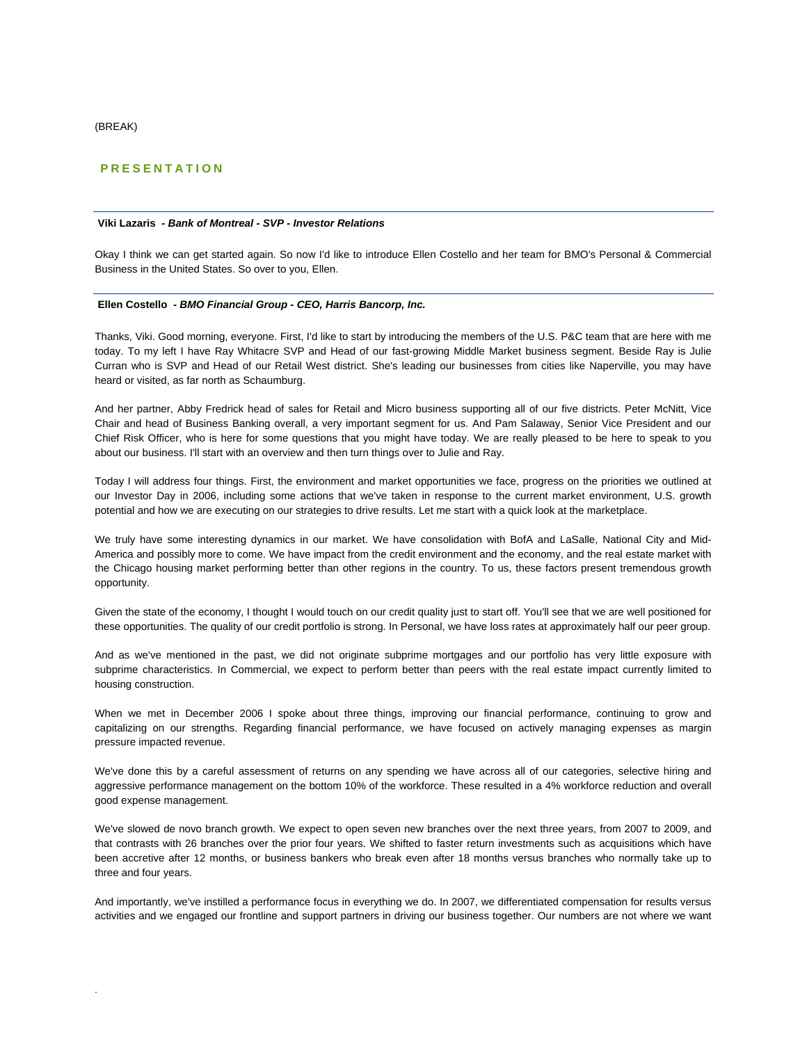(BREAK)

## PRESENTATION

**Viki Lazaris** *- Bank of Montreal - SVP - Investor Relations*

Okay I think we can get started again. So now I'd like to introduce Ellen Costello and her team for BMO's Personal & Commercial Business in the United States. So over to you, Ellen.

**Ellen Costello** *- BMO Financial Group - CEO, Harris Bancorp, Inc.*

Thanks, Viki. Good morning, everyone. First, I'd like to start by introducing the members of the U.S. P&C team that are here with me today. To my left I have Ray Whitacre SVP and Head of our fast-growing Middle Market business segment. Beside Ray is Julie Curran who is SVP and Head of our Retail West district. She's leading our businesses from cities like Naperville, you may have heard or visited, as far north as Schaumburg.

And her partner, Abby Fredrick head of sales for Retail and Micro business supporting all of our five districts. Peter McNitt, Vice Chair and head of Business Banking overall, a very important segment for us. And Pam Salaway, Senior Vice President and our Chief Risk Officer, who is here for some questions that you might have today. We are really pleased to be here to speak to you about our business. I'll start with an overview and then turn things over to Julie and Ray.

Today I will address four things. First, the environment and market opportunities we face, progress on the priorities we outlined at our Investor Day in 2006, including some actions that we've taken in response to the current market environment, U.S. growth potential and how we are executing on our strategies to drive results. Let me start with a quick look at the marketplace.

We truly have some interesting dynamics in our market. We have consolidation with BofA and LaSalle, National City and Mid-America and possibly more to come. We have impact from the credit environment and the economy, and the real estate market with the Chicago housing market performing better than other regions in the country. To us, these factors present tremendous growth opportunity.

Given the state of the economy, I thought I would touch on our credit quality just to start off. You'll see that we are well positioned for these opportunities. The quality of our credit portfolio is strong. In Personal, we have loss rates at approximately half our peer group.

And as we've mentioned in the past, we did not originate subprime mortgages and our portfolio has very little exposure with subprime characteristics. In Commercial, we expect to perform better than peers with the real estate impact currently limited to housing construction.

When we met in December 2006 I spoke about three things, improving our financial performance, continuing to grow and capitalizing on our strengths. Regarding financial performance, we have focused on actively managing expenses as margin pressure impacted revenue.

We've done this by a careful assessment of returns on any spending we have across all of our categories, selective hiring and aggressive performance management on the bottom 10% of the workforce. These resulted in a 4% workforce reduction and overall good expense management.

We've slowed de novo branch growth. We expect to open seven new branches over the next three years, from 2007 to 2009, and that contrasts with 26 branches over the prior four years. We shifted to faster return investments such as acquisitions which have been accretive after 12 months, or business bankers who break even after 18 months versus branches who normally take up to three and four years.

And importantly, we've instilled a performance focus in everything we do. In 2007, we differentiated compensation for results versus activities and we engaged our frontline and support partners in driving our business together. Our numbers are not where we want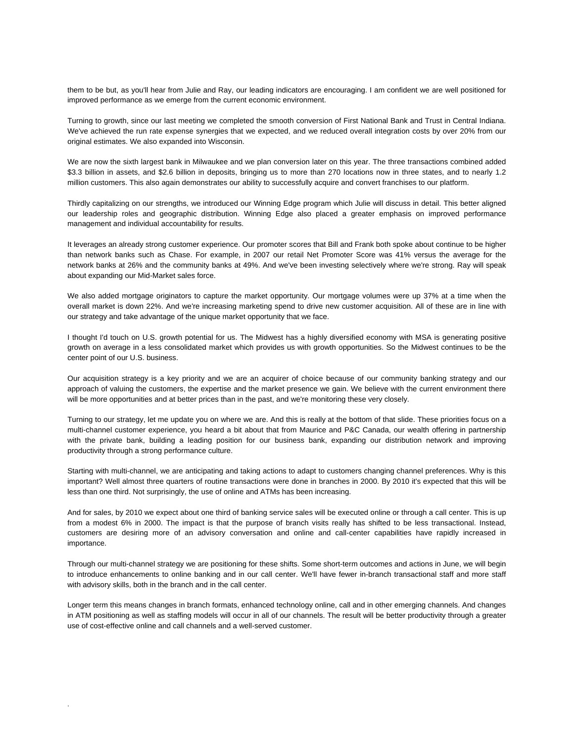them to be but, as you'll hear from Julie and Ray, our leading indicators are encouraging. I am confident we are well positioned for improved performance as we emerge from the current economic environment.

Turning to growth, since our last meeting we completed the smooth conversion of First National Bank and Trust in Central Indiana. We've achieved the run rate expense synergies that we expected, and we reduced overall integration costs by over 20% from our original estimates. We also expanded into Wisconsin.

We are now the sixth largest bank in Milwaukee and we plan conversion later on this year. The three transactions combined added $3.3 billion in assets, and $2.6 billion in deposits, bringing us to more than 270 locations now in three states, and to nearly 1.2 million customers. This also again demonstrates our ability to successfully acquire and convert franchises to our platform.

Thirdly capitalizing on our strengths, we introduced our Winning Edge program which Julie will discuss in detail. This better aligned our leadership roles and geographic distribution. Winning Edge also placed a greater emphasis on improved performance management and individual accountability for results.

It leverages an already strong customer experience. Our promoter scores that Bill and Frank both spoke about continue to be higher than network banks such as Chase. For example, in 2007 our retail Net Promoter Score was 41% versus the average for the network banks at 26% and the community banks at 49%. And we've been investing selectively where we're strong. Ray will speak about expanding our Mid-Market sales force.

We also added mortgage originators to capture the market opportunity. Our mortgage volumes were up 37% at a time when the overall market is down 22%. And we're increasing marketing spend to drive new customer acquisition. All of these are in line with our strategy and take advantage of the unique market opportunity that we face.

I thought I'd touch on U.S. growth potential for us. The Midwest has a highly diversified economy with MSA is generating positive growth on average in a less consolidated market which provides us with growth opportunities. So the Midwest continues to be the center point of our U.S. business.

Our acquisition strategy is a key priority and we are an acquirer of choice because of our community banking strategy and our approach of valuing the customers, the expertise and the market presence we gain. We believe with the current environment there will be more opportunities and at better prices than in the past, and we're monitoring these very closely.

Turning to our strategy, let me update you on where we are. And this is really at the bottom of that slide. These priorities focus on a multi-channel customer experience, you heard a bit about that from Maurice and P&C Canada, our wealth offering in partnership with the private bank, building a leading position for our business bank, expanding our distribution network and improving productivity through a strong performance culture.

Starting with multi-channel, we are anticipating and taking actions to adapt to customers changing channel preferences. Why is this important? Well almost three quarters of routine transactions were done in branches in 2000. By 2010 it's expected that this will be less than one third. Not surprisingly, the use of online and ATMs has been increasing.

And for sales, by 2010 we expect about one third of banking service sales will be executed online or through a call center. This is up from a modest 6% in 2000. The impact is that the purpose of branch visits really has shifted to be less transactional. Instead, customers are desiring more of an advisory conversation and online and call-center capabilities have rapidly increased in importance.

Through our multi-channel strategy we are positioning for these shifts. Some short-term outcomes and actions in June, we will begin to introduce enhancements to online banking and in our call center. We'll have fewer in-branch transactional staff and more staff with advisory skills, both in the branch and in the call center.

Longer term this means changes in branch formats, enhanced technology online, call and in other emerging channels. And changes in ATM positioning as well as staffing models will occur in all of our channels. The result will be better productivity through a greater use of cost-effective online and call channels and a well-served customer.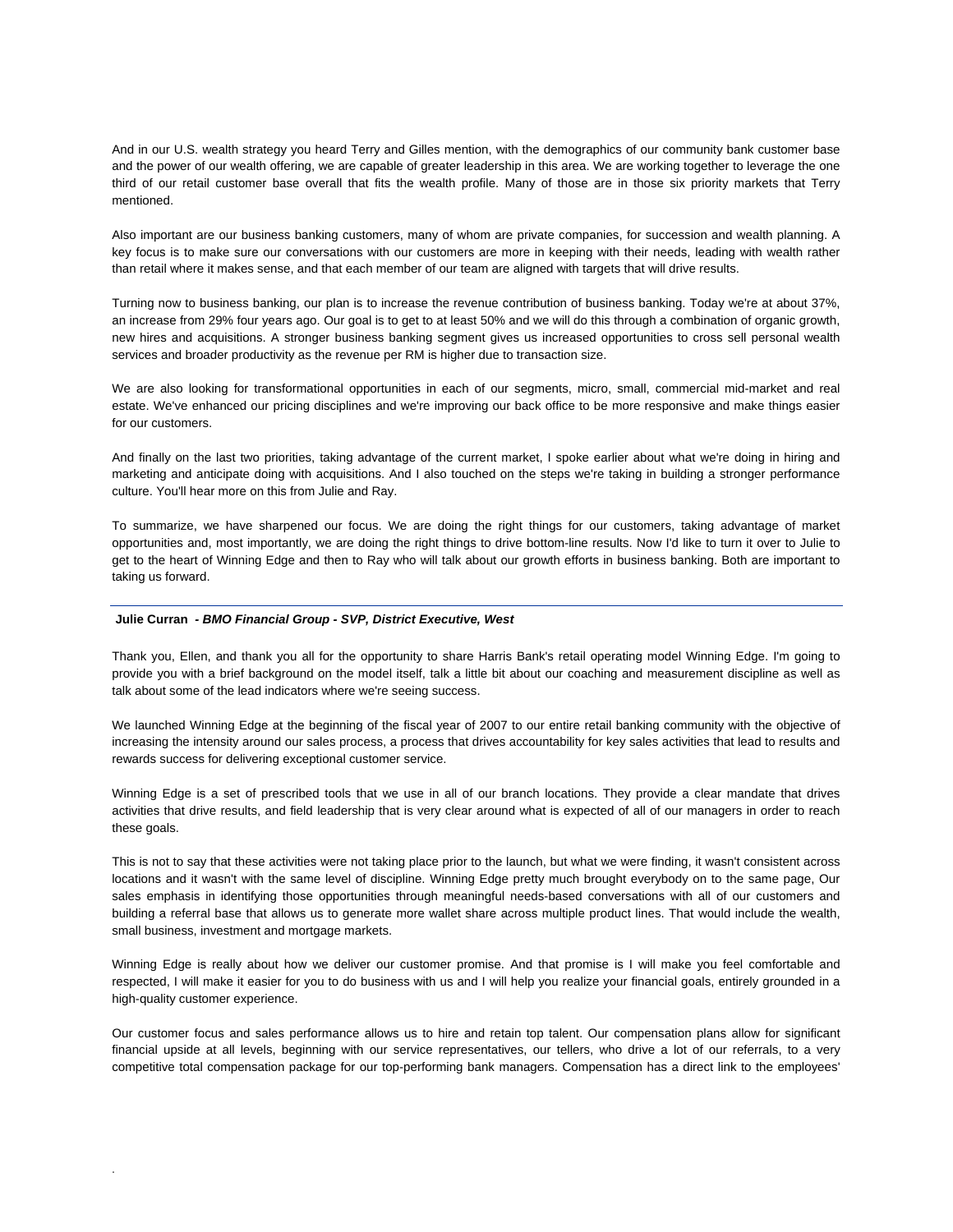And in our U.S. wealth strategy you heard Terry and Gilles mention, with the demographics of our community bank customer base and the power of our wealth offering, we are capable of greater leadership in this area. We are working together to leverage the one third of our retail customer base overall that fits the wealth profile. Many of those are in those six priority markets that Terry mentioned.

Also important are our business banking customers, many of whom are private companies, for succession and wealth planning. A key focus is to make sure our conversations with our customers are more in keeping with their needs, leading with wealth rather than retail where it makes sense, and that each member of our team are aligned with targets that will drive results.

Turning now to business banking, our plan is to increase the revenue contribution of business banking. Today we're at about 37%, an increase from 29% four years ago. Our goal is to get to at least 50% and we will do this through a combination of organic growth, new hires and acquisitions. A stronger business banking segment gives us increased opportunities to cross sell personal wealth services and broader productivity as the revenue per RM is higher due to transaction size.

We are also looking for transformational opportunities in each of our segments, micro, small, commercial mid-market and real estate. We've enhanced our pricing disciplines and we're improving our back office to be more responsive and make things easier for our customers.

And finally on the last two priorities, taking advantage of the current market, I spoke earlier about what we're doing in hiring and marketing and anticipate doing with acquisitions. And I also touched on the steps we're taking in building a stronger performance culture. You'll hear more on this from Julie and Ray.

To summarize, we have sharpened our focus. We are doing the right things for our customers, taking advantage of market opportunities and, most importantly, we are doing the right things to drive bottom-line results. Now I'd like to turn it over to Julie to get to the heart of Winning Edge and then to Ray who will talk about our growth efforts in business banking. Both are important to taking us forward.

---

**Julie Curran** *- BMO Financial Group - SVP, District Executive, West*

Thank you, Ellen, and thank you all for the opportunity to share Harris Bank's retail operating model Winning Edge. I'm going to provide you with a brief background on the model itself, talk a little bit about our coaching and measurement discipline as well as talk about some of the lead indicators where we're seeing success.

We launched Winning Edge at the beginning of the fiscal year of 2007 to our entire retail banking community with the objective of increasing the intensity around our sales process, a process that drives accountability for key sales activities that lead to results and rewards success for delivering exceptional customer service.

Winning Edge is a set of prescribed tools that we use in all of our branch locations. They provide a clear mandate that drives activities that drive results, and field leadership that is very clear around what is expected of all of our managers in order to reach these goals.

This is not to say that these activities were not taking place prior to the launch, but what we were finding, it wasn't consistent across locations and it wasn't with the same level of discipline. Winning Edge pretty much brought everybody on to the same page, Our sales emphasis in identifying those opportunities through meaningful needs-based conversations with all of our customers and building a referral base that allows us to generate more wallet share across multiple product lines. That would include the wealth, small business, investment and mortgage markets.

Winning Edge is really about how we deliver our customer promise. And that promise is I will make you feel comfortable and respected, I will make it easier for you to do business with us and I will help you realize your financial goals, entirely grounded in a high-quality customer experience.

Our customer focus and sales performance allows us to hire and retain top talent. Our compensation plans allow for significant financial upside at all levels, beginning with our service representatives, our tellers, who drive a lot of our referrals, to a very competitive total compensation package for our top-performing bank managers. Compensation has a direct link to the employees'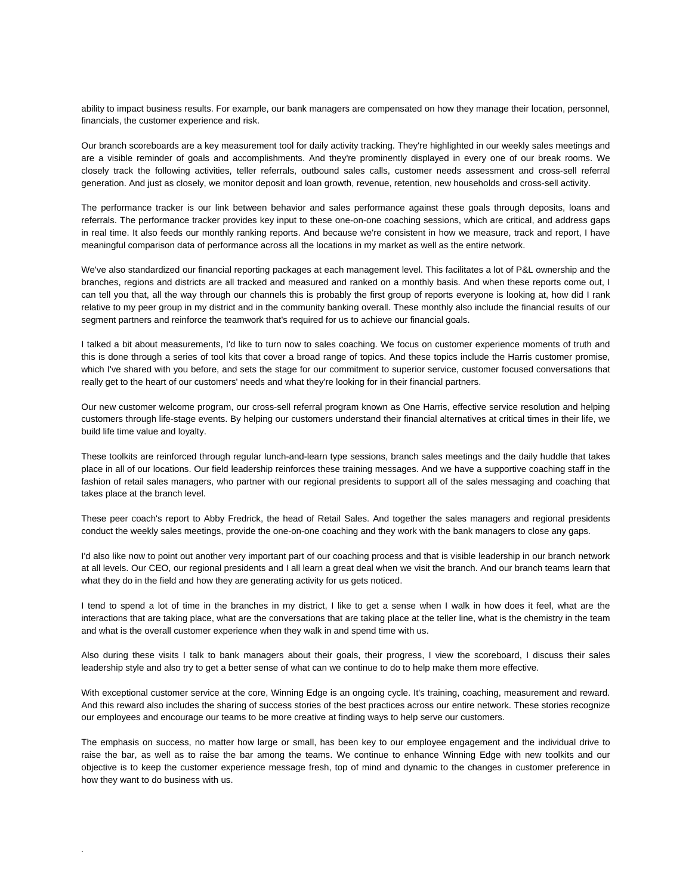ability to impact business results. For example, our bank managers are compensated on how they manage their location, personnel, financials, the customer experience and risk.

Our branch scoreboards are a key measurement tool for daily activity tracking. They're highlighted in our weekly sales meetings and are a visible reminder of goals and accomplishments. And they're prominently displayed in every one of our break rooms. We closely track the following activities, teller referrals, outbound sales calls, customer needs assessment and cross-sell referral generation. And just as closely, we monitor deposit and loan growth, revenue, retention, new households and cross-sell activity.

The performance tracker is our link between behavior and sales performance against these goals through deposits, loans and referrals. The performance tracker provides key input to these one-on-one coaching sessions, which are critical, and address gaps in real time. It also feeds our monthly ranking reports. And because we're consistent in how we measure, track and report, I have meaningful comparison data of performance across all the locations in my market as well as the entire network.

We've also standardized our financial reporting packages at each management level. This facilitates a lot of P&L ownership and the branches, regions and districts are all tracked and measured and ranked on a monthly basis. And when these reports come out, I can tell you that, all the way through our channels this is probably the first group of reports everyone is looking at, how did I rank relative to my peer group in my district and in the community banking overall. These monthly also include the financial results of our segment partners and reinforce the teamwork that's required for us to achieve our financial goals.

I talked a bit about measurements, I'd like to turn now to sales coaching. We focus on customer experience moments of truth and this is done through a series of tool kits that cover a broad range of topics. And these topics include the Harris customer promise, which I've shared with you before, and sets the stage for our commitment to superior service, customer focused conversations that really get to the heart of our customers' needs and what they're looking for in their financial partners.

Our new customer welcome program, our cross-sell referral program known as One Harris, effective service resolution and helping customers through life-stage events. By helping our customers understand their financial alternatives at critical times in their life, we build life time value and loyalty.

These toolkits are reinforced through regular lunch-and-learn type sessions, branch sales meetings and the daily huddle that takes place in all of our locations. Our field leadership reinforces these training messages. And we have a supportive coaching staff in the fashion of retail sales managers, who partner with our regional presidents to support all of the sales messaging and coaching that takes place at the branch level.

These peer coach's report to Abby Fredrick, the head of Retail Sales. And together the sales managers and regional presidents conduct the weekly sales meetings, provide the one-on-one coaching and they work with the bank managers to close any gaps.

I'd also like now to point out another very important part of our coaching process and that is visible leadership in our branch network at all levels. Our CEO, our regional presidents and I all learn a great deal when we visit the branch. And our branch teams learn that what they do in the field and how they are generating activity for us gets noticed.

I tend to spend a lot of time in the branches in my district, I like to get a sense when I walk in how does it feel, what are the interactions that are taking place, what are the conversations that are taking place at the teller line, what is the chemistry in the team and what is the overall customer experience when they walk in and spend time with us.

Also during these visits I talk to bank managers about their goals, their progress, I view the scoreboard, I discuss their sales leadership style and also try to get a better sense of what can we continue to do to help make them more effective.

With exceptional customer service at the core, Winning Edge is an ongoing cycle. It's training, coaching, measurement and reward. And this reward also includes the sharing of success stories of the best practices across our entire network. These stories recognize our employees and encourage our teams to be more creative at finding ways to help serve our customers.

The emphasis on success, no matter how large or small, has been key to our employee engagement and the individual drive to raise the bar, as well as to raise the bar among the teams. We continue to enhance Winning Edge with new toolkits and our objective is to keep the customer experience message fresh, top of mind and dynamic to the changes in customer preference in how they want to do business with us.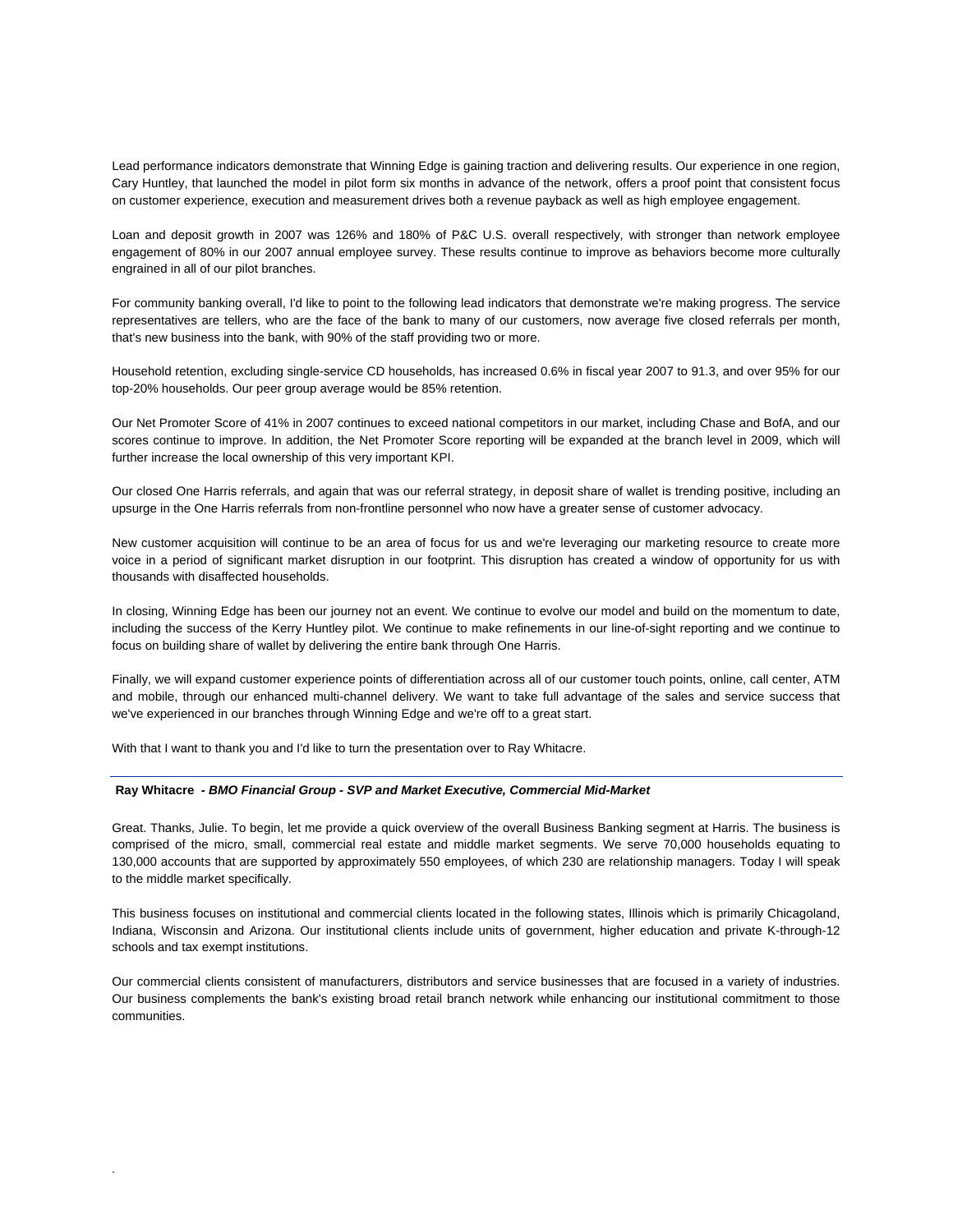Lead performance indicators demonstrate that Winning Edge is gaining traction and delivering results. Our experience in one region, Cary Huntley, that launched the model in pilot form six months in advance of the network, offers a proof point that consistent focus on customer experience, execution and measurement drives both a revenue payback as well as high employee engagement.

Loan and deposit growth in 2007 was 126% and 180% of P&C U.S. overall respectively, with stronger than network employee engagement of 80% in our 2007 annual employee survey. These results continue to improve as behaviors become more culturally engrained in all of our pilot branches.

For community banking overall, I'd like to point to the following lead indicators that demonstrate we're making progress. The service representatives are tellers, who are the face of the bank to many of our customers, now average five closed referrals per month, that's new business into the bank, with 90% of the staff providing two or more.

Household retention, excluding single-service CD households, has increased 0.6% in fiscal year 2007 to 91.3, and over 95% for our top-20% households. Our peer group average would be 85% retention.

Our Net Promoter Score of 41% in 2007 continues to exceed national competitors in our market, including Chase and BofA, and our scores continue to improve. In addition, the Net Promoter Score reporting will be expanded at the branch level in 2009, which will further increase the local ownership of this very important KPI.

Our closed One Harris referrals, and again that was our referral strategy, in deposit share of wallet is trending positive, including an upsurge in the One Harris referrals from non-frontline personnel who now have a greater sense of customer advocacy.

New customer acquisition will continue to be an area of focus for us and we're leveraging our marketing resource to create more voice in a period of significant market disruption in our footprint. This disruption has created a window of opportunity for us with thousands with disaffected households.

In closing, Winning Edge has been our journey not an event. We continue to evolve our model and build on the momentum to date, including the success of the Kerry Huntley pilot. We continue to make refinements in our line-of-sight reporting and we continue to focus on building share of wallet by delivering the entire bank through One Harris.

Finally, we will expand customer experience points of differentiation across all of our customer touch points, online, call center, ATM and mobile, through our enhanced multi-channel delivery. We want to take full advantage of the sales and service success that we've experienced in our branches through Winning Edge and we're off to a great start.

With that I want to thank you and I'd like to turn the presentation over to Ray Whitacre.

---

**Ray Whitacre** - ***BMO Financial Group - SVP and Market Executive, Commercial Mid-Market***

Great. Thanks, Julie. To begin, let me provide a quick overview of the overall Business Banking segment at Harris. The business is comprised of the micro, small, commercial real estate and middle market segments. We serve 70,000 households equating to 130,000 accounts that are supported by approximately 550 employees, of which 230 are relationship managers. Today I will speak to the middle market specifically.

This business focuses on institutional and commercial clients located in the following states, Illinois which is primarily Chicagoland, Indiana, Wisconsin and Arizona. Our institutional clients include units of government, higher education and private K-through-12 schools and tax exempt institutions.

Our commercial clients consistent of manufacturers, distributors and service businesses that are focused in a variety of industries. Our business complements the bank's existing broad retail branch network while enhancing our institutional commitment to those communities.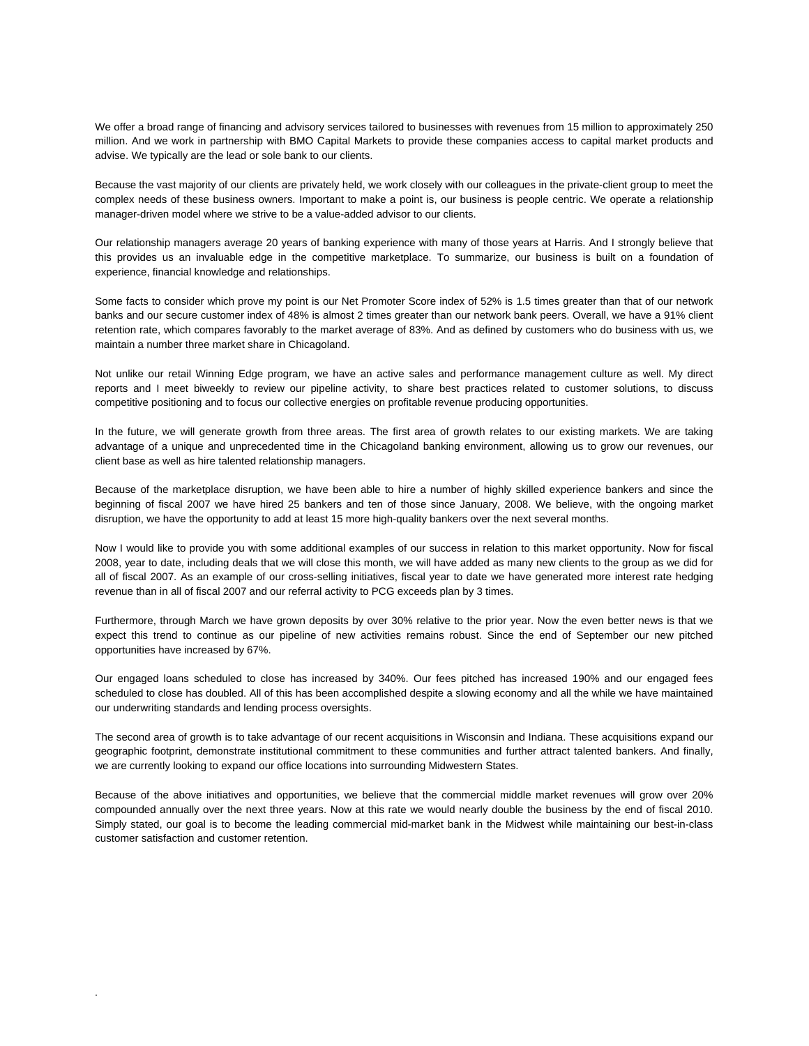We offer a broad range of financing and advisory services tailored to businesses with revenues from 15 million to approximately 250 million. And we work in partnership with BMO Capital Markets to provide these companies access to capital market products and advise. We typically are the lead or sole bank to our clients.

Because the vast majority of our clients are privately held, we work closely with our colleagues in the private-client group to meet the complex needs of these business owners. Important to make a point is, our business is people centric. We operate a relationship manager-driven model where we strive to be a value-added advisor to our clients.

Our relationship managers average 20 years of banking experience with many of those years at Harris. And I strongly believe that this provides us an invaluable edge in the competitive marketplace. To summarize, our business is built on a foundation of experience, financial knowledge and relationships.

Some facts to consider which prove my point is our Net Promoter Score index of 52% is 1.5 times greater than that of our network banks and our secure customer index of 48% is almost 2 times greater than our network bank peers. Overall, we have a 91% client retention rate, which compares favorably to the market average of 83%. And as defined by customers who do business with us, we maintain a number three market share in Chicagoland.

Not unlike our retail Winning Edge program, we have an active sales and performance management culture as well. My direct reports and I meet biweekly to review our pipeline activity, to share best practices related to customer solutions, to discuss competitive positioning and to focus our collective energies on profitable revenue producing opportunities.

In the future, we will generate growth from three areas. The first area of growth relates to our existing markets. We are taking advantage of a unique and unprecedented time in the Chicagoland banking environment, allowing us to grow our revenues, our client base as well as hire talented relationship managers.

Because of the marketplace disruption, we have been able to hire a number of highly skilled experience bankers and since the beginning of fiscal 2007 we have hired 25 bankers and ten of those since January, 2008. We believe, with the ongoing market disruption, we have the opportunity to add at least 15 more high-quality bankers over the next several months.

Now I would like to provide you with some additional examples of our success in relation to this market opportunity. Now for fiscal 2008, year to date, including deals that we will close this month, we will have added as many new clients to the group as we did for all of fiscal 2007. As an example of our cross-selling initiatives, fiscal year to date we have generated more interest rate hedging revenue than in all of fiscal 2007 and our referral activity to PCG exceeds plan by 3 times.

Furthermore, through March we have grown deposits by over 30% relative to the prior year. Now the even better news is that we expect this trend to continue as our pipeline of new activities remains robust. Since the end of September our new pitched opportunities have increased by 67%.

Our engaged loans scheduled to close has increased by 340%. Our fees pitched has increased 190% and our engaged fees scheduled to close has doubled. All of this has been accomplished despite a slowing economy and all the while we have maintained our underwriting standards and lending process oversights.

The second area of growth is to take advantage of our recent acquisitions in Wisconsin and Indiana. These acquisitions expand our geographic footprint, demonstrate institutional commitment to these communities and further attract talented bankers. And finally, we are currently looking to expand our office locations into surrounding Midwestern States.

Because of the above initiatives and opportunities, we believe that the commercial middle market revenues will grow over 20% compounded annually over the next three years. Now at this rate we would nearly double the business by the end of fiscal 2010. Simply stated, our goal is to become the leading commercial mid-market bank in the Midwest while maintaining our best-in-class customer satisfaction and customer retention.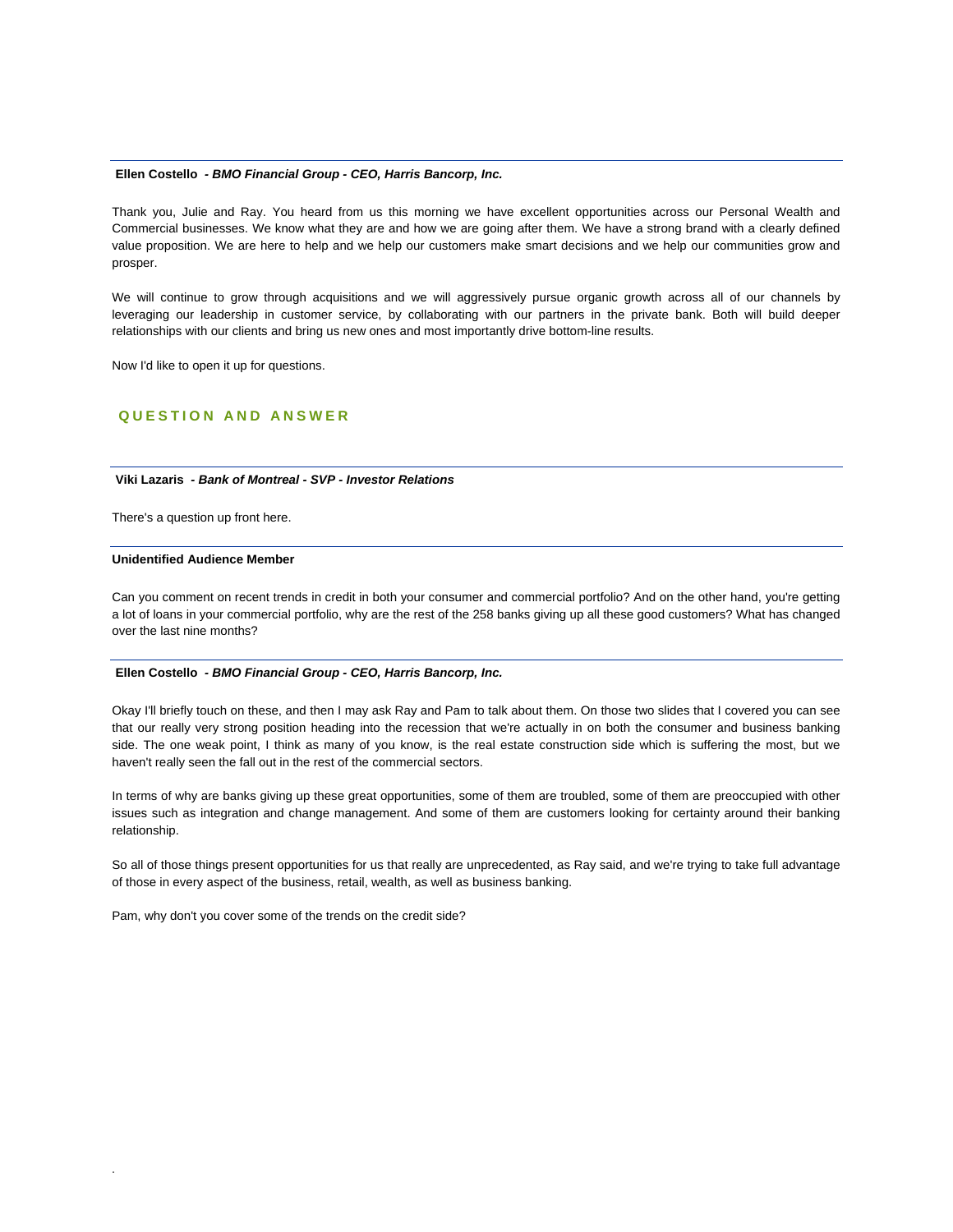**Ellen Costello** - ***BMO Financial Group - CEO, Harris Bancorp, Inc.***

Thank you, Julie and Ray. You heard from us this morning we have excellent opportunities across our Personal Wealth and Commercial businesses. We know what they are and how we are going after them. We have a strong brand with a clearly defined value proposition. We are here to help and we help our customers make smart decisions and we help our communities grow and prosper.

We will continue to grow through acquisitions and we will aggressively pursue organic growth across all of our channels by leveraging our leadership in customer service, by collaborating with our partners in the private bank. Both will build deeper relationships with our clients and bring us new ones and most importantly drive bottom-line results.

Now I'd like to open it up for questions.

## QUESTION AND ANSWER

**Viki Lazaris** - ***Bank of Montreal - SVP - Investor Relations***

There's a question up front here.

**Unidentified Audience Member**

Can you comment on recent trends in credit in both your consumer and commercial portfolio? And on the other hand, you're getting a lot of loans in your commercial portfolio, why are the rest of the 258 banks giving up all these good customers? What has changed over the last nine months?

**Ellen Costello** - ***BMO Financial Group - CEO, Harris Bancorp, Inc.***

Okay I'll briefly touch on these, and then I may ask Ray and Pam to talk about them. On those two slides that I covered you can see that our really very strong position heading into the recession that we're actually in on both the consumer and business banking side. The one weak point, I think as many of you know, is the real estate construction side which is suffering the most, but we haven't really seen the fall out in the rest of the commercial sectors.

In terms of why are banks giving up these great opportunities, some of them are troubled, some of them are preoccupied with other issues such as integration and change management. And some of them are customers looking for certainty around their banking relationship.

So all of those things present opportunities for us that really are unprecedented, as Ray said, and we're trying to take full advantage of those in every aspect of the business, retail, wealth, as well as business banking.

Pam, why don't you cover some of the trends on the credit side?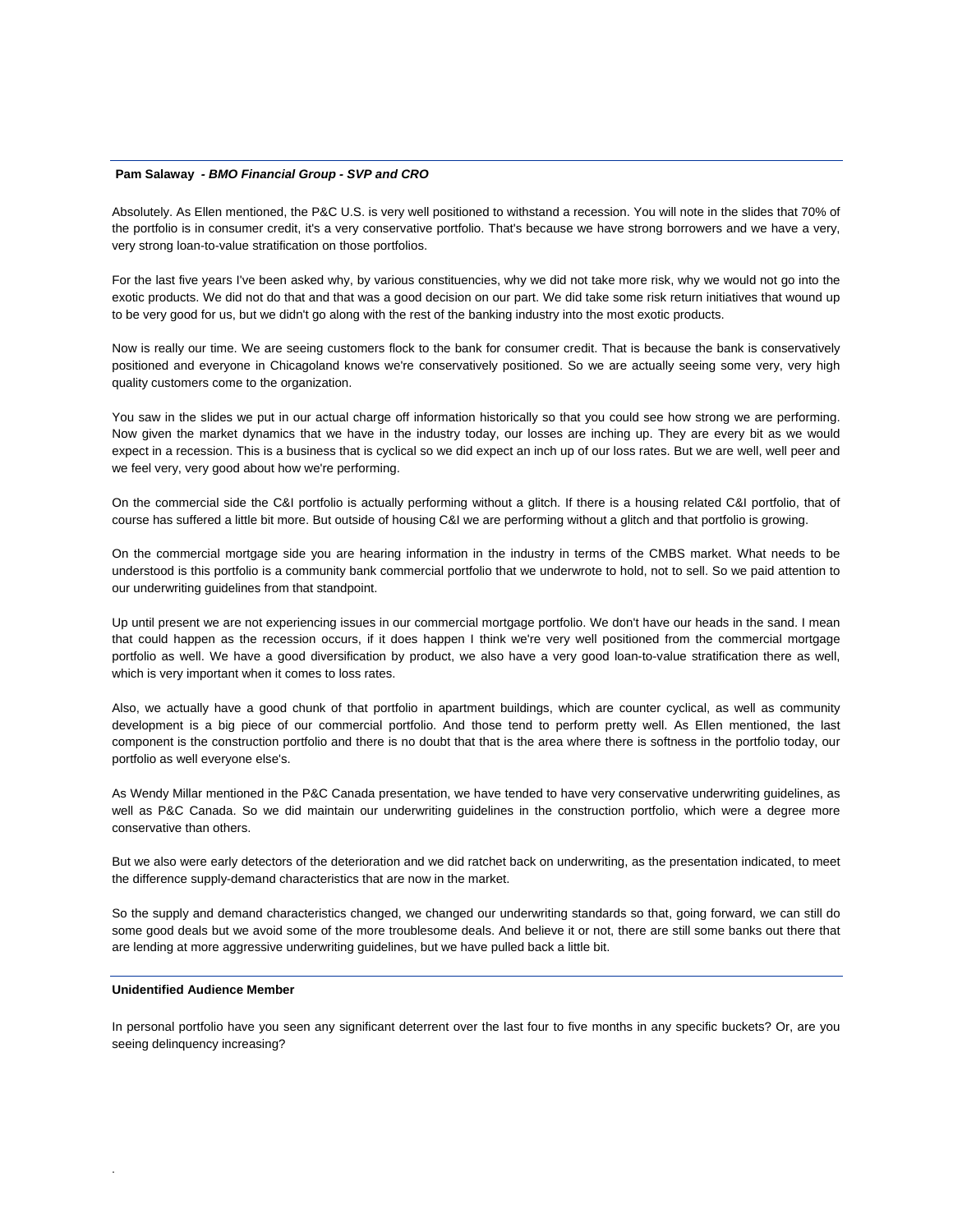**Pam Salaway** *- BMO Financial Group - SVP and CRO*

Absolutely. As Ellen mentioned, the P&C U.S. is very well positioned to withstand a recession. You will note in the slides that 70% of the portfolio is in consumer credit, it's a very conservative portfolio. That's because we have strong borrowers and we have a very, very strong loan-to-value stratification on those portfolios.

For the last five years I've been asked why, by various constituencies, why we did not take more risk, why we would not go into the exotic products. We did not do that and that was a good decision on our part. We did take some risk return initiatives that wound up to be very good for us, but we didn't go along with the rest of the banking industry into the most exotic products.

Now is really our time. We are seeing customers flock to the bank for consumer credit. That is because the bank is conservatively positioned and everyone in Chicagoland knows we're conservatively positioned. So we are actually seeing some very, very high quality customers come to the organization.

You saw in the slides we put in our actual charge off information historically so that you could see how strong we are performing. Now given the market dynamics that we have in the industry today, our losses are inching up. They are every bit as we would expect in a recession. This is a business that is cyclical so we did expect an inch up of our loss rates. But we are well, well peer and we feel very, very good about how we're performing.

On the commercial side the C&I portfolio is actually performing without a glitch. If there is a housing related C&I portfolio, that of course has suffered a little bit more. But outside of housing C&I we are performing without a glitch and that portfolio is growing.

On the commercial mortgage side you are hearing information in the industry in terms of the CMBS market. What needs to be understood is this portfolio is a community bank commercial portfolio that we underwrote to hold, not to sell. So we paid attention to our underwriting guidelines from that standpoint.

Up until present we are not experiencing issues in our commercial mortgage portfolio. We don't have our heads in the sand. I mean that could happen as the recession occurs, if it does happen I think we're very well positioned from the commercial mortgage portfolio as well. We have a good diversification by product, we also have a very good loan-to-value stratification there as well, which is very important when it comes to loss rates.

Also, we actually have a good chunk of that portfolio in apartment buildings, which are counter cyclical, as well as community development is a big piece of our commercial portfolio. And those tend to perform pretty well. As Ellen mentioned, the last component is the construction portfolio and there is no doubt that that is the area where there is softness in the portfolio today, our portfolio as well everyone else's.

As Wendy Millar mentioned in the P&C Canada presentation, we have tended to have very conservative underwriting guidelines, as well as P&C Canada. So we did maintain our underwriting guidelines in the construction portfolio, which were a degree more conservative than others.

But we also were early detectors of the deterioration and we did ratchet back on underwriting, as the presentation indicated, to meet the difference supply-demand characteristics that are now in the market.

So the supply and demand characteristics changed, we changed our underwriting standards so that, going forward, we can still do some good deals but we avoid some of the more troublesome deals. And believe it or not, there are still some banks out there that are lending at more aggressive underwriting guidelines, but we have pulled back a little bit.

**Unidentified Audience Member**

In personal portfolio have you seen any significant deterrent over the last four to five months in any specific buckets? Or, are you seeing delinquency increasing?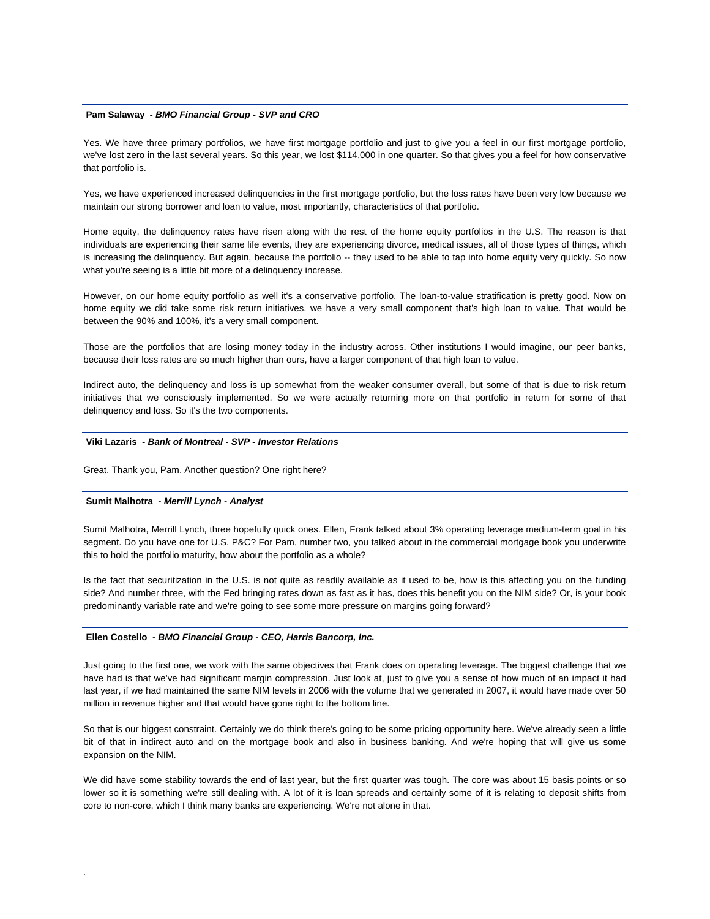**Pam Salaway** *- BMO Financial Group - SVP and CRO*

Yes. We have three primary portfolios, we have first mortgage portfolio and just to give you a feel in our first mortgage portfolio, we've lost zero in the last several years. So this year, we lost $114,000 in one quarter. So that gives you a feel for how conservative that portfolio is.

Yes, we have experienced increased delinquencies in the first mortgage portfolio, but the loss rates have been very low because we maintain our strong borrower and loan to value, most importantly, characteristics of that portfolio.

Home equity, the delinquency rates have risen along with the rest of the home equity portfolios in the U.S. The reason is that individuals are experiencing their same life events, they are experiencing divorce, medical issues, all of those types of things, which is increasing the delinquency. But again, because the portfolio -- they used to be able to tap into home equity very quickly. So now what you're seeing is a little bit more of a delinquency increase.

However, on our home equity portfolio as well it's a conservative portfolio. The loan-to-value stratification is pretty good. Now on home equity we did take some risk return initiatives, we have a very small component that's high loan to value. That would be between the 90% and 100%, it's a very small component.

Those are the portfolios that are losing money today in the industry across. Other institutions I would imagine, our peer banks, because their loss rates are so much higher than ours, have a larger component of that high loan to value.

Indirect auto, the delinquency and loss is up somewhat from the weaker consumer overall, but some of that is due to risk return initiatives that we consciously implemented. So we were actually returning more on that portfolio in return for some of that delinquency and loss. So it's the two components.

**Viki Lazaris** *- Bank of Montreal - SVP - Investor Relations*

Great. Thank you, Pam. Another question? One right here?

**Sumit Malhotra** *- Merrill Lynch - Analyst*

Sumit Malhotra, Merrill Lynch, three hopefully quick ones. Ellen, Frank talked about 3% operating leverage medium-term goal in his segment. Do you have one for U.S. P&C? For Pam, number two, you talked about in the commercial mortgage book you underwrite this to hold the portfolio maturity, how about the portfolio as a whole?

Is the fact that securitization in the U.S. is not quite as readily available as it used to be, how is this affecting you on the funding side? And number three, with the Fed bringing rates down as fast as it has, does this benefit you on the NIM side? Or, is your book predominantly variable rate and we're going to see some more pressure on margins going forward?

**Ellen Costello** *- BMO Financial Group - CEO, Harris Bancorp, Inc.*

Just going to the first one, we work with the same objectives that Frank does on operating leverage. The biggest challenge that we have had is that we've had significant margin compression. Just look at, just to give you a sense of how much of an impact it had last year, if we had maintained the same NIM levels in 2006 with the volume that we generated in 2007, it would have made over 50 million in revenue higher and that would have gone right to the bottom line.

So that is our biggest constraint. Certainly we do think there's going to be some pricing opportunity here. We've already seen a little bit of that in indirect auto and on the mortgage book and also in business banking. And we're hoping that will give us some expansion on the NIM.

We did have some stability towards the end of last year, but the first quarter was tough. The core was about 15 basis points or so lower so it is something we're still dealing with. A lot of it is loan spreads and certainly some of it is relating to deposit shifts from core to non-core, which I think many banks are experiencing. We're not alone in that.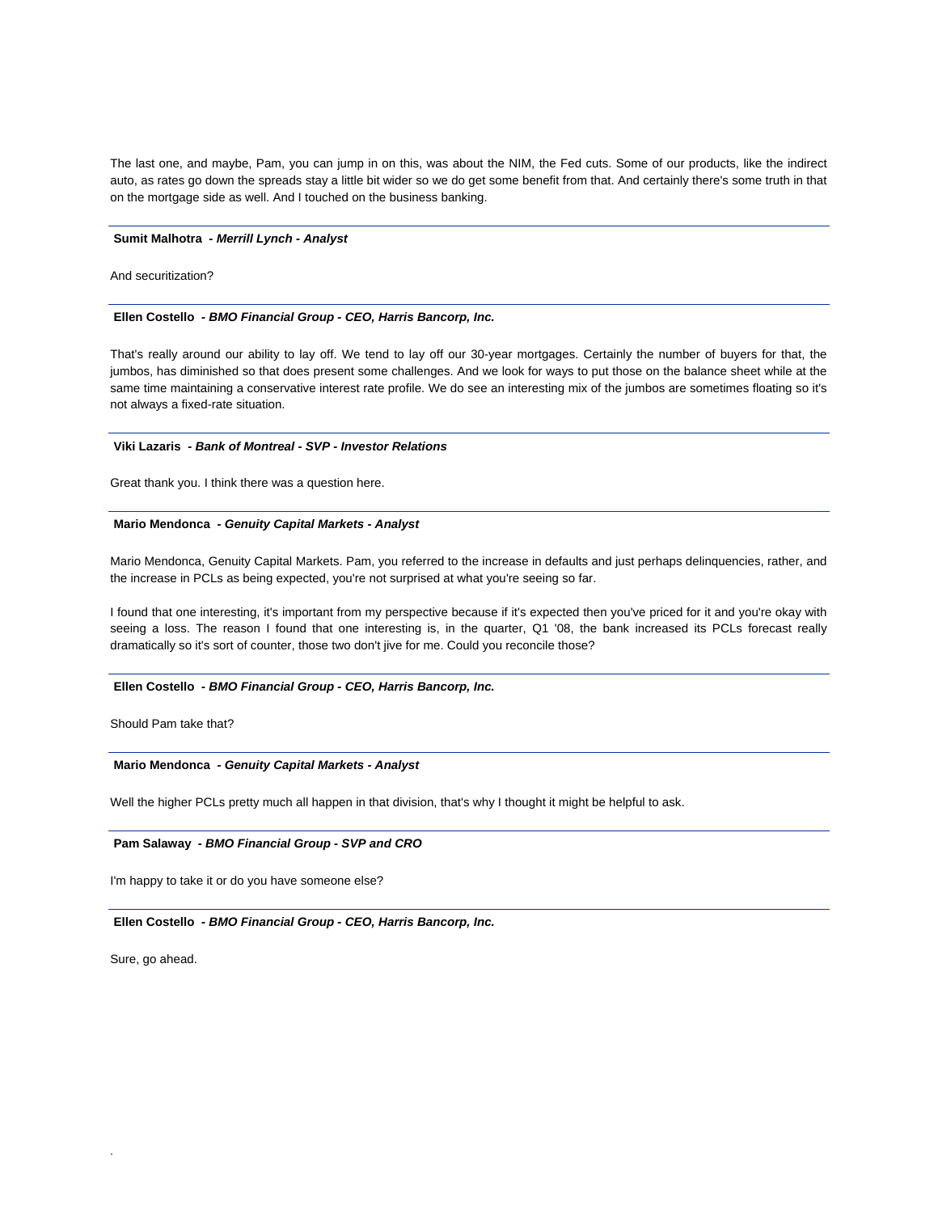The last one, and maybe, Pam, you can jump in on this, was about the NIM, the Fed cuts. Some of our products, like the indirect auto, as rates go down the spreads stay a little bit wider so we do get some benefit from that. And certainly there's some truth in that on the mortgage side as well. And I touched on the business banking.

---

**Sumit Malhotra** *- Merrill Lynch - Analyst*

And securitization?

---

**Ellen Costello** *- BMO Financial Group - CEO, Harris Bancorp, Inc.*

That's really around our ability to lay off. We tend to lay off our 30-year mortgages. Certainly the number of buyers for that, the jumbos, has diminished so that does present some challenges. And we look for ways to put those on the balance sheet while at the same time maintaining a conservative interest rate profile. We do see an interesting mix of the jumbos are sometimes floating so it's not always a fixed-rate situation.

---

**Viki Lazaris** *- Bank of Montreal - SVP - Investor Relations*

Great thank you. I think there was a question here.

---

**Mario Mendonca** *- Genuity Capital Markets - Analyst*

Mario Mendonca, Genuity Capital Markets. Pam, you referred to the increase in defaults and just perhaps delinquencies, rather, and the increase in PCLs as being expected, you're not surprised at what you're seeing so far.

I found that one interesting, it's important from my perspective because if it's expected then you've priced for it and you're okay with seeing a loss. The reason I found that one interesting is, in the quarter, Q1 '08, the bank increased its PCLs forecast really dramatically so it's sort of counter, those two don't jive for me. Could you reconcile those?

---

**Ellen Costello** *- BMO Financial Group - CEO, Harris Bancorp, Inc.*

Should Pam take that?

---

**Mario Mendonca** *- Genuity Capital Markets - Analyst*

Well the higher PCLs pretty much all happen in that division, that's why I thought it might be helpful to ask.

---

**Pam Salaway** *- BMO Financial Group - SVP and CRO*

I'm happy to take it or do you have someone else?

---

**Ellen Costello** *- BMO Financial Group - CEO, Harris Bancorp, Inc.*

Sure, go ahead.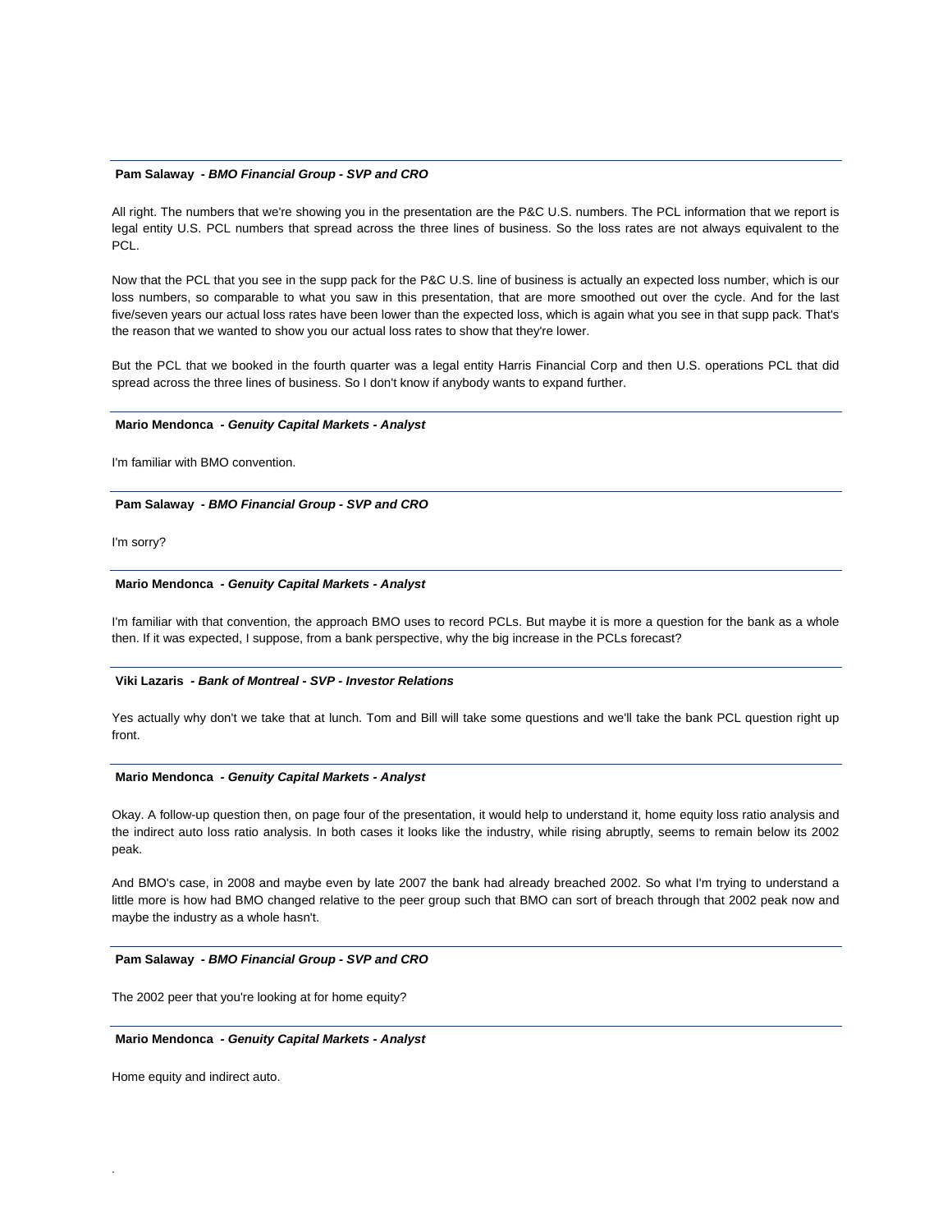**Pam Salaway** *- BMO Financial Group - SVP and CRO*

All right. The numbers that we're showing you in the presentation are the P&C U.S. numbers. The PCL information that we report is legal entity U.S. PCL numbers that spread across the three lines of business. So the loss rates are not always equivalent to the PCL.

Now that the PCL that you see in the supp pack for the P&C U.S. line of business is actually an expected loss number, which is our loss numbers, so comparable to what you saw in this presentation, that are more smoothed out over the cycle. And for the last five/seven years our actual loss rates have been lower than the expected loss, which is again what you see in that supp pack. That's the reason that we wanted to show you our actual loss rates to show that they're lower.

But the PCL that we booked in the fourth quarter was a legal entity Harris Financial Corp and then U.S. operations PCL that did spread across the three lines of business. So I don't know if anybody wants to expand further.

---

**Mario Mendonca** *- Genuity Capital Markets - Analyst*

I'm familiar with BMO convention.

---

**Pam Salaway** *- BMO Financial Group - SVP and CRO*

I'm sorry?

---

**Mario Mendonca** *- Genuity Capital Markets - Analyst*

I'm familiar with that convention, the approach BMO uses to record PCLs. But maybe it is more a question for the bank as a whole then. If it was expected, I suppose, from a bank perspective, why the big increase in the PCLs forecast?

---

**Viki Lazaris** *- Bank of Montreal - SVP - Investor Relations*

Yes actually why don't we take that at lunch. Tom and Bill will take some questions and we'll take the bank PCL question right up front.

---

**Mario Mendonca** *- Genuity Capital Markets - Analyst*

Okay. A follow-up question then, on page four of the presentation, it would help to understand it, home equity loss ratio analysis and the indirect auto loss ratio analysis. In both cases it looks like the industry, while rising abruptly, seems to remain below its 2002 peak.

And BMO's case, in 2008 and maybe even by late 2007 the bank had already breached 2002. So what I'm trying to understand a little more is how had BMO changed relative to the peer group such that BMO can sort of breach through that 2002 peak now and maybe the industry as a whole hasn't.

---

**Pam Salaway** *- BMO Financial Group - SVP and CRO*

The 2002 peer that you're looking at for home equity?

---

**Mario Mendonca** *- Genuity Capital Markets - Analyst*

Home equity and indirect auto.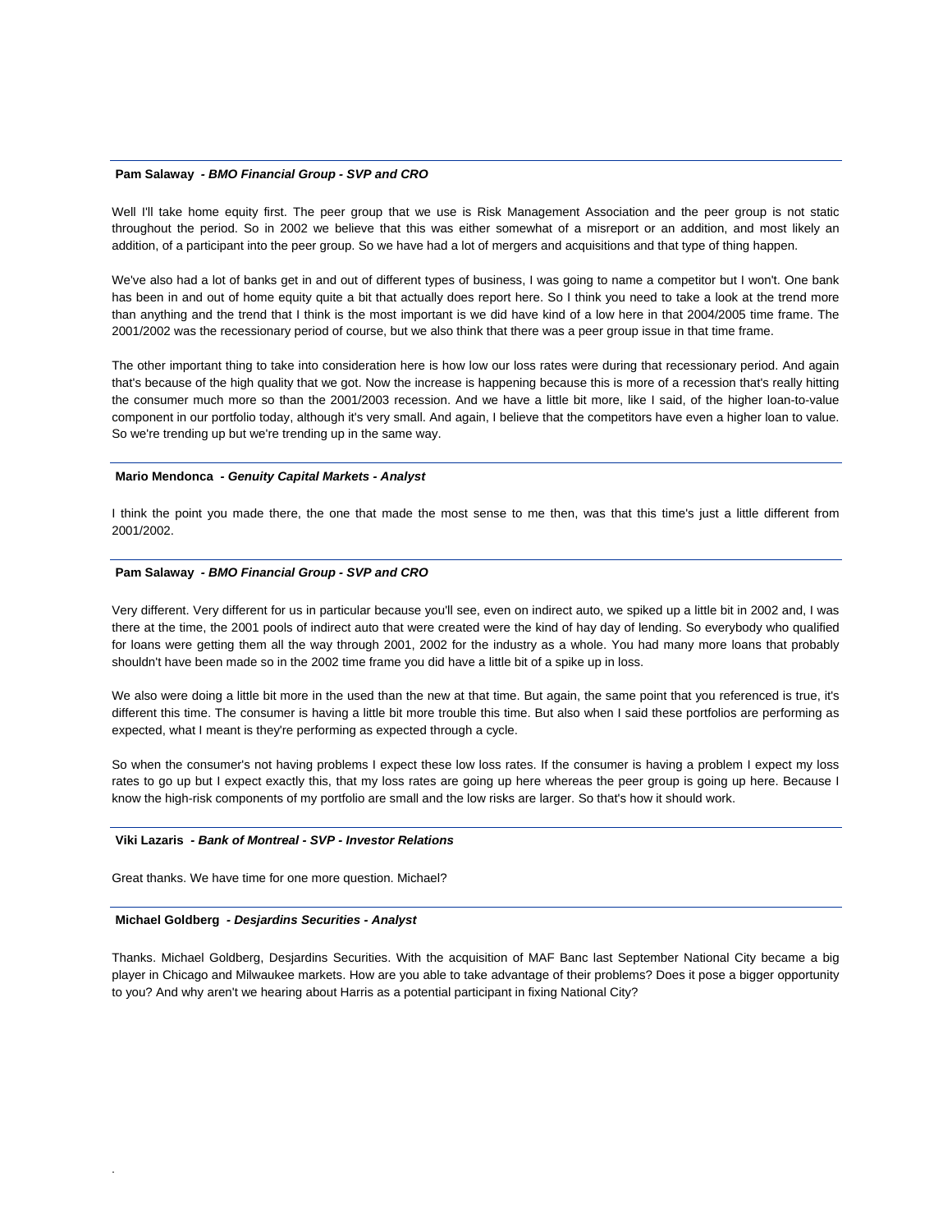**Pam Salaway** - ***BMO Financial Group - SVP and CRO***

Well I'll take home equity first. The peer group that we use is Risk Management Association and the peer group is not static throughout the period. So in 2002 we believe that this was either somewhat of a misreport or an addition, and most likely an addition, of a participant into the peer group. So we have had a lot of mergers and acquisitions and that type of thing happen.

We've also had a lot of banks get in and out of different types of business, I was going to name a competitor but I won't. One bank has been in and out of home equity quite a bit that actually does report here. So I think you need to take a look at the trend more than anything and the trend that I think is the most important is we did have kind of a low here in that 2004/2005 time frame. The 2001/2002 was the recessionary period of course, but we also think that there was a peer group issue in that time frame.

The other important thing to take into consideration here is how low our loss rates were during that recessionary period. And again that's because of the high quality that we got. Now the increase is happening because this is more of a recession that's really hitting the consumer much more so than the 2001/2003 recession. And we have a little bit more, like I said, of the higher loan-to-value component in our portfolio today, although it's very small. And again, I believe that the competitors have even a higher loan to value. So we're trending up but we're trending up in the same way.

**Mario Mendonca** - ***Genuity Capital Markets - Analyst***

I think the point you made there, the one that made the most sense to me then, was that this time's just a little different from 2001/2002.

**Pam Salaway** - ***BMO Financial Group - SVP and CRO***

Very different. Very different for us in particular because you'll see, even on indirect auto, we spiked up a little bit in 2002 and, I was there at the time, the 2001 pools of indirect auto that were created were the kind of hay day of lending. So everybody who qualified for loans were getting them all the way through 2001, 2002 for the industry as a whole. You had many more loans that probably shouldn't have been made so in the 2002 time frame you did have a little bit of a spike up in loss.

We also were doing a little bit more in the used than the new at that time. But again, the same point that you referenced is true, it's different this time. The consumer is having a little bit more trouble this time. But also when I said these portfolios are performing as expected, what I meant is they're performing as expected through a cycle.

So when the consumer's not having problems I expect these low loss rates. If the consumer is having a problem I expect my loss rates to go up but I expect exactly this, that my loss rates are going up here whereas the peer group is going up here. Because I know the high-risk components of my portfolio are small and the low risks are larger. So that's how it should work.

**Viki Lazaris** - ***Bank of Montreal - SVP - Investor Relations***

Great thanks. We have time for one more question. Michael?

**Michael Goldberg** - ***Desjardins Securities - Analyst***

Thanks. Michael Goldberg, Desjardins Securities. With the acquisition of MAF Banc last September National City became a big player in Chicago and Milwaukee markets. How are you able to take advantage of their problems? Does it pose a bigger opportunity to you? And why aren't we hearing about Harris as a potential participant in fixing National City?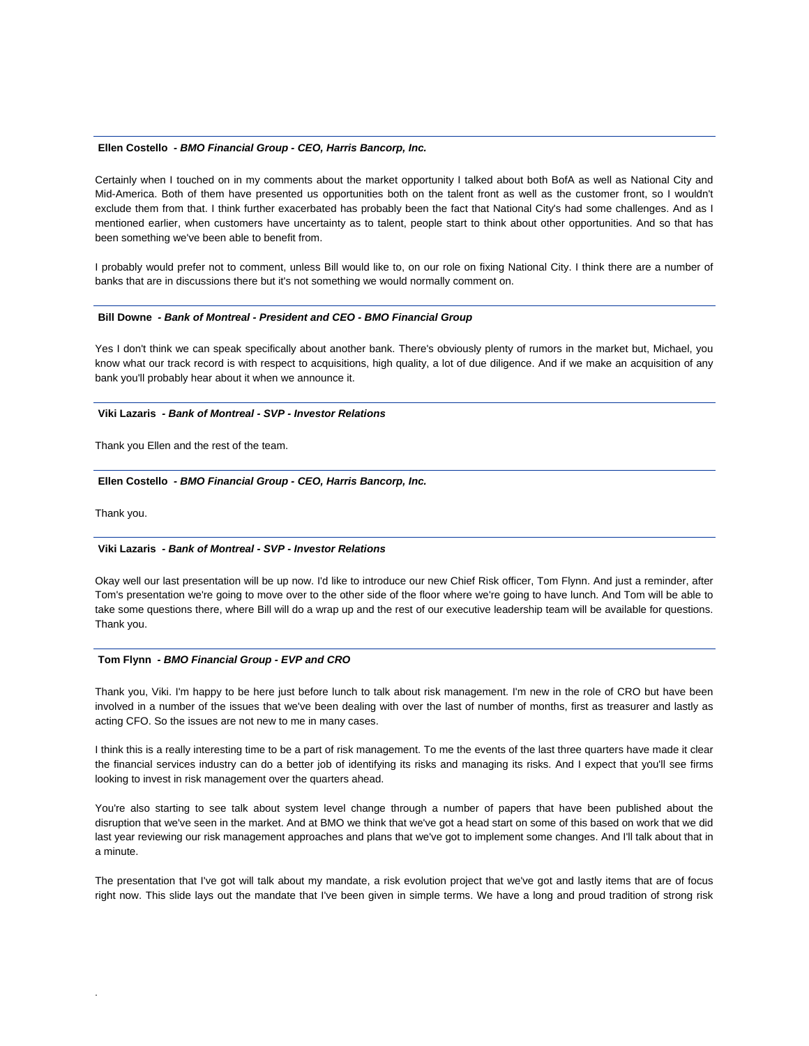**Ellen Costello** *- BMO Financial Group - CEO, Harris Bancorp, Inc.*

Certainly when I touched on in my comments about the market opportunity I talked about both BofA as well as National City and Mid-America. Both of them have presented us opportunities both on the talent front as well as the customer front, so I wouldn't exclude them from that. I think further exacerbated has probably been the fact that National City's had some challenges. And as I mentioned earlier, when customers have uncertainty as to talent, people start to think about other opportunities. And so that has been something we've been able to benefit from.

I probably would prefer not to comment, unless Bill would like to, on our role on fixing National City. I think there are a number of banks that are in discussions there but it's not something we would normally comment on.

---

**Bill Downe** *- Bank of Montreal - President and CEO - BMO Financial Group*

Yes I don't think we can speak specifically about another bank. There's obviously plenty of rumors in the market but, Michael, you know what our track record is with respect to acquisitions, high quality, a lot of due diligence. And if we make an acquisition of any bank you'll probably hear about it when we announce it.

---

**Viki Lazaris** *- Bank of Montreal - SVP - Investor Relations*

Thank you Ellen and the rest of the team.

---

**Ellen Costello** *- BMO Financial Group - CEO, Harris Bancorp, Inc.*

Thank you.

---

**Viki Lazaris** *- Bank of Montreal - SVP - Investor Relations*

Okay well our last presentation will be up now. I'd like to introduce our new Chief Risk officer, Tom Flynn. And just a reminder, after Tom's presentation we're going to move over to the other side of the floor where we're going to have lunch. And Tom will be able to take some questions there, where Bill will do a wrap up and the rest of our executive leadership team will be available for questions. Thank you.

---

**Tom Flynn** *- BMO Financial Group - EVP and CRO*

Thank you, Viki. I'm happy to be here just before lunch to talk about risk management. I'm new in the role of CRO but have been involved in a number of the issues that we've been dealing with over the last of number of months, first as treasurer and lastly as acting CFO. So the issues are not new to me in many cases.

I think this is a really interesting time to be a part of risk management. To me the events of the last three quarters have made it clear the financial services industry can do a better job of identifying its risks and managing its risks. And I expect that you'll see firms looking to invest in risk management over the quarters ahead.

You're also starting to see talk about system level change through a number of papers that have been published about the disruption that we've seen in the market. And at BMO we think that we've got a head start on some of this based on work that we did last year reviewing our risk management approaches and plans that we've got to implement some changes. And I'll talk about that in a minute.

The presentation that I've got will talk about my mandate, a risk evolution project that we've got and lastly items that are of focus right now. This slide lays out the mandate that I've been given in simple terms. We have a long and proud tradition of strong risk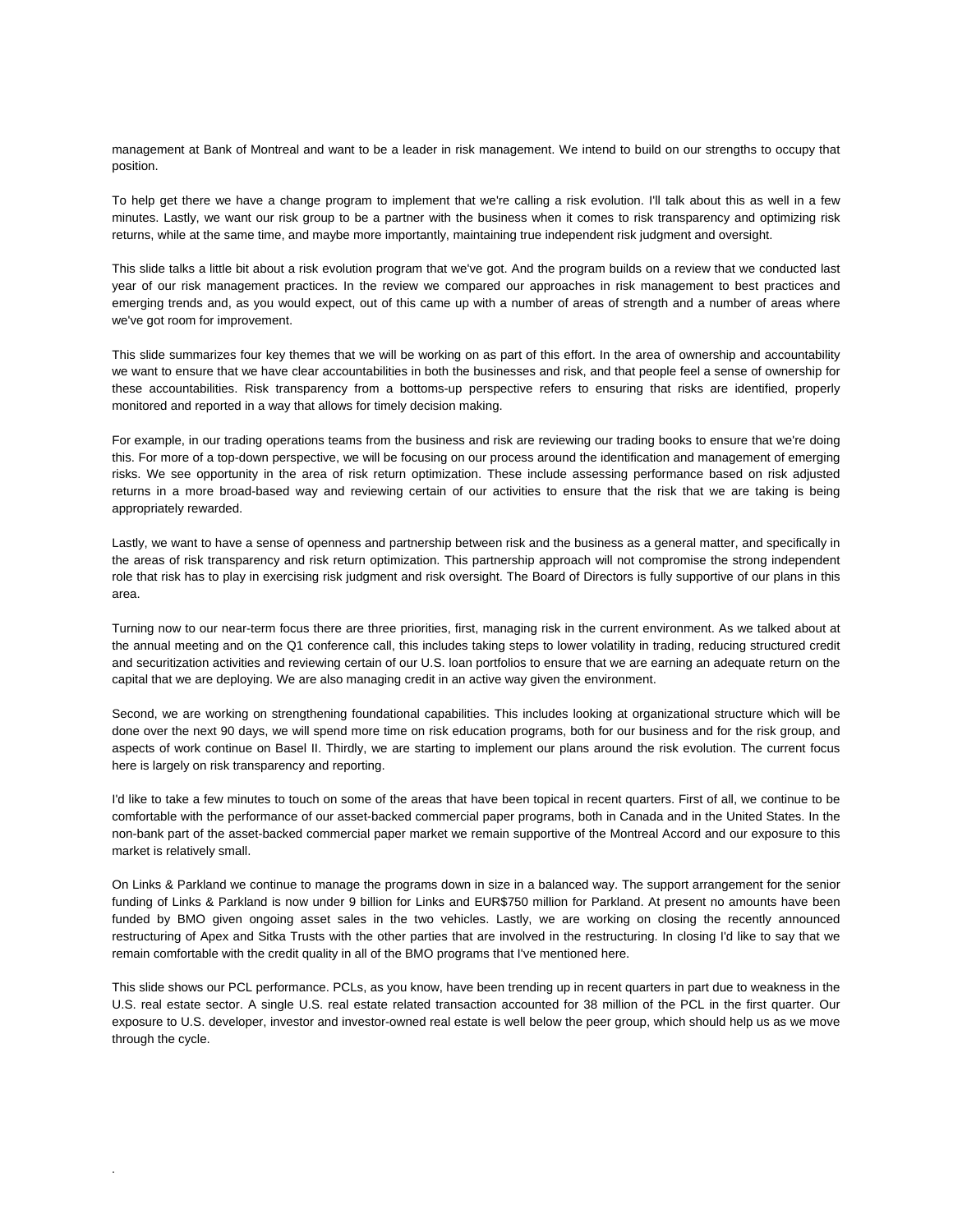management at Bank of Montreal and want to be a leader in risk management. We intend to build on our strengths to occupy that position.

To help get there we have a change program to implement that we're calling a risk evolution. I'll talk about this as well in a few minutes. Lastly, we want our risk group to be a partner with the business when it comes to risk transparency and optimizing risk returns, while at the same time, and maybe more importantly, maintaining true independent risk judgment and oversight.

This slide talks a little bit about a risk evolution program that we've got. And the program builds on a review that we conducted last year of our risk management practices. In the review we compared our approaches in risk management to best practices and emerging trends and, as you would expect, out of this came up with a number of areas of strength and a number of areas where we've got room for improvement.

This slide summarizes four key themes that we will be working on as part of this effort. In the area of ownership and accountability we want to ensure that we have clear accountabilities in both the businesses and risk, and that people feel a sense of ownership for these accountabilities. Risk transparency from a bottoms-up perspective refers to ensuring that risks are identified, properly monitored and reported in a way that allows for timely decision making.

For example, in our trading operations teams from the business and risk are reviewing our trading books to ensure that we're doing this. For more of a top-down perspective, we will be focusing on our process around the identification and management of emerging risks. We see opportunity in the area of risk return optimization. These include assessing performance based on risk adjusted returns in a more broad-based way and reviewing certain of our activities to ensure that the risk that we are taking is being appropriately rewarded.

Lastly, we want to have a sense of openness and partnership between risk and the business as a general matter, and specifically in the areas of risk transparency and risk return optimization. This partnership approach will not compromise the strong independent role that risk has to play in exercising risk judgment and risk oversight. The Board of Directors is fully supportive of our plans in this area.

Turning now to our near-term focus there are three priorities, first, managing risk in the current environment. As we talked about at the annual meeting and on the Q1 conference call, this includes taking steps to lower volatility in trading, reducing structured credit and securitization activities and reviewing certain of our U.S. loan portfolios to ensure that we are earning an adequate return on the capital that we are deploying. We are also managing credit in an active way given the environment.

Second, we are working on strengthening foundational capabilities. This includes looking at organizational structure which will be done over the next 90 days, we will spend more time on risk education programs, both for our business and for the risk group, and aspects of work continue on Basel II. Thirdly, we are starting to implement our plans around the risk evolution. The current focus here is largely on risk transparency and reporting.

I'd like to take a few minutes to touch on some of the areas that have been topical in recent quarters. First of all, we continue to be comfortable with the performance of our asset-backed commercial paper programs, both in Canada and in the United States. In the non-bank part of the asset-backed commercial paper market we remain supportive of the Montreal Accord and our exposure to this market is relatively small.

On Links & Parkland we continue to manage the programs down in size in a balanced way. The support arrangement for the senior funding of Links & Parkland is now under 9 billion for Links and EUR$750 million for Parkland. At present no amounts have been funded by BMO given ongoing asset sales in the two vehicles. Lastly, we are working on closing the recently announced restructuring of Apex and Sitka Trusts with the other parties that are involved in the restructuring. In closing I'd like to say that we remain comfortable with the credit quality in all of the BMO programs that I've mentioned here.

This slide shows our PCL performance. PCLs, as you know, have been trending up in recent quarters in part due to weakness in the U.S. real estate sector. A single U.S. real estate related transaction accounted for 38 million of the PCL in the first quarter. Our exposure to U.S. developer, investor and investor-owned real estate is well below the peer group, which should help us as we move through the cycle.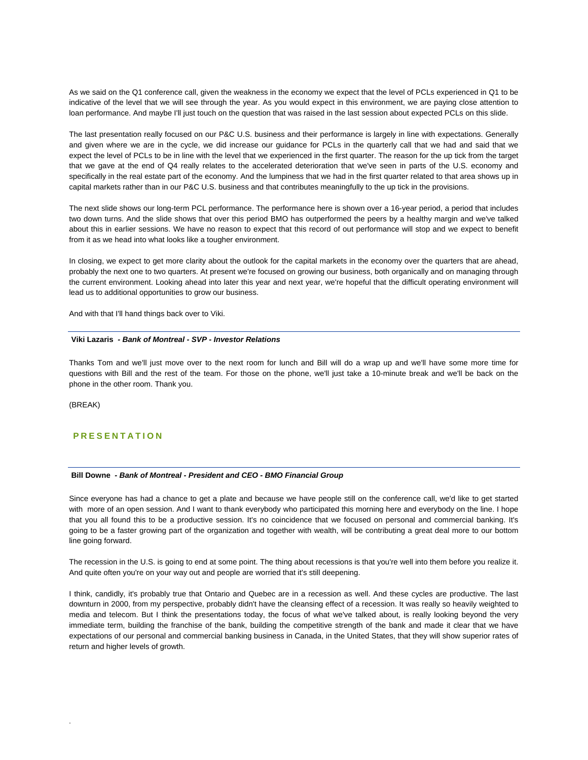As we said on the Q1 conference call, given the weakness in the economy we expect that the level of PCLs experienced in Q1 to be indicative of the level that we will see through the year. As you would expect in this environment, we are paying close attention to loan performance. And maybe I'll just touch on the question that was raised in the last session about expected PCLs on this slide.

The last presentation really focused on our P&C U.S. business and their performance is largely in line with expectations. Generally and given where we are in the cycle, we did increase our guidance for PCLs in the quarterly call that we had and said that we expect the level of PCLs to be in line with the level that we experienced in the first quarter. The reason for the up tick from the target that we gave at the end of Q4 really relates to the accelerated deterioration that we've seen in parts of the U.S. economy and specifically in the real estate part of the economy. And the lumpiness that we had in the first quarter related to that area shows up in capital markets rather than in our P&C U.S. business and that contributes meaningfully to the up tick in the provisions.

The next slide shows our long-term PCL performance. The performance here is shown over a 16-year period, a period that includes two down turns. And the slide shows that over this period BMO has outperformed the peers by a healthy margin and we've talked about this in earlier sessions. We have no reason to expect that this record of out performance will stop and we expect to benefit from it as we head into what looks like a tougher environment.

In closing, we expect to get more clarity about the outlook for the capital markets in the economy over the quarters that are ahead, probably the next one to two quarters. At present we're focused on growing our business, both organically and on managing through the current environment. Looking ahead into later this year and next year, we're hopeful that the difficult operating environment will lead us to additional opportunities to grow our business.

And with that I'll hand things back over to Viki.

**Viki Lazaris** *- Bank of Montreal - SVP - Investor Relations*

Thanks Tom and we'll just move over to the next room for lunch and Bill will do a wrap up and we'll have some more time for questions with Bill and the rest of the team. For those on the phone, we'll just take a 10-minute break and we'll be back on the phone in the other room. Thank you.

(BREAK)

## PRESENTATION

**Bill Downe** *- Bank of Montreal - President and CEO - BMO Financial Group*

Since everyone has had a chance to get a plate and because we have people still on the conference call, we'd like to get started with more of an open session. And I want to thank everybody who participated this morning here and everybody on the line. I hope that you all found this to be a productive session. It's no coincidence that we focused on personal and commercial banking. It's going to be a faster growing part of the organization and together with wealth, will be contributing a great deal more to our bottom line going forward.

The recession in the U.S. is going to end at some point. The thing about recessions is that you're well into them before you realize it. And quite often you're on your way out and people are worried that it's still deepening.

I think, candidly, it's probably true that Ontario and Quebec are in a recession as well. And these cycles are productive. The last downturn in 2000, from my perspective, probably didn't have the cleansing effect of a recession. It was really so heavily weighted to media and telecom. But I think the presentations today, the focus of what we've talked about, is really looking beyond the very immediate term, building the franchise of the bank, building the competitive strength of the bank and made it clear that we have expectations of our personal and commercial banking business in Canada, in the United States, that they will show superior rates of return and higher levels of growth.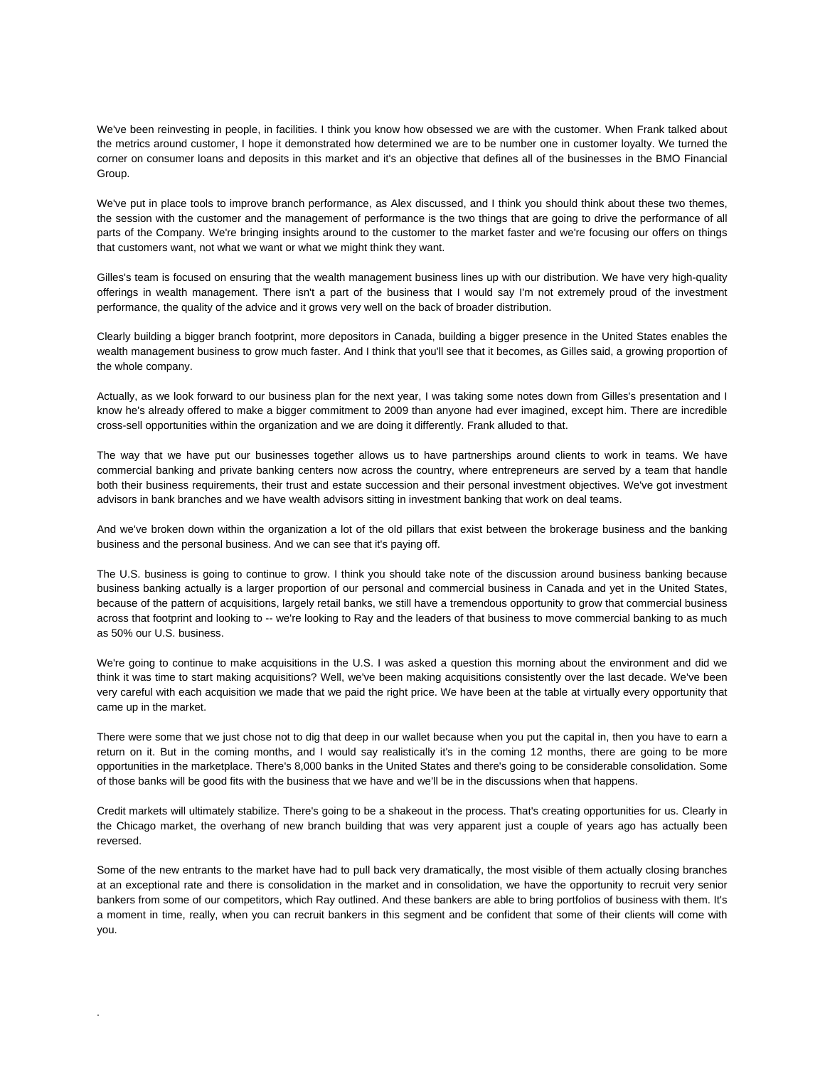We've been reinvesting in people, in facilities. I think you know how obsessed we are with the customer. When Frank talked about the metrics around customer, I hope it demonstrated how determined we are to be number one in customer loyalty. We turned the corner on consumer loans and deposits in this market and it's an objective that defines all of the businesses in the BMO Financial Group.

We've put in place tools to improve branch performance, as Alex discussed, and I think you should think about these two themes, the session with the customer and the management of performance is the two things that are going to drive the performance of all parts of the Company. We're bringing insights around to the customer to the market faster and we're focusing our offers on things that customers want, not what we want or what we might think they want.

Gilles's team is focused on ensuring that the wealth management business lines up with our distribution. We have very high-quality offerings in wealth management. There isn't a part of the business that I would say I'm not extremely proud of the investment performance, the quality of the advice and it grows very well on the back of broader distribution.

Clearly building a bigger branch footprint, more depositors in Canada, building a bigger presence in the United States enables the wealth management business to grow much faster. And I think that you'll see that it becomes, as Gilles said, a growing proportion of the whole company.

Actually, as we look forward to our business plan for the next year, I was taking some notes down from Gilles's presentation and I know he's already offered to make a bigger commitment to 2009 than anyone had ever imagined, except him. There are incredible cross-sell opportunities within the organization and we are doing it differently. Frank alluded to that.

The way that we have put our businesses together allows us to have partnerships around clients to work in teams. We have commercial banking and private banking centers now across the country, where entrepreneurs are served by a team that handle both their business requirements, their trust and estate succession and their personal investment objectives. We've got investment advisors in bank branches and we have wealth advisors sitting in investment banking that work on deal teams.

And we've broken down within the organization a lot of the old pillars that exist between the brokerage business and the banking business and the personal business. And we can see that it's paying off.

The U.S. business is going to continue to grow. I think you should take note of the discussion around business banking because business banking actually is a larger proportion of our personal and commercial business in Canada and yet in the United States, because of the pattern of acquisitions, largely retail banks, we still have a tremendous opportunity to grow that commercial business across that footprint and looking to -- we're looking to Ray and the leaders of that business to move commercial banking to as much as 50% our U.S. business.

We're going to continue to make acquisitions in the U.S. I was asked a question this morning about the environment and did we think it was time to start making acquisitions? Well, we've been making acquisitions consistently over the last decade. We've been very careful with each acquisition we made that we paid the right price. We have been at the table at virtually every opportunity that came up in the market.

There were some that we just chose not to dig that deep in our wallet because when you put the capital in, then you have to earn a return on it. But in the coming months, and I would say realistically it's in the coming 12 months, there are going to be more opportunities in the marketplace. There's 8,000 banks in the United States and there's going to be considerable consolidation. Some of those banks will be good fits with the business that we have and we'll be in the discussions when that happens.

Credit markets will ultimately stabilize. There's going to be a shakeout in the process. That's creating opportunities for us. Clearly in the Chicago market, the overhang of new branch building that was very apparent just a couple of years ago has actually been reversed.

Some of the new entrants to the market have had to pull back very dramatically, the most visible of them actually closing branches at an exceptional rate and there is consolidation in the market and in consolidation, we have the opportunity to recruit very senior bankers from some of our competitors, which Ray outlined. And these bankers are able to bring portfolios of business with them. It's a moment in time, really, when you can recruit bankers in this segment and be confident that some of their clients will come with you.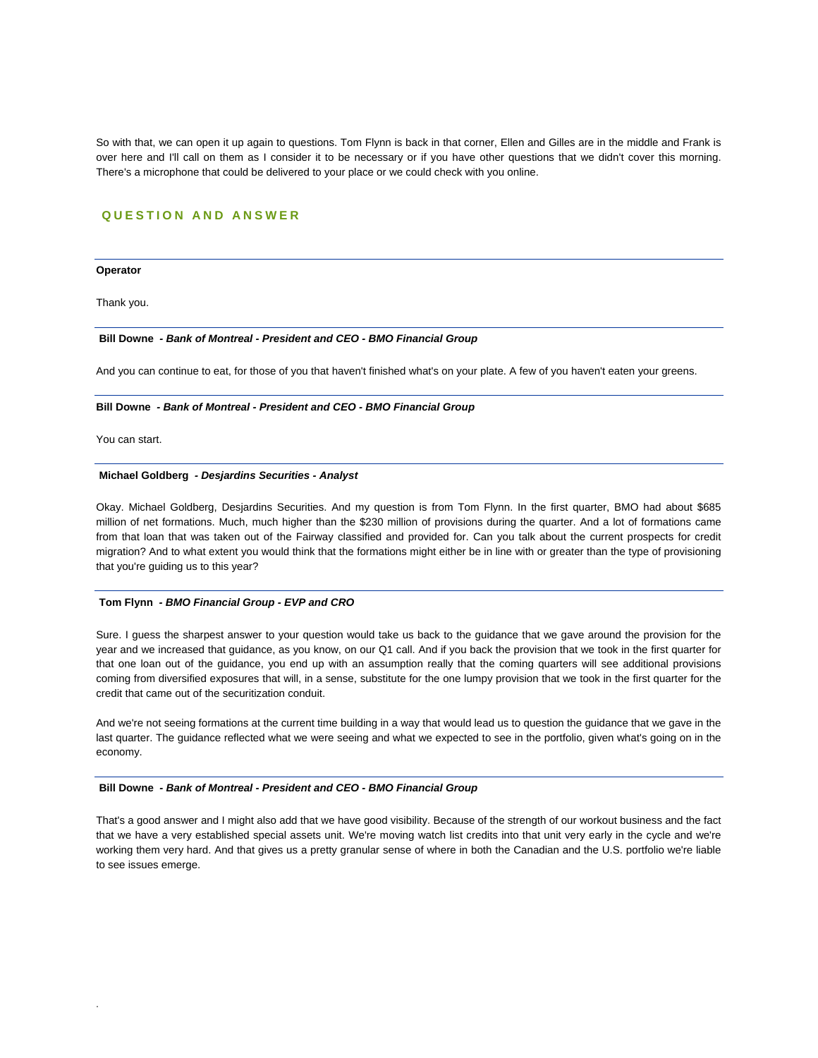So with that, we can open it up again to questions. Tom Flynn is back in that corner, Ellen and Gilles are in the middle and Frank is over here and I'll call on them as I consider it to be necessary or if you have other questions that we didn't cover this morning. There's a microphone that could be delivered to your place or we could check with you online.

## QUESTION AND ANSWER

---

**Operator**

Thank you.

---

**Bill Downe** *- Bank of Montreal - President and CEO - BMO Financial Group*

And you can continue to eat, for those of you that haven't finished what's on your plate. A few of you haven't eaten your greens.

---

**Bill Downe** *- Bank of Montreal - President and CEO - BMO Financial Group*

You can start.

---

**Michael Goldberg** *- Desjardins Securities - Analyst*

Okay. Michael Goldberg, Desjardins Securities. And my question is from Tom Flynn. In the first quarter, BMO had about $685 million of net formations. Much, much higher than the $230 million of provisions during the quarter. And a lot of formations came from that loan that was taken out of the Fairway classified and provided for. Can you talk about the current prospects for credit migration? And to what extent you would think that the formations might either be in line with or greater than the type of provisioning that you're guiding us to this year?

---

**Tom Flynn** *- BMO Financial Group - EVP and CRO*

Sure. I guess the sharpest answer to your question would take us back to the guidance that we gave around the provision for the year and we increased that guidance, as you know, on our Q1 call. And if you back the provision that we took in the first quarter for that one loan out of the guidance, you end up with an assumption really that the coming quarters will see additional provisions coming from diversified exposures that will, in a sense, substitute for the one lumpy provision that we took in the first quarter for the credit that came out of the securitization conduit.

And we're not seeing formations at the current time building in a way that would lead us to question the guidance that we gave in the last quarter. The guidance reflected what we were seeing and what we expected to see in the portfolio, given what's going on in the economy.

---

**Bill Downe** *- Bank of Montreal - President and CEO - BMO Financial Group*

That's a good answer and I might also add that we have good visibility. Because of the strength of our workout business and the fact that we have a very established special assets unit. We're moving watch list credits into that unit very early in the cycle and we're working them very hard. And that gives us a pretty granular sense of where in both the Canadian and the U.S. portfolio we're liable to see issues emerge.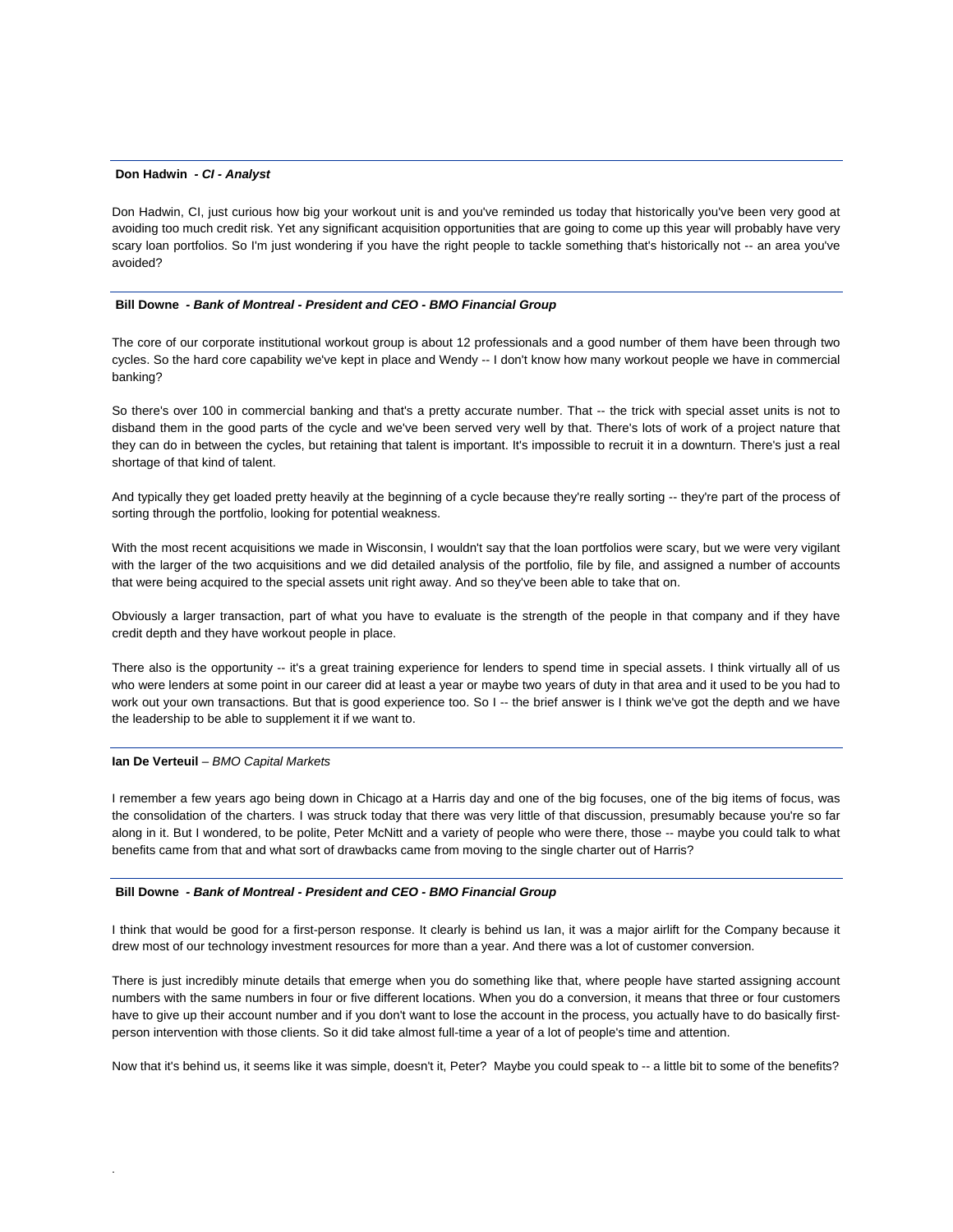**Don Hadwin** - *CI - Analyst*

Don Hadwin, CI, just curious how big your workout unit is and you've reminded us today that historically you've been very good at avoiding too much credit risk. Yet any significant acquisition opportunities that are going to come up this year will probably have very scary loan portfolios. So I'm just wondering if you have the right people to tackle something that's historically not -- an area you've avoided?

**Bill Downe** - ***Bank of Montreal - President and CEO - BMO Financial Group***

The core of our corporate institutional workout group is about 12 professionals and a good number of them have been through two cycles. So the hard core capability we've kept in place and Wendy -- I don't know how many workout people we have in commercial banking?

So there's over 100 in commercial banking and that's a pretty accurate number. That -- the trick with special asset units is not to disband them in the good parts of the cycle and we've been served very well by that. There's lots of work of a project nature that they can do in between the cycles, but retaining that talent is important. It's impossible to recruit it in a downturn. There's just a real shortage of that kind of talent.

And typically they get loaded pretty heavily at the beginning of a cycle because they're really sorting -- they're part of the process of sorting through the portfolio, looking for potential weakness.

With the most recent acquisitions we made in Wisconsin, I wouldn't say that the loan portfolios were scary, but we were very vigilant with the larger of the two acquisitions and we did detailed analysis of the portfolio, file by file, and assigned a number of accounts that were being acquired to the special assets unit right away. And so they've been able to take that on.

Obviously a larger transaction, part of what you have to evaluate is the strength of the people in that company and if they have credit depth and they have workout people in place.

There also is the opportunity -- it's a great training experience for lenders to spend time in special assets. I think virtually all of us who were lenders at some point in our career did at least a year or maybe two years of duty in that area and it used to be you had to work out your own transactions. But that is good experience too. So I -- the brief answer is I think we've got the depth and we have the leadership to be able to supplement it if we want to.

**Ian De Verteuil** – *BMO Capital Markets*

I remember a few years ago being down in Chicago at a Harris day and one of the big focuses, one of the big items of focus, was the consolidation of the charters. I was struck today that there was very little of that discussion, presumably because you're so far along in it. But I wondered, to be polite, Peter McNitt and a variety of people who were there, those -- maybe you could talk to what benefits came from that and what sort of drawbacks came from moving to the single charter out of Harris?

**Bill Downe** - ***Bank of Montreal - President and CEO - BMO Financial Group***

I think that would be good for a first-person response. It clearly is behind us Ian, it was a major airlift for the Company because it drew most of our technology investment resources for more than a year. And there was a lot of customer conversion.

There is just incredibly minute details that emerge when you do something like that, where people have started assigning account numbers with the same numbers in four or five different locations. When you do a conversion, it means that three or four customers have to give up their account number and if you don't want to lose the account in the process, you actually have to do basically first-person intervention with those clients. So it did take almost full-time a year of a lot of people's time and attention.

Now that it's behind us, it seems like it was simple, doesn't it, Peter? Maybe you could speak to -- a little bit to some of the benefits?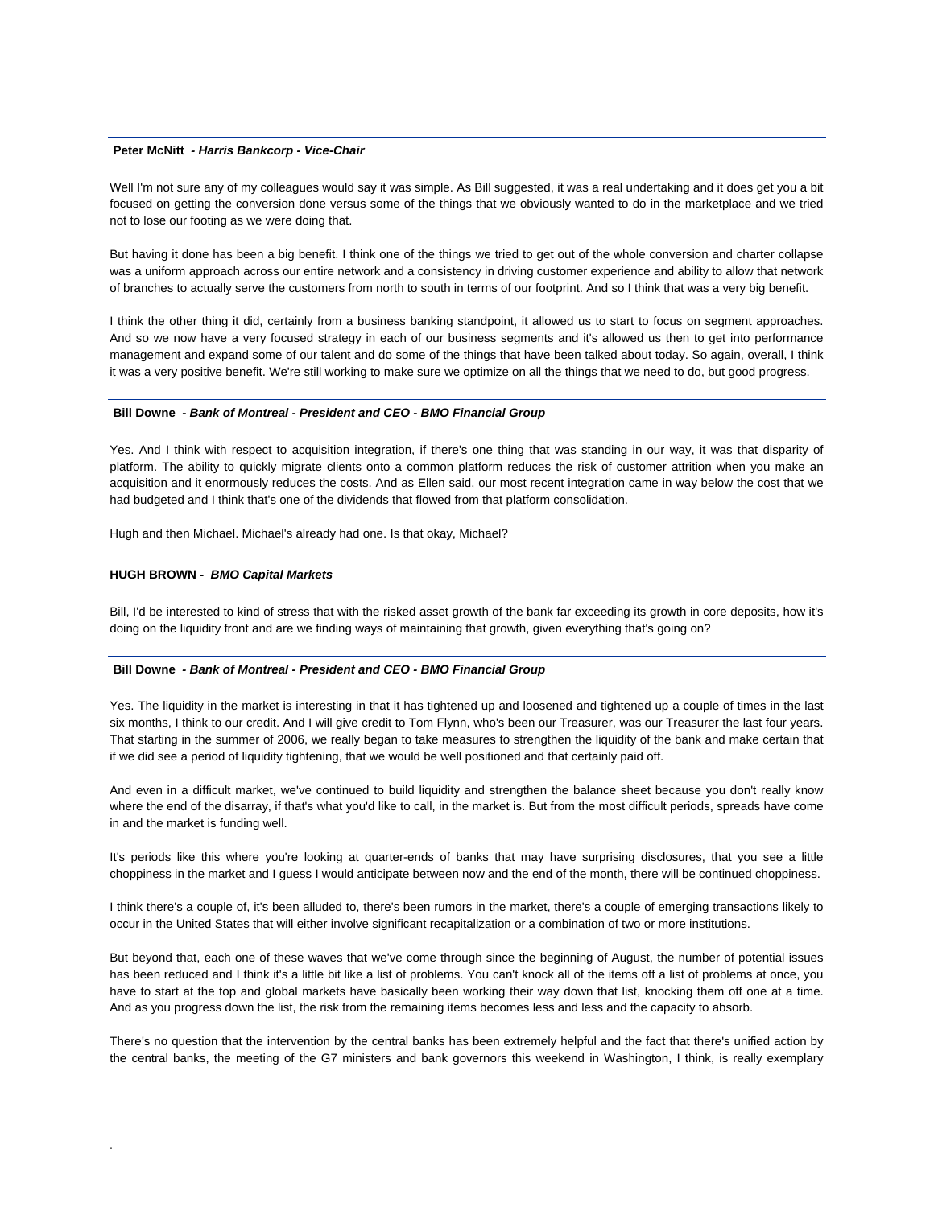**Peter McNitt** *- Harris Bankcorp - Vice-Chair*

Well I'm not sure any of my colleagues would say it was simple. As Bill suggested, it was a real undertaking and it does get you a bit focused on getting the conversion done versus some of the things that we obviously wanted to do in the marketplace and we tried not to lose our footing as we were doing that.

But having it done has been a big benefit. I think one of the things we tried to get out of the whole conversion and charter collapse was a uniform approach across our entire network and a consistency in driving customer experience and ability to allow that network of branches to actually serve the customers from north to south in terms of our footprint. And so I think that was a very big benefit.

I think the other thing it did, certainly from a business banking standpoint, it allowed us to start to focus on segment approaches. And so we now have a very focused strategy in each of our business segments and it's allowed us then to get into performance management and expand some of our talent and do some of the things that have been talked about today. So again, overall, I think it was a very positive benefit. We're still working to make sure we optimize on all the things that we need to do, but good progress.

---

**Bill Downe** *- Bank of Montreal - President and CEO - BMO Financial Group*

Yes. And I think with respect to acquisition integration, if there's one thing that was standing in our way, it was that disparity of platform. The ability to quickly migrate clients onto a common platform reduces the risk of customer attrition when you make an acquisition and it enormously reduces the costs. And as Ellen said, our most recent integration came in way below the cost that we had budgeted and I think that's one of the dividends that flowed from that platform consolidation.

Hugh and then Michael. Michael's already had one. Is that okay, Michael?

---

**HUGH BROWN -** *BMO Capital Markets*

Bill, I'd be interested to kind of stress that with the risked asset growth of the bank far exceeding its growth in core deposits, how it's doing on the liquidity front and are we finding ways of maintaining that growth, given everything that's going on?

---

**Bill Downe** *- Bank of Montreal - President and CEO - BMO Financial Group*

Yes. The liquidity in the market is interesting in that it has tightened up and loosened and tightened up a couple of times in the last six months, I think to our credit. And I will give credit to Tom Flynn, who's been our Treasurer, was our Treasurer the last four years. That starting in the summer of 2006, we really began to take measures to strengthen the liquidity of the bank and make certain that if we did see a period of liquidity tightening, that we would be well positioned and that certainly paid off.

And even in a difficult market, we've continued to build liquidity and strengthen the balance sheet because you don't really know where the end of the disarray, if that's what you'd like to call, in the market is. But from the most difficult periods, spreads have come in and the market is funding well.

It's periods like this where you're looking at quarter-ends of banks that may have surprising disclosures, that you see a little choppiness in the market and I guess I would anticipate between now and the end of the month, there will be continued choppiness.

I think there's a couple of, it's been alluded to, there's been rumors in the market, there's a couple of emerging transactions likely to occur in the United States that will either involve significant recapitalization or a combination of two or more institutions.

But beyond that, each one of these waves that we've come through since the beginning of August, the number of potential issues has been reduced and I think it's a little bit like a list of problems. You can't knock all of the items off a list of problems at once, you have to start at the top and global markets have basically been working their way down that list, knocking them off one at a time. And as you progress down the list, the risk from the remaining items becomes less and less and the capacity to absorb.

There's no question that the intervention by the central banks has been extremely helpful and the fact that there's unified action by the central banks, the meeting of the G7 ministers and bank governors this weekend in Washington, I think, is really exemplary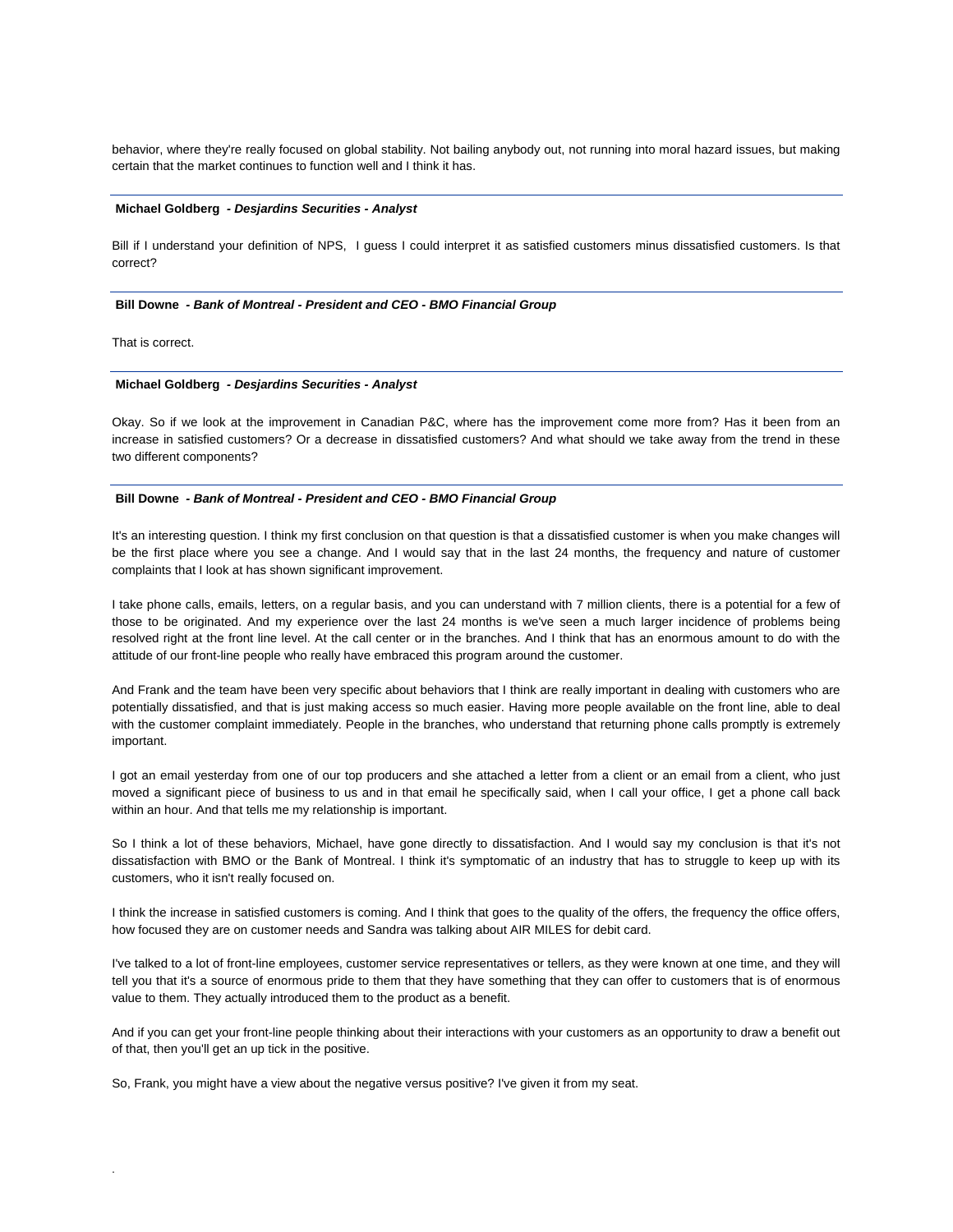behavior, where they're really focused on global stability. Not bailing anybody out, not running into moral hazard issues, but making certain that the market continues to function well and I think it has.

---

**Michael Goldberg** *- Desjardins Securities - Analyst*

Bill if I understand your definition of NPS, I guess I could interpret it as satisfied customers minus dissatisfied customers. Is that correct?

---

**Bill Downe** *- Bank of Montreal - President and CEO - BMO Financial Group*

That is correct.

---

**Michael Goldberg** *- Desjardins Securities - Analyst*

Okay. So if we look at the improvement in Canadian P&C, where has the improvement come more from? Has it been from an increase in satisfied customers? Or a decrease in dissatisfied customers? And what should we take away from the trend in these two different components?

---

**Bill Downe** *- Bank of Montreal - President and CEO - BMO Financial Group*

It's an interesting question. I think my first conclusion on that question is that a dissatisfied customer is when you make changes will be the first place where you see a change. And I would say that in the last 24 months, the frequency and nature of customer complaints that I look at has shown significant improvement.

I take phone calls, emails, letters, on a regular basis, and you can understand with 7 million clients, there is a potential for a few of those to be originated. And my experience over the last 24 months is we've seen a much larger incidence of problems being resolved right at the front line level. At the call center or in the branches. And I think that has an enormous amount to do with the attitude of our front-line people who really have embraced this program around the customer.

And Frank and the team have been very specific about behaviors that I think are really important in dealing with customers who are potentially dissatisfied, and that is just making access so much easier. Having more people available on the front line, able to deal with the customer complaint immediately. People in the branches, who understand that returning phone calls promptly is extremely important.

I got an email yesterday from one of our top producers and she attached a letter from a client or an email from a client, who just moved a significant piece of business to us and in that email he specifically said, when I call your office, I get a phone call back within an hour. And that tells me my relationship is important.

So I think a lot of these behaviors, Michael, have gone directly to dissatisfaction. And I would say my conclusion is that it's not dissatisfaction with BMO or the Bank of Montreal. I think it's symptomatic of an industry that has to struggle to keep up with its customers, who it isn't really focused on.

I think the increase in satisfied customers is coming. And I think that goes to the quality of the offers, the frequency the office offers, how focused they are on customer needs and Sandra was talking about AIR MILES for debit card.

I've talked to a lot of front-line employees, customer service representatives or tellers, as they were known at one time, and they will tell you that it's a source of enormous pride to them that they have something that they can offer to customers that is of enormous value to them. They actually introduced them to the product as a benefit.

And if you can get your front-line people thinking about their interactions with your customers as an opportunity to draw a benefit out of that, then you'll get an up tick in the positive.

So, Frank, you might have a view about the negative versus positive? I've given it from my seat.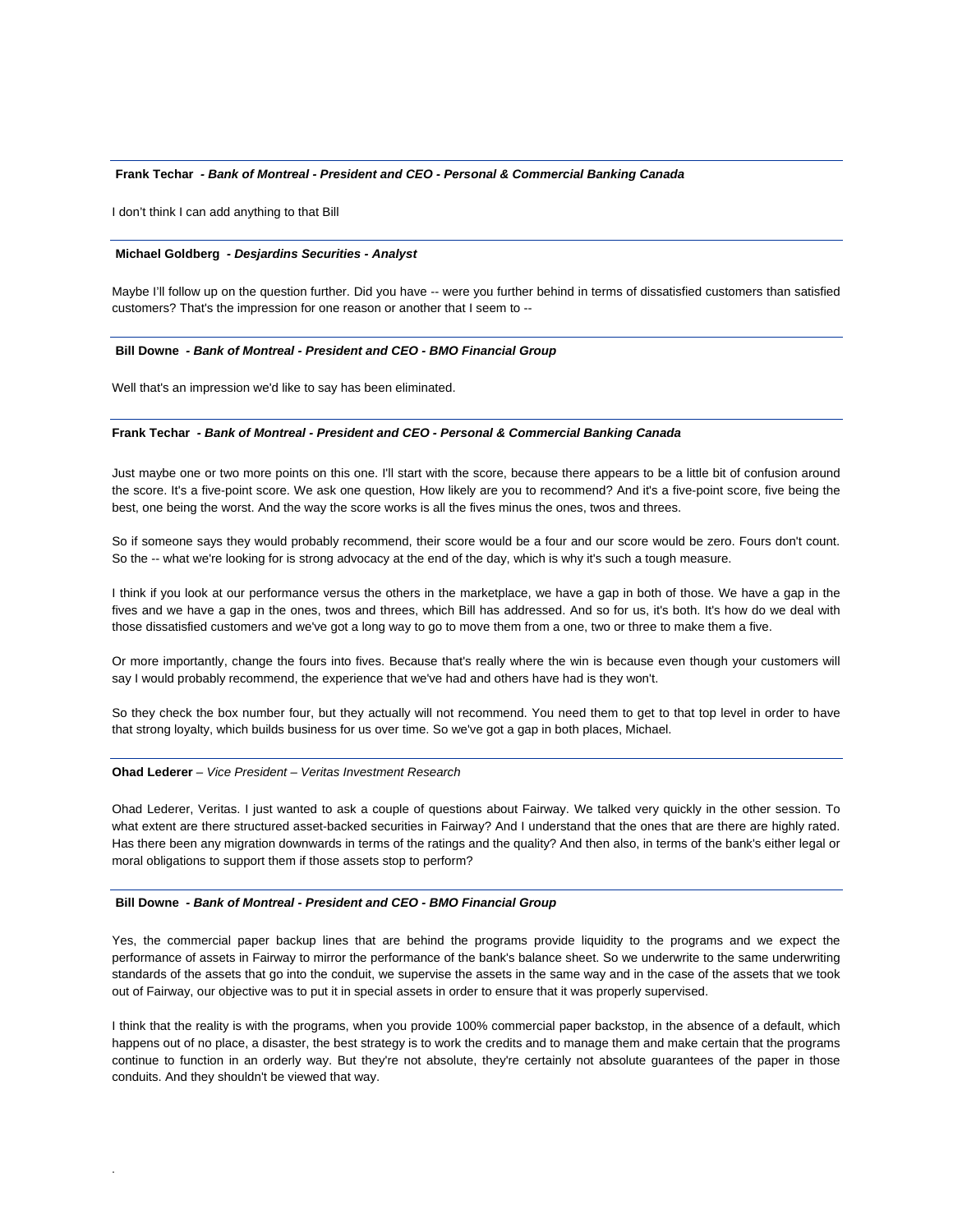**Frank Techar** *- Bank of Montreal - President and CEO - Personal & Commercial Banking Canada*

I don't think I can add anything to that Bill

---

**Michael Goldberg** *- Desjardins Securities - Analyst*

Maybe I'll follow up on the question further. Did you have -- were you further behind in terms of dissatisfied customers than satisfied customers? That's the impression for one reason or another that I seem to --

---

**Bill Downe** *- Bank of Montreal - President and CEO - BMO Financial Group*

Well that's an impression we'd like to say has been eliminated.

---

**Frank Techar** *- Bank of Montreal - President and CEO - Personal & Commercial Banking Canada*

Just maybe one or two more points on this one. I'll start with the score, because there appears to be a little bit of confusion around the score. It's a five-point score. We ask one question, How likely are you to recommend? And it's a five-point score, five being the best, one being the worst. And the way the score works is all the fives minus the ones, twos and threes.

So if someone says they would probably recommend, their score would be a four and our score would be zero. Fours don't count. So the -- what we're looking for is strong advocacy at the end of the day, which is why it's such a tough measure.

I think if you look at our performance versus the others in the marketplace, we have a gap in both of those. We have a gap in the fives and we have a gap in the ones, twos and threes, which Bill has addressed. And so for us, it's both. It's how do we deal with those dissatisfied customers and we've got a long way to go to move them from a one, two or three to make them a five.

Or more importantly, change the fours into fives. Because that's really where the win is because even though your customers will say I would probably recommend, the experience that we've had and others have had is they won't.

So they check the box number four, but they actually will not recommend. You need them to get to that top level in order to have that strong loyalty, which builds business for us over time. So we've got a gap in both places, Michael.

---

**Ohad Lederer** – *Vice President – Veritas Investment Research*

Ohad Lederer, Veritas. I just wanted to ask a couple of questions about Fairway. We talked very quickly in the other session. To what extent are there structured asset-backed securities in Fairway? And I understand that the ones that are there are highly rated. Has there been any migration downwards in terms of the ratings and the quality? And then also, in terms of the bank's either legal or moral obligations to support them if those assets stop to perform?

---

**Bill Downe** *- Bank of Montreal - President and CEO - BMO Financial Group*

Yes, the commercial paper backup lines that are behind the programs provide liquidity to the programs and we expect the performance of assets in Fairway to mirror the performance of the bank's balance sheet. So we underwrite to the same underwriting standards of the assets that go into the conduit, we supervise the assets in the same way and in the case of the assets that we took out of Fairway, our objective was to put it in special assets in order to ensure that it was properly supervised.

I think that the reality is with the programs, when you provide 100% commercial paper backstop, in the absence of a default, which happens out of no place, a disaster, the best strategy is to work the credits and to manage them and make certain that the programs continue to function in an orderly way. But they're not absolute, they're certainly not absolute guarantees of the paper in those conduits. And they shouldn't be viewed that way.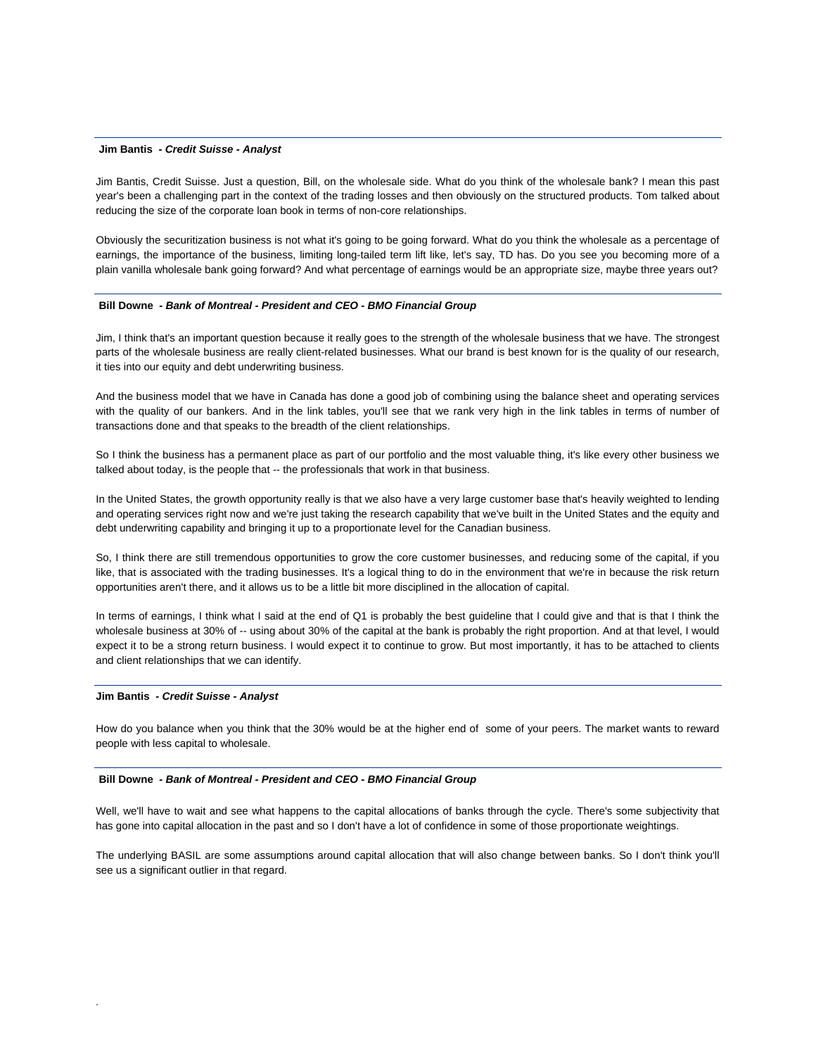**Jim Bantis** *- Credit Suisse - Analyst*

Jim Bantis, Credit Suisse. Just a question, Bill, on the wholesale side. What do you think of the wholesale bank? I mean this past year's been a challenging part in the context of the trading losses and then obviously on the structured products. Tom talked about reducing the size of the corporate loan book in terms of non-core relationships.

Obviously the securitization business is not what it's going to be going forward. What do you think the wholesale as a percentage of earnings, the importance of the business, limiting long-tailed term lift like, let's say, TD has. Do you see you becoming more of a plain vanilla wholesale bank going forward? And what percentage of earnings would be an appropriate size, maybe three years out?

---

**Bill Downe** *- Bank of Montreal - President and CEO - BMO Financial Group*

Jim, I think that's an important question because it really goes to the strength of the wholesale business that we have. The strongest parts of the wholesale business are really client-related businesses. What our brand is best known for is the quality of our research, it ties into our equity and debt underwriting business.

And the business model that we have in Canada has done a good job of combining using the balance sheet and operating services with the quality of our bankers. And in the link tables, you'll see that we rank very high in the link tables in terms of number of transactions done and that speaks to the breadth of the client relationships.

So I think the business has a permanent place as part of our portfolio and the most valuable thing, it's like every other business we talked about today, is the people that -- the professionals that work in that business.

In the United States, the growth opportunity really is that we also have a very large customer base that's heavily weighted to lending and operating services right now and we're just taking the research capability that we've built in the United States and the equity and debt underwriting capability and bringing it up to a proportionate level for the Canadian business.

So, I think there are still tremendous opportunities to grow the core customer businesses, and reducing some of the capital, if you like, that is associated with the trading businesses. It's a logical thing to do in the environment that we're in because the risk return opportunities aren't there, and it allows us to be a little bit more disciplined in the allocation of capital.

In terms of earnings, I think what I said at the end of Q1 is probably the best guideline that I could give and that is that I think the wholesale business at 30% of -- using about 30% of the capital at the bank is probably the right proportion. And at that level, I would expect it to be a strong return business. I would expect it to continue to grow. But most importantly, it has to be attached to clients and client relationships that we can identify.

---

**Jim Bantis** *- Credit Suisse - Analyst*

How do you balance when you think that the 30% would be at the higher end of some of your peers. The market wants to reward people with less capital to wholesale.

---

**Bill Downe** *- Bank of Montreal - President and CEO - BMO Financial Group*

Well, we'll have to wait and see what happens to the capital allocations of banks through the cycle. There's some subjectivity that has gone into capital allocation in the past and so I don't have a lot of confidence in some of those proportionate weightings.

The underlying BASIL are some assumptions around capital allocation that will also change between banks. So I don't think you'll see us a significant outlier in that regard.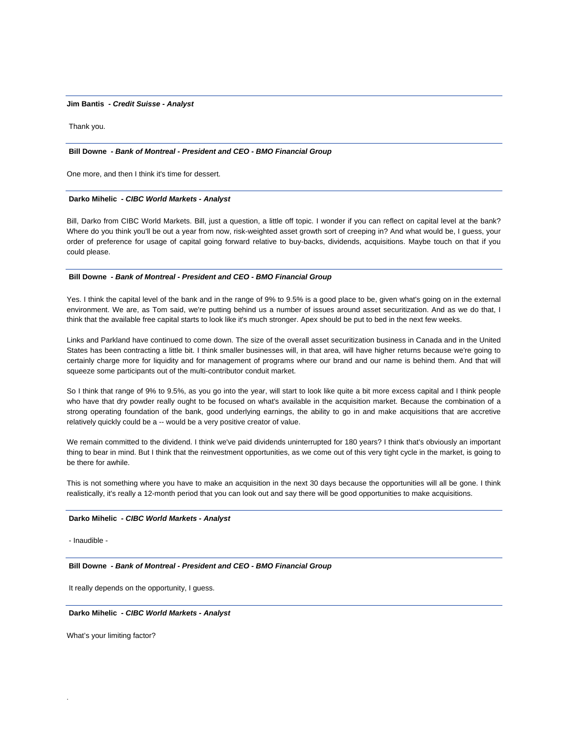**Jim Bantis** *- Credit Suisse - Analyst*

Thank you.

---

**Bill Downe** *- Bank of Montreal - President and CEO - BMO Financial Group*

One more, and then I think it's time for dessert.

---

**Darko Mihelic** *- CIBC World Markets - Analyst*

Bill, Darko from CIBC World Markets. Bill, just a question, a little off topic. I wonder if you can reflect on capital level at the bank? Where do you think you'll be out a year from now, risk-weighted asset growth sort of creeping in? And what would be, I guess, your order of preference for usage of capital going forward relative to buy-backs, dividends, acquisitions. Maybe touch on that if you could please.

---

**Bill Downe** *- Bank of Montreal - President and CEO - BMO Financial Group*

Yes. I think the capital level of the bank and in the range of 9% to 9.5% is a good place to be, given what's going on in the external environment. We are, as Tom said, we're putting behind us a number of issues around asset securitization. And as we do that, I think that the available free capital starts to look like it's much stronger. Apex should be put to bed in the next few weeks.

Links and Parkland have continued to come down. The size of the overall asset securitization business in Canada and in the United States has been contracting a little bit. I think smaller businesses will, in that area, will have higher returns because we're going to certainly charge more for liquidity and for management of programs where our brand and our name is behind them. And that will squeeze some participants out of the multi-contributor conduit market.

So I think that range of 9% to 9.5%, as you go into the year, will start to look like quite a bit more excess capital and I think people who have that dry powder really ought to be focused on what's available in the acquisition market. Because the combination of a strong operating foundation of the bank, good underlying earnings, the ability to go in and make acquisitions that are accretive relatively quickly could be a -- would be a very positive creator of value.

We remain committed to the dividend. I think we've paid dividends uninterrupted for 180 years? I think that's obviously an important thing to bear in mind. But I think that the reinvestment opportunities, as we come out of this very tight cycle in the market, is going to be there for awhile.

This is not something where you have to make an acquisition in the next 30 days because the opportunities will all be gone. I think realistically, it's really a 12-month period that you can look out and say there will be good opportunities to make acquisitions.

---

**Darko Mihelic** *- CIBC World Markets - Analyst*

- Inaudible -

---

**Bill Downe** *- Bank of Montreal - President and CEO - BMO Financial Group*

It really depends on the opportunity, I guess.

---

**Darko Mihelic** *- CIBC World Markets - Analyst*

What's your limiting factor?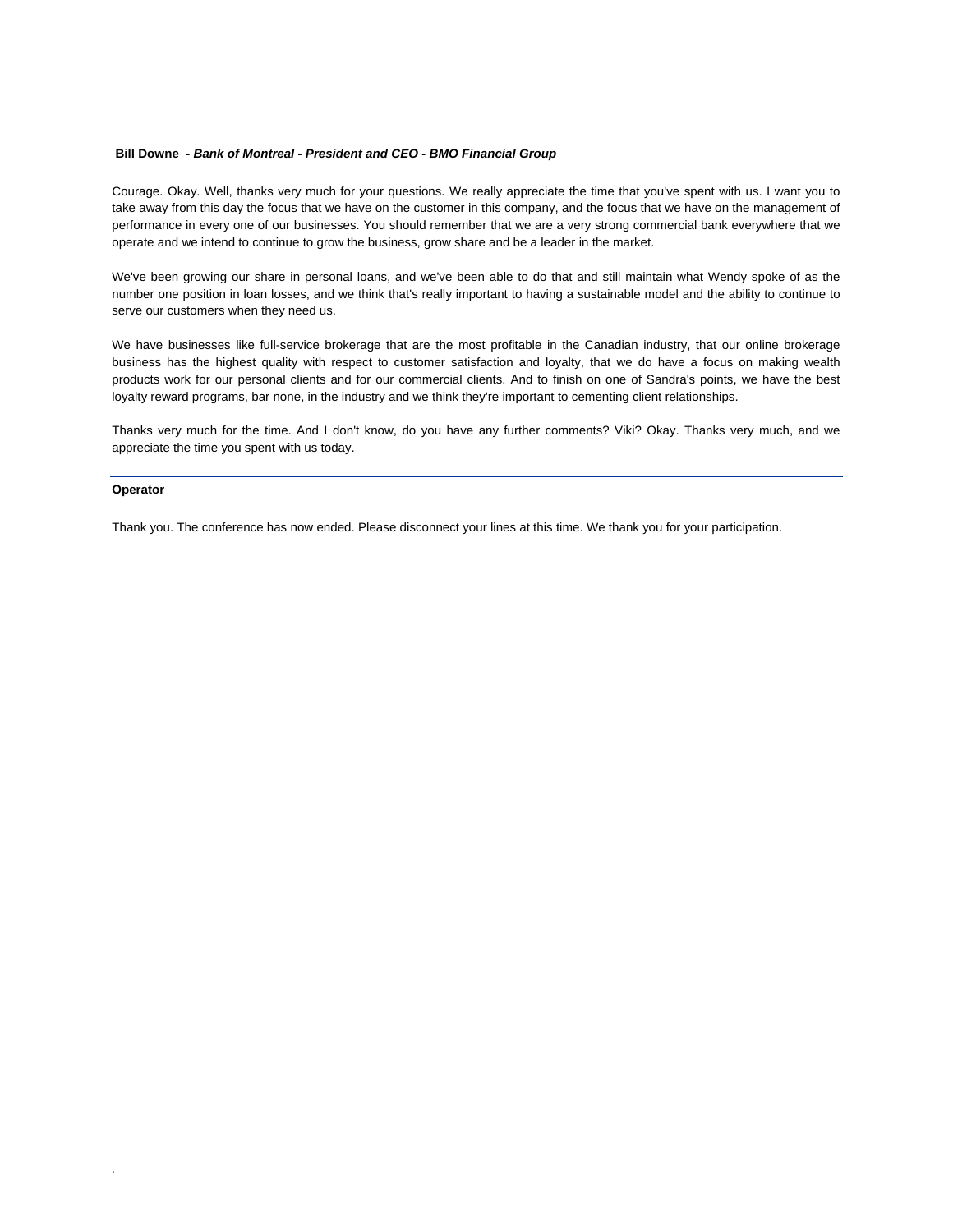**Bill Downe** *- Bank of Montreal - President and CEO - BMO Financial Group*

Courage. Okay. Well, thanks very much for your questions. We really appreciate the time that you've spent with us. I want you to take away from this day the focus that we have on the customer in this company, and the focus that we have on the management of performance in every one of our businesses. You should remember that we are a very strong commercial bank everywhere that we operate and we intend to continue to grow the business, grow share and be a leader in the market.

We've been growing our share in personal loans, and we've been able to do that and still maintain what Wendy spoke of as the number one position in loan losses, and we think that's really important to having a sustainable model and the ability to continue to serve our customers when they need us.

We have businesses like full-service brokerage that are the most profitable in the Canadian industry, that our online brokerage business has the highest quality with respect to customer satisfaction and loyalty, that we do have a focus on making wealth products work for our personal clients and for our commercial clients. And to finish on one of Sandra's points, we have the best loyalty reward programs, bar none, in the industry and we think they're important to cementing client relationships.

Thanks very much for the time. And I don't know, do you have any further comments? Viki? Okay. Thanks very much, and we appreciate the time you spent with us today.

**Operator**

Thank you. The conference has now ended. Please disconnect your lines at this time. We thank you for your participation.